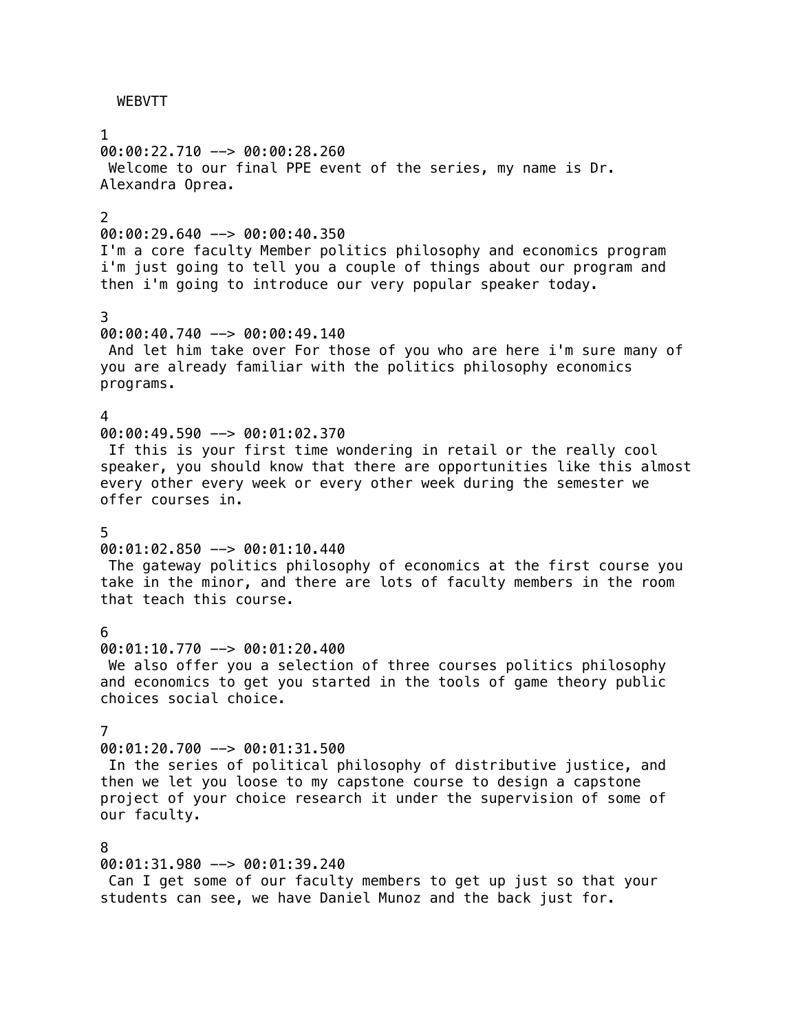WEBVTT

1
00:00:22.710 --> 00:00:28.260
 Welcome to our final PPE event of the series, my name is Dr. Alexandra Oprea.

2
00:00:29.640 --> 00:00:40.350
I'm a core faculty Member politics philosophy and economics program i'm just going to tell you a couple of things about our program and then i'm going to introduce our very popular speaker today.

3
00:00:40.740 --> 00:00:49.140
 And let him take over For those of you who are here i'm sure many of you are already familiar with the politics philosophy economics programs.

4
00:00:49.590 --> 00:01:02.370
 If this is your first time wondering in retail or the really cool speaker, you should know that there are opportunities like this almost every other every week or every other week during the semester we offer courses in.

5
00:01:02.850 --> 00:01:10.440
 The gateway politics philosophy of economics at the first course you take in the minor, and there are lots of faculty members in the room that teach this course.

6
00:01:10.770 --> 00:01:20.400
 We also offer you a selection of three courses politics philosophy and economics to get you started in the tools of game theory public choices social choice.

7
00:01:20.700 --> 00:01:31.500
 In the series of political philosophy of distributive justice, and then we let you loose to my capstone course to design a capstone project of your choice research it under the supervision of some of our faculty.

8
00:01:31.980 --> 00:01:39.240
 Can I get some of our faculty members to get up just so that your students can see, we have Daniel Munoz and the back just for.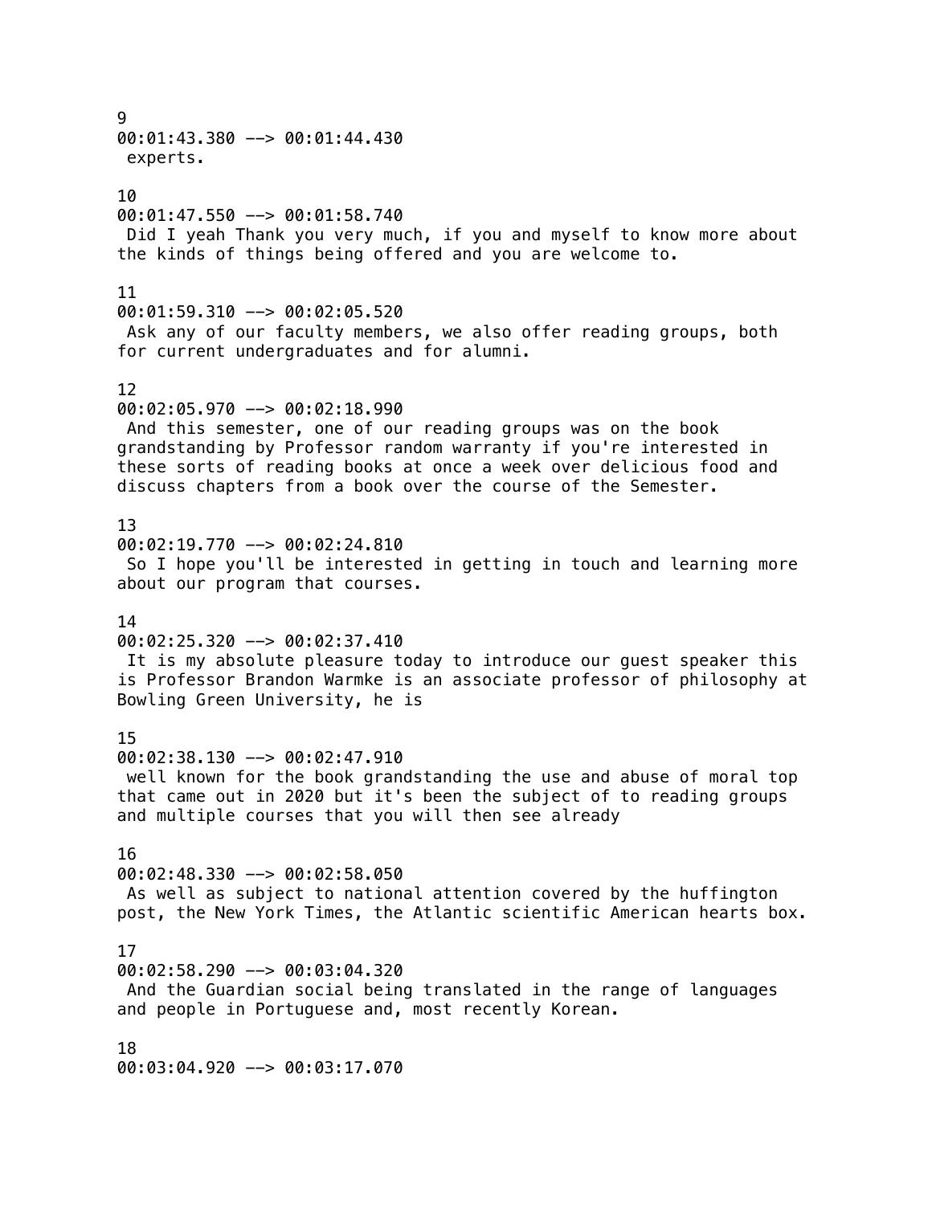9
00:01:43.380 --> 00:01:44.430
 experts.

10
00:01:47.550 --> 00:01:58.740
 Did I yeah Thank you very much, if you and myself to know more about the kinds of things being offered and you are welcome to.

11
00:01:59.310 --> 00:02:05.520
 Ask any of our faculty members, we also offer reading groups, both for current undergraduates and for alumni.

12
00:02:05.970 --> 00:02:18.990
 And this semester, one of our reading groups was on the book grandstanding by Professor random warranty if you're interested in these sorts of reading books at once a week over delicious food and discuss chapters from a book over the course of the Semester.

13
00:02:19.770 --> 00:02:24.810
 So I hope you'll be interested in getting in touch and learning more about our program that courses.

14
00:02:25.320 --> 00:02:37.410
 It is my absolute pleasure today to introduce our guest speaker this is Professor Brandon Warmke is an associate professor of philosophy at Bowling Green University, he is

15
00:02:38.130 --> 00:02:47.910
 well known for the book grandstanding the use and abuse of moral top that came out in 2020 but it's been the subject of to reading groups and multiple courses that you will then see already

16
00:02:48.330 --> 00:02:58.050
 As well as subject to national attention covered by the huffington post, the New York Times, the Atlantic scientific American hearts box.

17
00:02:58.290 --> 00:03:04.320
 And the Guardian social being translated in the range of languages and people in Portuguese and, most recently Korean.

18
00:03:04.920 --> 00:03:17.070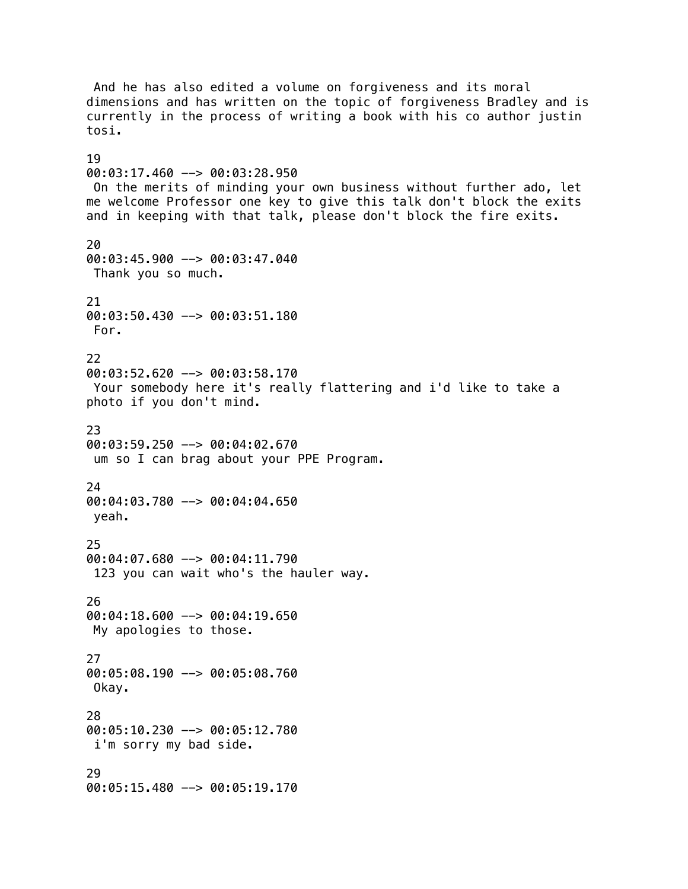And he has also edited a volume on forgiveness and its moral dimensions and has written on the topic of forgiveness Bradley and is currently in the process of writing a book with his co author justin tosi.

19
00:03:17.460 --> 00:03:28.950
On the merits of minding your own business without further ado, let me welcome Professor one key to give this talk don't block the exits and in keeping with that talk, please don't block the fire exits.

20
00:03:45.900 --> 00:03:47.040
Thank you so much.

21
00:03:50.430 --> 00:03:51.180
For.

22
00:03:52.620 --> 00:03:58.170
Your somebody here it's really flattering and i'd like to take a photo if you don't mind.

23
00:03:59.250 --> 00:04:02.670
um so I can brag about your PPE Program.

24
00:04:03.780 --> 00:04:04.650
yeah.

25
00:04:07.680 --> 00:04:11.790
123 you can wait who's the hauler way.

26
00:04:18.600 --> 00:04:19.650
My apologies to those.

27
00:05:08.190 --> 00:05:08.760
Okay.

28
00:05:10.230 --> 00:05:12.780
i'm sorry my bad side.

29
00:05:15.480 --> 00:05:19.170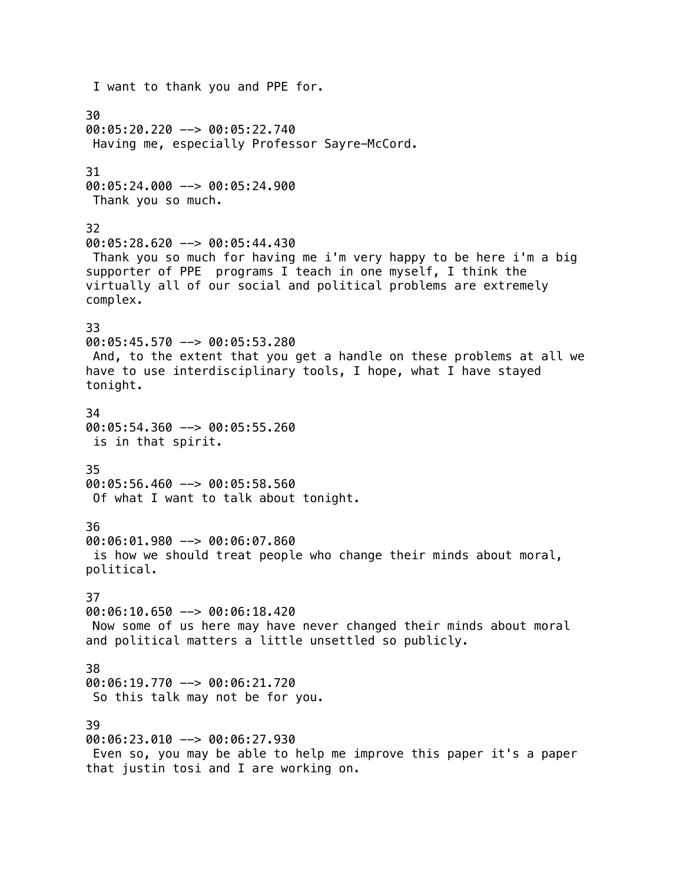I want to thank you and PPE for.

30
00:05:20.220 --> 00:05:22.740
Having me, especially Professor Sayre-McCord.

31
00:05:24.000 --> 00:05:24.900
Thank you so much.

32
00:05:28.620 --> 00:05:44.430
Thank you so much for having me i'm very happy to be here i'm a big supporter of PPE  programs I teach in one myself, I think the virtually all of our social and political problems are extremely complex.

33
00:05:45.570 --> 00:05:53.280
And, to the extent that you get a handle on these problems at all we have to use interdisciplinary tools, I hope, what I have stayed tonight.

34
00:05:54.360 --> 00:05:55.260
is in that spirit.

35
00:05:56.460 --> 00:05:58.560
Of what I want to talk about tonight.

36
00:06:01.980 --> 00:06:07.860
is how we should treat people who change their minds about moral, political.

37
00:06:10.650 --> 00:06:18.420
Now some of us here may have never changed their minds about moral and political matters a little unsettled so publicly.

38
00:06:19.770 --> 00:06:21.720
So this talk may not be for you.

39
00:06:23.010 --> 00:06:27.930
Even so, you may be able to help me improve this paper it's a paper that justin tosi and I are working on.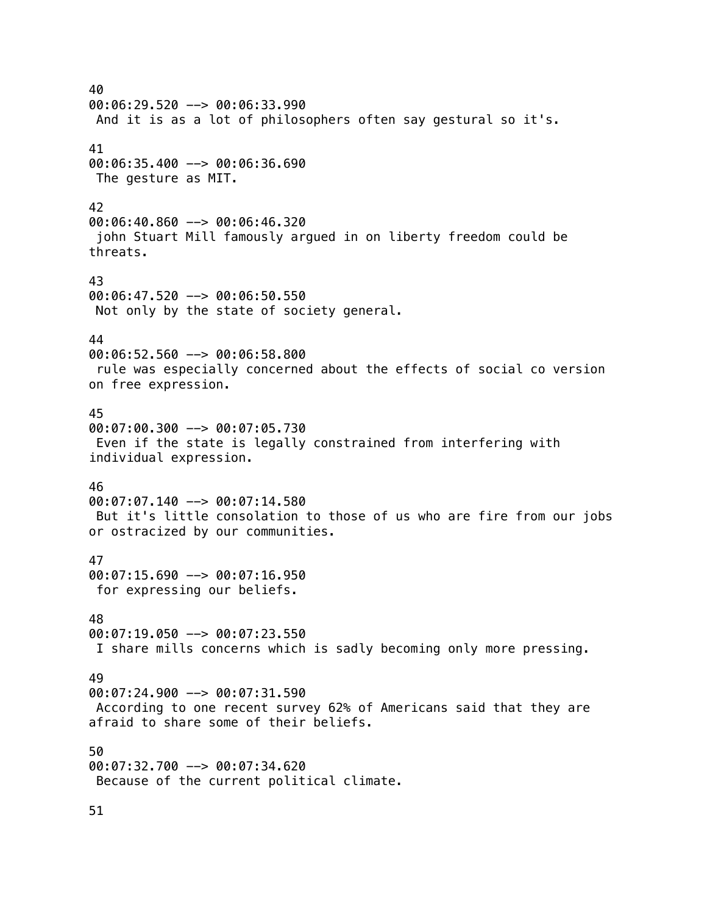40
00:06:29.520 --> 00:06:33.990
And it is as a lot of philosophers often say gestural so it's.

41
00:06:35.400 --> 00:06:36.690
The gesture as MIT.

42
00:06:40.860 --> 00:06:46.320
john Stuart Mill famously argued in on liberty freedom could be threats.

43
00:06:47.520 --> 00:06:50.550
Not only by the state of society general.

44
00:06:52.560 --> 00:06:58.800
rule was especially concerned about the effects of social co version on free expression.

45
00:07:00.300 --> 00:07:05.730
Even if the state is legally constrained from interfering with individual expression.

46
00:07:07.140 --> 00:07:14.580
But it's little consolation to those of us who are fire from our jobs or ostracized by our communities.

47
00:07:15.690 --> 00:07:16.950
for expressing our beliefs.

48
00:07:19.050 --> 00:07:23.550
I share mills concerns which is sadly becoming only more pressing.

49
00:07:24.900 --> 00:07:31.590
According to one recent survey 62% of Americans said that they are afraid to share some of their beliefs.

50
00:07:32.700 --> 00:07:34.620
Because of the current political climate.

51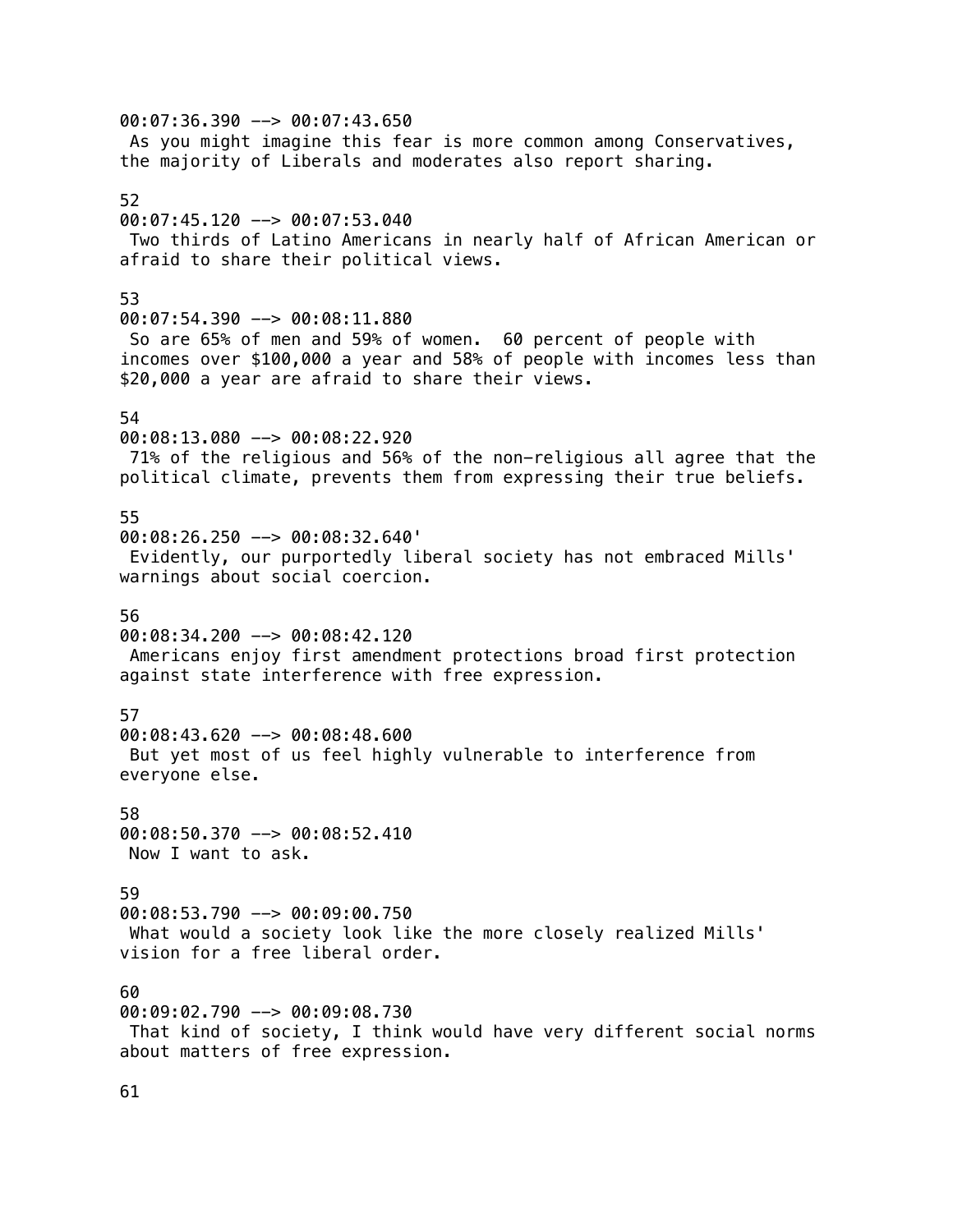00:07:36.390 --> 00:07:43.650
 As you might imagine this fear is more common among Conservatives, the majority of Liberals and moderates also report sharing.

52
00:07:45.120 --> 00:07:53.040
 Two thirds of Latino Americans in nearly half of African American or afraid to share their political views.

53
00:07:54.390 --> 00:08:11.880
 So are 65% of men and 59% of women.  60 percent of people with incomes over $100,000 a year and 58% of people with incomes less than $20,000 a year are afraid to share their views.

54
00:08:13.080 --> 00:08:22.920
 71% of the religious and 56% of the non-religious all agree that the political climate, prevents them from expressing their true beliefs.

55
00:08:26.250 --> 00:08:32.640'
 Evidently, our purportedly liberal society has not embraced Mills' warnings about social coercion.

56
00:08:34.200 --> 00:08:42.120
 Americans enjoy first amendment protections broad first protection against state interference with free expression.

57
00:08:43.620 --> 00:08:48.600
 But yet most of us feel highly vulnerable to interference from everyone else.

58
00:08:50.370 --> 00:08:52.410
 Now I want to ask.

59
00:08:53.790 --> 00:09:00.750
 What would a society look like the more closely realized Mills' vision for a free liberal order.

60
00:09:02.790 --> 00:09:08.730
 That kind of society, I think would have very different social norms about matters of free expression.

61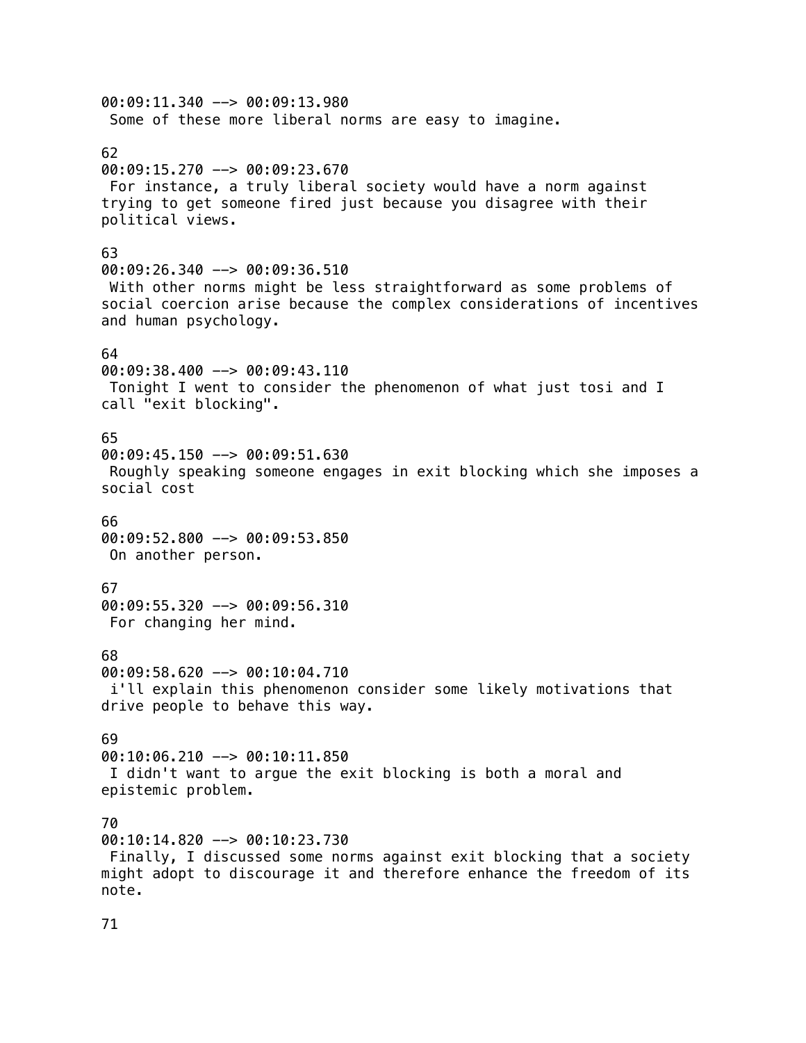00:09:11.340 --> 00:09:13.980
Some of these more liberal norms are easy to imagine.

62
00:09:15.270 --> 00:09:23.670
For instance, a truly liberal society would have a norm against trying to get someone fired just because you disagree with their political views.

63
00:09:26.340 --> 00:09:36.510
With other norms might be less straightforward as some problems of social coercion arise because the complex considerations of incentives and human psychology.

64
00:09:38.400 --> 00:09:43.110
Tonight I went to consider the phenomenon of what just tosi and I call "exit blocking".

65
00:09:45.150 --> 00:09:51.630
Roughly speaking someone engages in exit blocking which she imposes a social cost

66
00:09:52.800 --> 00:09:53.850
On another person.

67
00:09:55.320 --> 00:09:56.310
For changing her mind.

68
00:09:58.620 --> 00:10:04.710
i'll explain this phenomenon consider some likely motivations that drive people to behave this way.

69
00:10:06.210 --> 00:10:11.850
I didn't want to argue the exit blocking is both a moral and epistemic problem.

70
00:10:14.820 --> 00:10:23.730
Finally, I discussed some norms against exit blocking that a society might adopt to discourage it and therefore enhance the freedom of its note.

71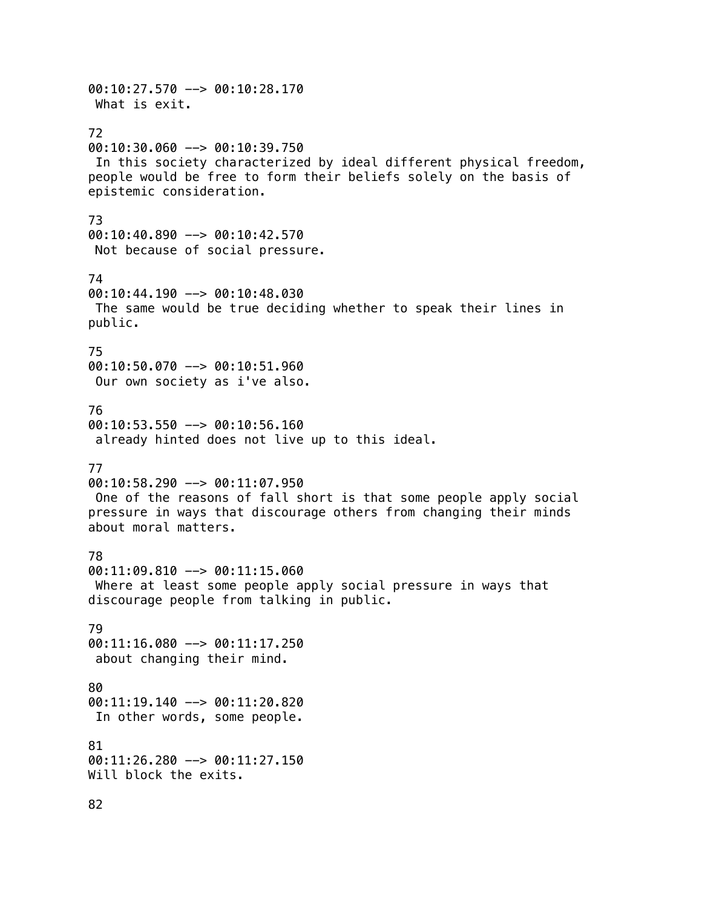00:10:27.570 --> 00:10:28.170
What is exit.

72
00:10:30.060 --> 00:10:39.750
In this society characterized by ideal different physical freedom, people would be free to form their beliefs solely on the basis of epistemic consideration.

73
00:10:40.890 --> 00:10:42.570
Not because of social pressure.

74
00:10:44.190 --> 00:10:48.030
The same would be true deciding whether to speak their lines in public.

75
00:10:50.070 --> 00:10:51.960
Our own society as i've also.

76
00:10:53.550 --> 00:10:56.160
already hinted does not live up to this ideal.

77
00:10:58.290 --> 00:11:07.950
One of the reasons of fall short is that some people apply social pressure in ways that discourage others from changing their minds about moral matters.

78
00:11:09.810 --> 00:11:15.060
Where at least some people apply social pressure in ways that discourage people from talking in public.

79
00:11:16.080 --> 00:11:17.250
about changing their mind.

80
00:11:19.140 --> 00:11:20.820
In other words, some people.

81
00:11:26.280 --> 00:11:27.150
Will block the exits.

82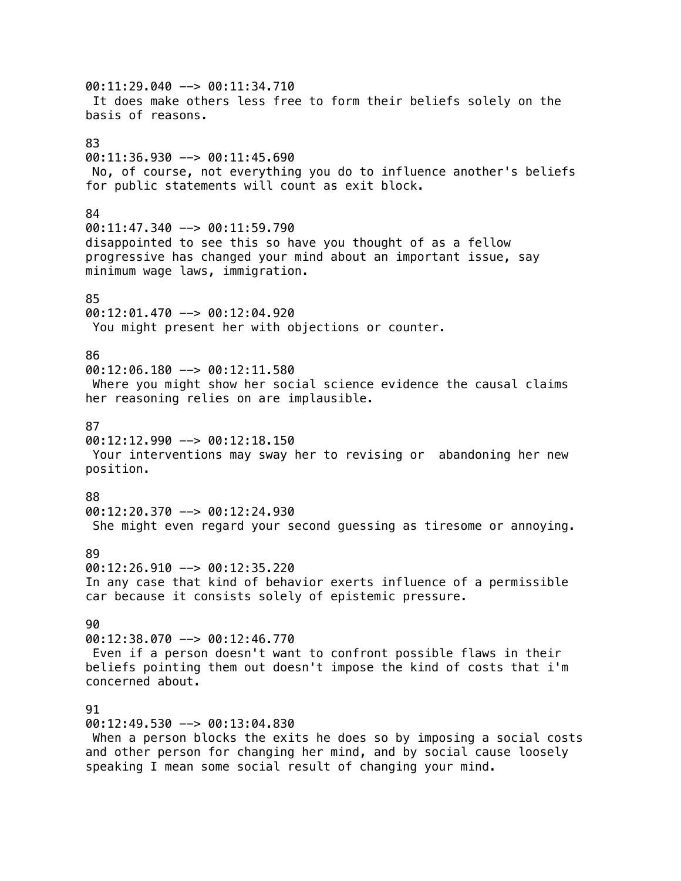00:11:29.040 --> 00:11:34.710
 It does make others less free to form their beliefs solely on the basis of reasons.

83
00:11:36.930 --> 00:11:45.690
 No, of course, not everything you do to influence another's beliefs for public statements will count as exit block.

84
00:11:47.340 --> 00:11:59.790
disappointed to see this so have you thought of as a fellow progressive has changed your mind about an important issue, say minimum wage laws, immigration.

85
00:12:01.470 --> 00:12:04.920
 You might present her with objections or counter.

86
00:12:06.180 --> 00:12:11.580
 Where you might show her social science evidence the causal claims her reasoning relies on are implausible.

87
00:12:12.990 --> 00:12:18.150
 Your interventions may sway her to revising or  abandoning her new position.

88
00:12:20.370 --> 00:12:24.930
 She might even regard your second guessing as tiresome or annoying.

89
00:12:26.910 --> 00:12:35.220
In any case that kind of behavior exerts influence of a permissible car because it consists solely of epistemic pressure.

90
00:12:38.070 --> 00:12:46.770
 Even if a person doesn't want to confront possible flaws in their beliefs pointing them out doesn't impose the kind of costs that i'm concerned about.

91
00:12:49.530 --> 00:13:04.830
 When a person blocks the exits he does so by imposing a social costs and other person for changing her mind, and by social cause loosely speaking I mean some social result of changing your mind.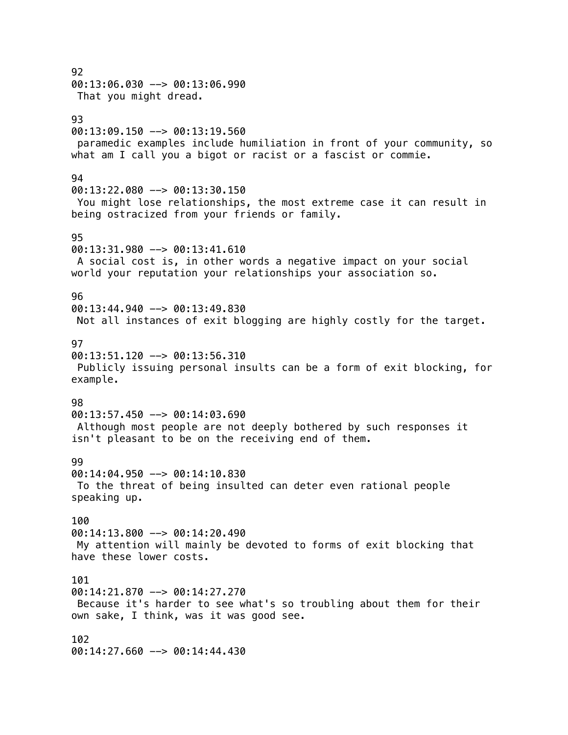92
00:13:06.030 --> 00:13:06.990
That you might dread.

93
00:13:09.150 --> 00:13:19.560
paramedic examples include humiliation in front of your community, so what am I call you a bigot or racist or a fascist or commie.

94
00:13:22.080 --> 00:13:30.150
You might lose relationships, the most extreme case it can result in being ostracized from your friends or family.

95
00:13:31.980 --> 00:13:41.610
A social cost is, in other words a negative impact on your social world your reputation your relationships your association so.

96
00:13:44.940 --> 00:13:49.830
Not all instances of exit blogging are highly costly for the target.

97
00:13:51.120 --> 00:13:56.310
Publicly issuing personal insults can be a form of exit blocking, for example.

98
00:13:57.450 --> 00:14:03.690
Although most people are not deeply bothered by such responses it isn't pleasant to be on the receiving end of them.

99
00:14:04.950 --> 00:14:10.830
To the threat of being insulted can deter even rational people speaking up.

100
00:14:13.800 --> 00:14:20.490
My attention will mainly be devoted to forms of exit blocking that have these lower costs.

101
00:14:21.870 --> 00:14:27.270
Because it's harder to see what's so troubling about them for their own sake, I think, was it was good see.

102
00:14:27.660 --> 00:14:44.430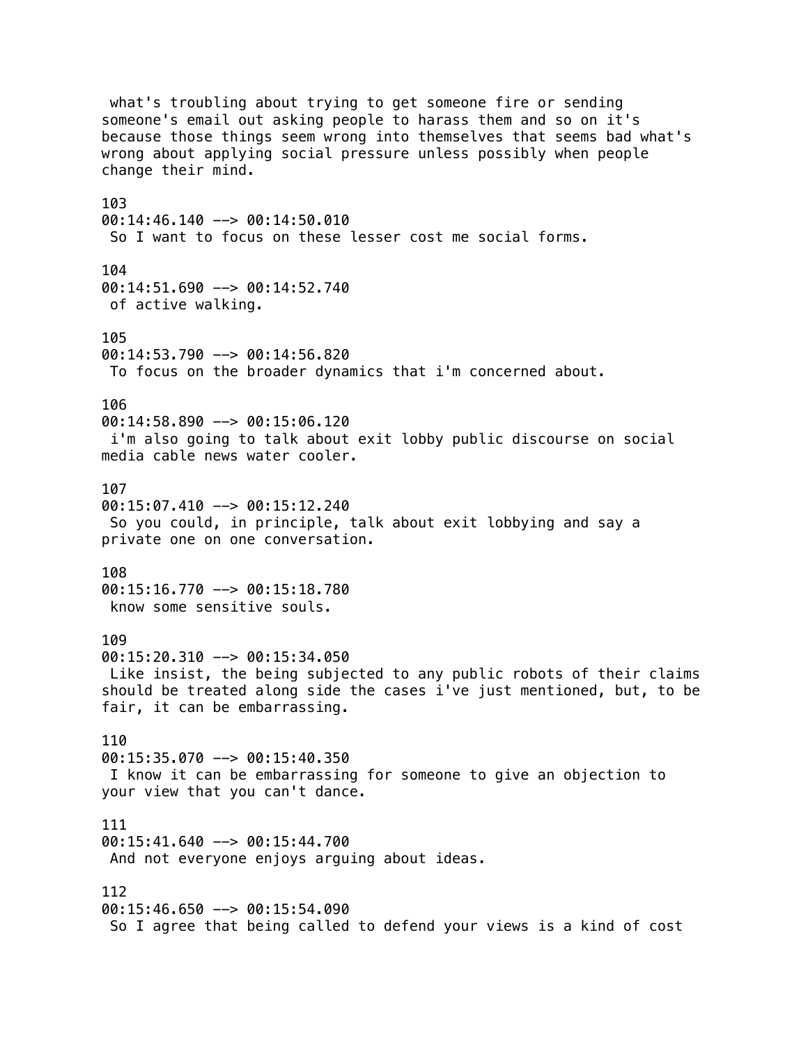what's troubling about trying to get someone fire or sending someone's email out asking people to harass them and so on it's because those things seem wrong into themselves that seems bad what's wrong about applying social pressure unless possibly when people change their mind.

103
00:14:46.140 --> 00:14:50.010
So I want to focus on these lesser cost me social forms.

104
00:14:51.690 --> 00:14:52.740
of active walking.

105
00:14:53.790 --> 00:14:56.820
To focus on the broader dynamics that i'm concerned about.

106
00:14:58.890 --> 00:15:06.120
i'm also going to talk about exit lobby public discourse on social media cable news water cooler.

107
00:15:07.410 --> 00:15:12.240
So you could, in principle, talk about exit lobbying and say a private one on one conversation.

108
00:15:16.770 --> 00:15:18.780
know some sensitive souls.

109
00:15:20.310 --> 00:15:34.050
Like insist, the being subjected to any public robots of their claims should be treated along side the cases i've just mentioned, but, to be fair, it can be embarrassing.

110
00:15:35.070 --> 00:15:40.350
I know it can be embarrassing for someone to give an objection to your view that you can't dance.

111
00:15:41.640 --> 00:15:44.700
And not everyone enjoys arguing about ideas.

112
00:15:46.650 --> 00:15:54.090
So I agree that being called to defend your views is a kind of cost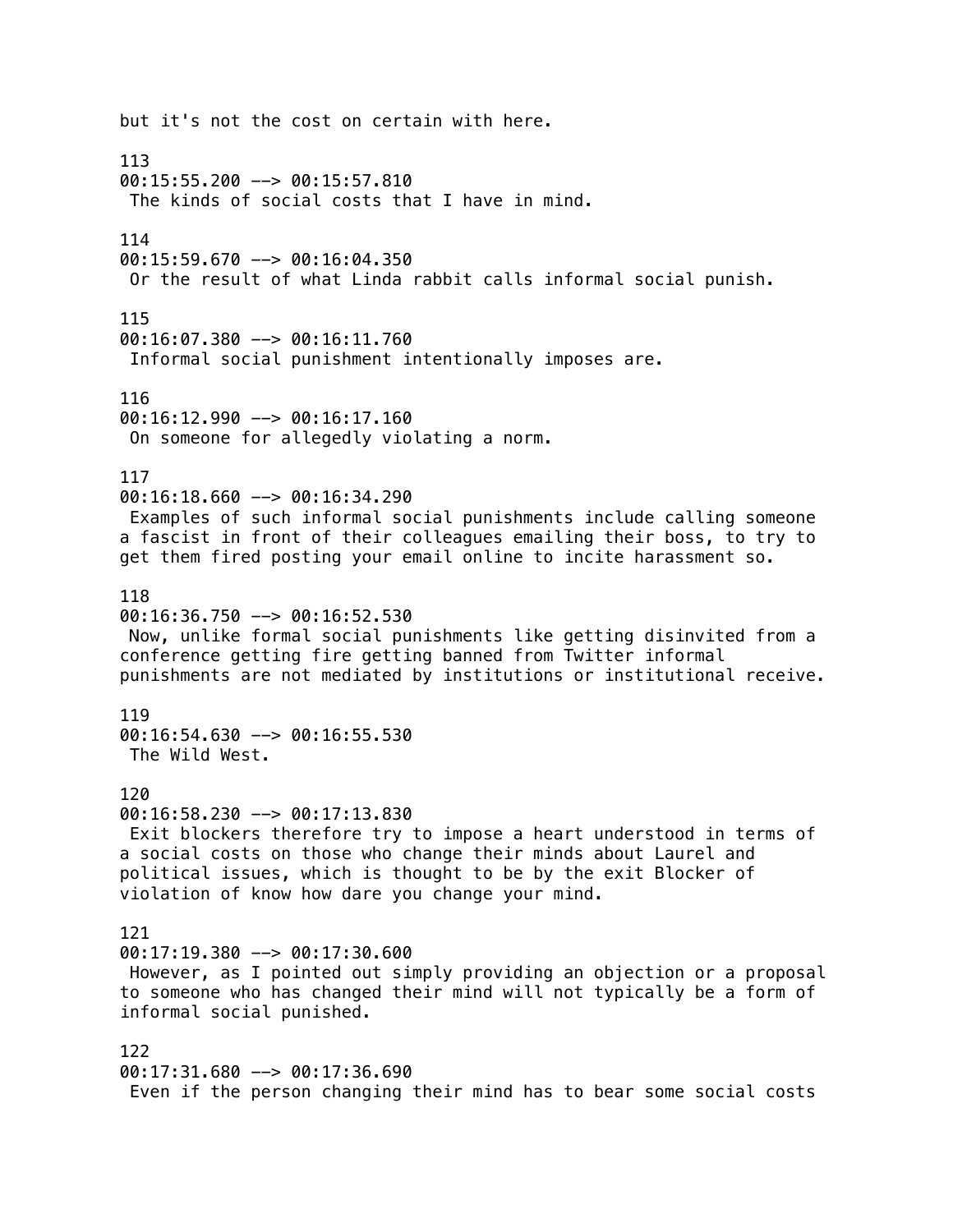but it's not the cost on certain with here.

113
00:15:55.200 --> 00:15:57.810
 The kinds of social costs that I have in mind.

114
00:15:59.670 --> 00:16:04.350
 Or the result of what Linda rabbit calls informal social punish.

115
00:16:07.380 --> 00:16:11.760
 Informal social punishment intentionally imposes are.

116
00:16:12.990 --> 00:16:17.160
 On someone for allegedly violating a norm.

117
00:16:18.660 --> 00:16:34.290
 Examples of such informal social punishments include calling someone a fascist in front of their colleagues emailing their boss, to try to get them fired posting your email online to incite harassment so.

118
00:16:36.750 --> 00:16:52.530
 Now, unlike formal social punishments like getting disinvited from a conference getting fire getting banned from Twitter informal punishments are not mediated by institutions or institutional receive.

119
00:16:54.630 --> 00:16:55.530
 The Wild West.

120
00:16:58.230 --> 00:17:13.830
 Exit blockers therefore try to impose a heart understood in terms of a social costs on those who change their minds about Laurel and political issues, which is thought to be by the exit Blocker of violation of know how dare you change your mind.

121
00:17:19.380 --> 00:17:30.600
 However, as I pointed out simply providing an objection or a proposal to someone who has changed their mind will not typically be a form of informal social punished.

122
00:17:31.680 --> 00:17:36.690
 Even if the person changing their mind has to bear some social costs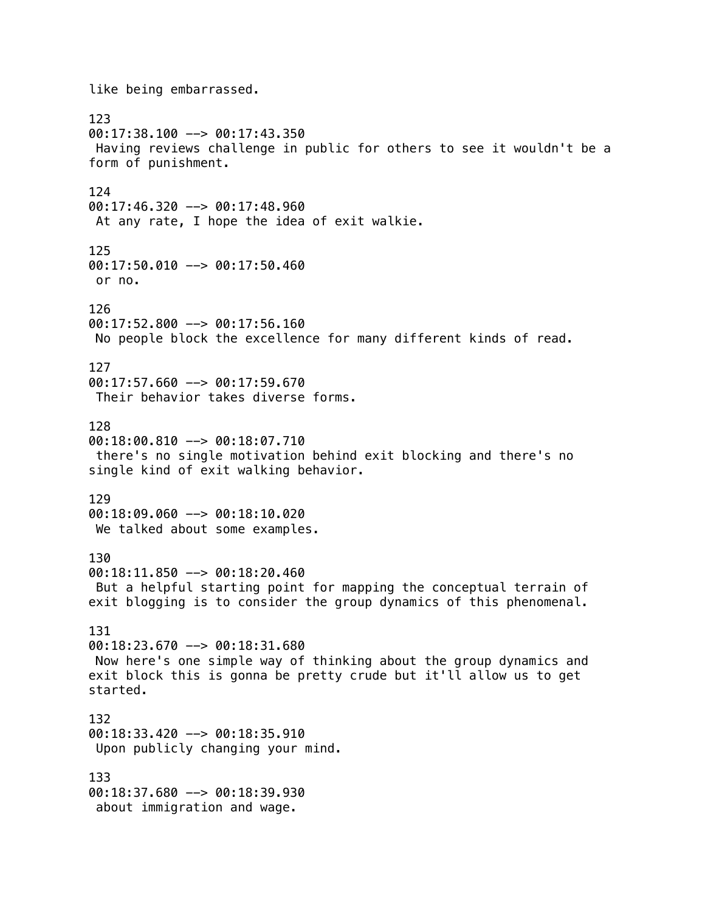like being embarrassed.

123
00:17:38.100 --> 00:17:43.350
 Having reviews challenge in public for others to see it wouldn't be a form of punishment.

124
00:17:46.320 --> 00:17:48.960
 At any rate, I hope the idea of exit walkie.

125
00:17:50.010 --> 00:17:50.460
 or no.

126
00:17:52.800 --> 00:17:56.160
 No people block the excellence for many different kinds of read.

127
00:17:57.660 --> 00:17:59.670
 Their behavior takes diverse forms.

128
00:18:00.810 --> 00:18:07.710
 there's no single motivation behind exit blocking and there's no single kind of exit walking behavior.

129
00:18:09.060 --> 00:18:10.020
 We talked about some examples.

130
00:18:11.850 --> 00:18:20.460
 But a helpful starting point for mapping the conceptual terrain of exit blogging is to consider the group dynamics of this phenomenal.

131
00:18:23.670 --> 00:18:31.680
 Now here's one simple way of thinking about the group dynamics and exit block this is gonna be pretty crude but it'll allow us to get started.

132
00:18:33.420 --> 00:18:35.910
 Upon publicly changing your mind.

133
00:18:37.680 --> 00:18:39.930
 about immigration and wage.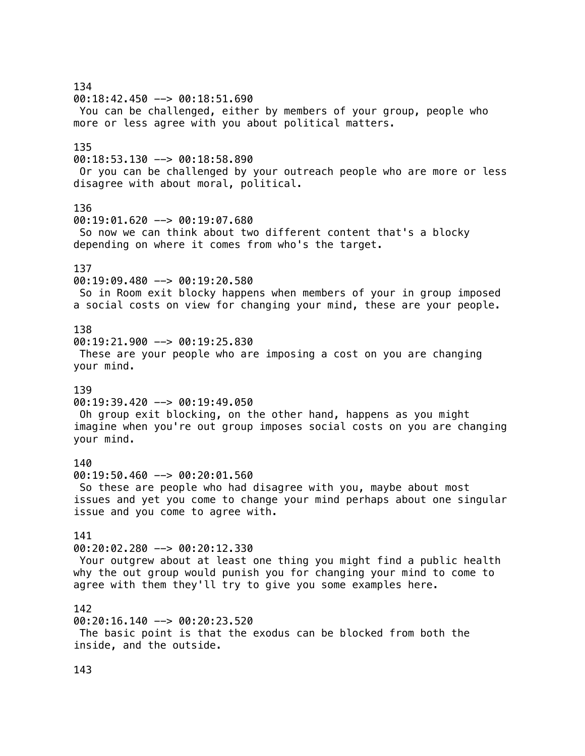134
00:18:42.450 --> 00:18:51.690
 You can be challenged, either by members of your group, people who more or less agree with you about political matters.

135
00:18:53.130 --> 00:18:58.890
 Or you can be challenged by your outreach people who are more or less disagree with about moral, political.

136
00:19:01.620 --> 00:19:07.680
 So now we can think about two different content that's a blocky depending on where it comes from who's the target.

137
00:19:09.480 --> 00:19:20.580
 So in Room exit blocky happens when members of your in group imposed a social costs on view for changing your mind, these are your people.

138
00:19:21.900 --> 00:19:25.830
 These are your people who are imposing a cost on you are changing your mind.

139
00:19:39.420 --> 00:19:49.050
 Oh group exit blocking, on the other hand, happens as you might imagine when you're out group imposes social costs on you are changing your mind.

140
00:19:50.460 --> 00:20:01.560
 So these are people who had disagree with you, maybe about most issues and yet you come to change your mind perhaps about one singular issue and you come to agree with.

141
00:20:02.280 --> 00:20:12.330
 Your outgrew about at least one thing you might find a public health why the out group would punish you for changing your mind to come to agree with them they'll try to give you some examples here.

142
00:20:16.140 --> 00:20:23.520
 The basic point is that the exodus can be blocked from both the inside, and the outside.

143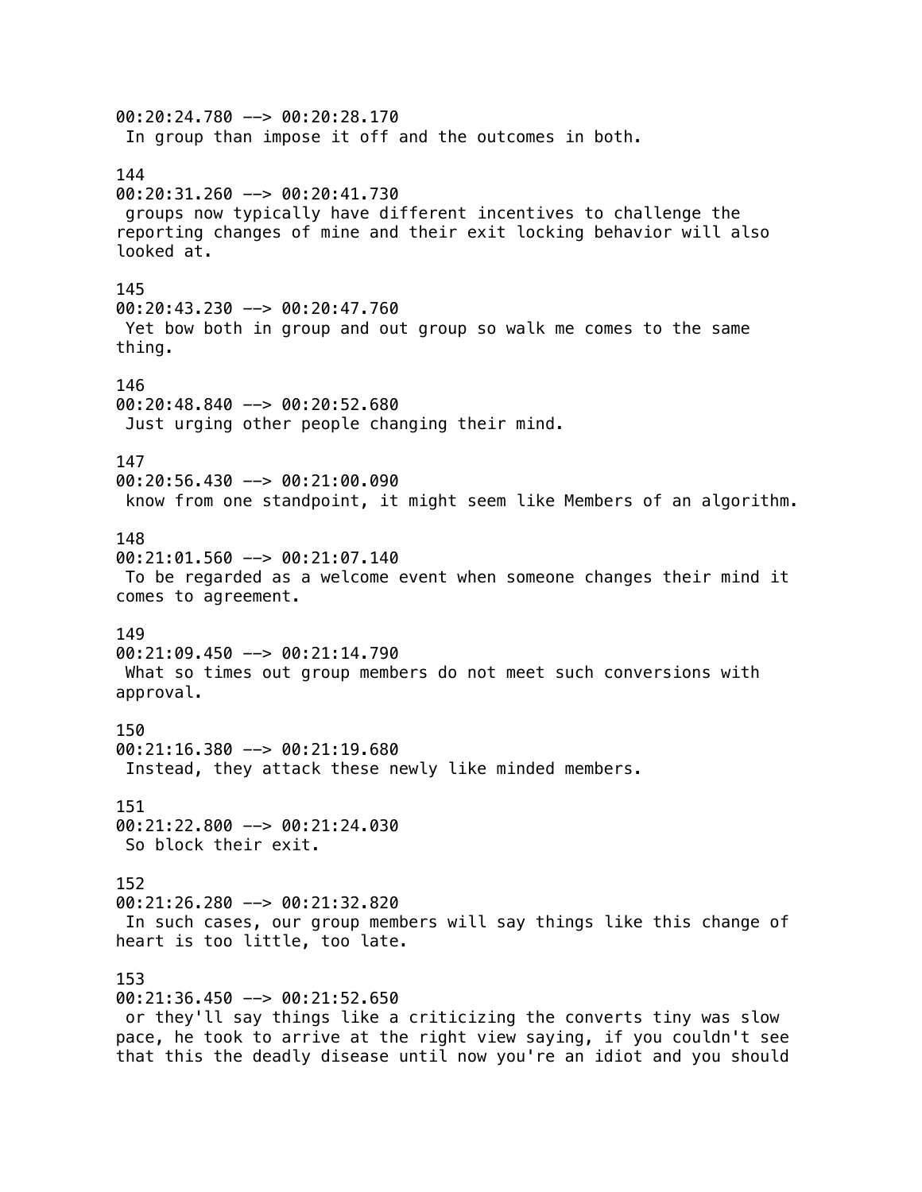00:20:24.780 --> 00:20:28.170
In group than impose it off and the outcomes in both.

144
00:20:31.260 --> 00:20:41.730
groups now typically have different incentives to challenge the reporting changes of mine and their exit locking behavior will also looked at.

145
00:20:43.230 --> 00:20:47.760
Yet bow both in group and out group so walk me comes to the same thing.

146
00:20:48.840 --> 00:20:52.680
Just urging other people changing their mind.

147
00:20:56.430 --> 00:21:00.090
know from one standpoint, it might seem like Members of an algorithm.

148
00:21:01.560 --> 00:21:07.140
To be regarded as a welcome event when someone changes their mind it comes to agreement.

149
00:21:09.450 --> 00:21:14.790
What so times out group members do not meet such conversions with approval.

150
00:21:16.380 --> 00:21:19.680
Instead, they attack these newly like minded members.

151
00:21:22.800 --> 00:21:24.030
So block their exit.

152
00:21:26.280 --> 00:21:32.820
In such cases, our group members will say things like this change of heart is too little, too late.

153
00:21:36.450 --> 00:21:52.650
or they'll say things like a criticizing the converts tiny was slow pace, he took to arrive at the right view saying, if you couldn't see that this the deadly disease until now you're an idiot and you should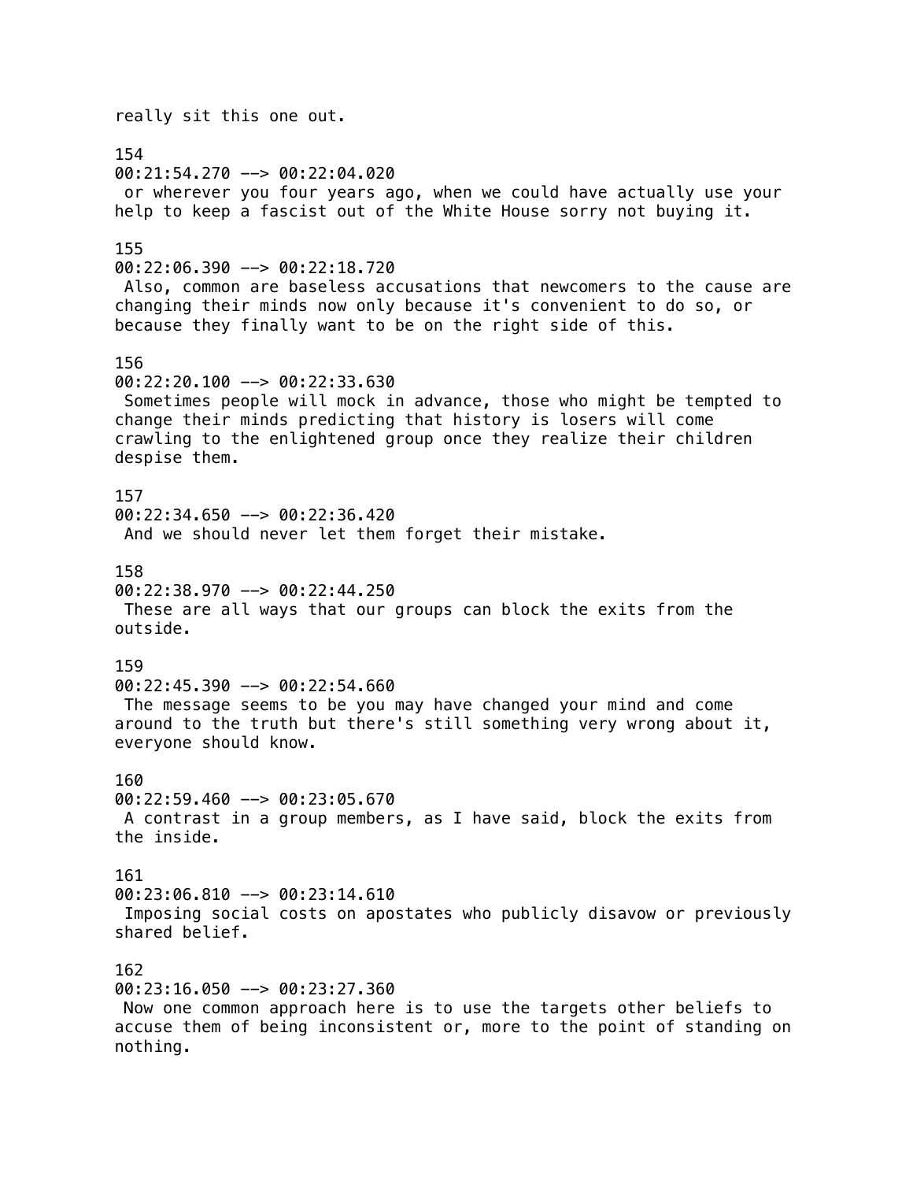really sit this one out.

154
00:21:54.270 --> 00:22:04.020
or wherever you four years ago, when we could have actually use your help to keep a fascist out of the White House sorry not buying it.

155
00:22:06.390 --> 00:22:18.720
Also, common are baseless accusations that newcomers to the cause are changing their minds now only because it's convenient to do so, or because they finally want to be on the right side of this.

156
00:22:20.100 --> 00:22:33.630
Sometimes people will mock in advance, those who might be tempted to change their minds predicting that history is losers will come crawling to the enlightened group once they realize their children despise them.

157
00:22:34.650 --> 00:22:36.420
And we should never let them forget their mistake.

158
00:22:38.970 --> 00:22:44.250
These are all ways that our groups can block the exits from the outside.

159
00:22:45.390 --> 00:22:54.660
The message seems to be you may have changed your mind and come around to the truth but there's still something very wrong about it, everyone should know.

160
00:22:59.460 --> 00:23:05.670
A contrast in a group members, as I have said, block the exits from the inside.

161
00:23:06.810 --> 00:23:14.610
Imposing social costs on apostates who publicly disavow or previously shared belief.

162
00:23:16.050 --> 00:23:27.360
Now one common approach here is to use the targets other beliefs to accuse them of being inconsistent or, more to the point of standing on nothing.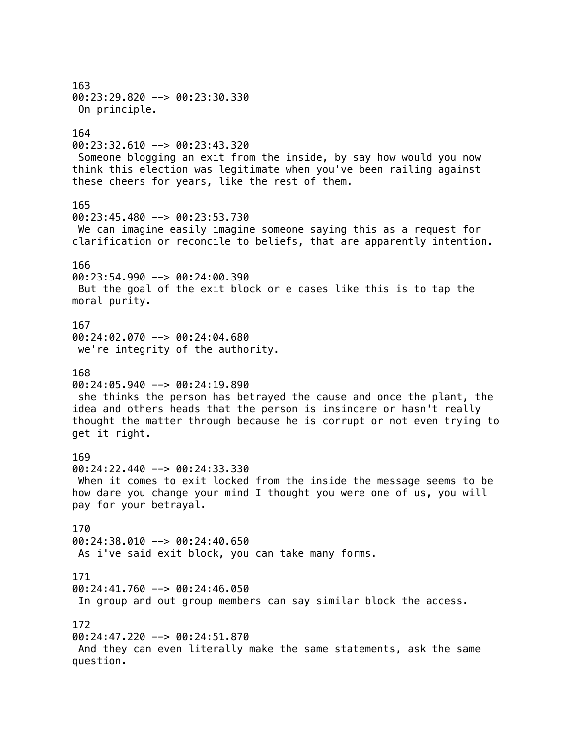163
00:23:29.820 --> 00:23:30.330
On principle.

164
00:23:32.610 --> 00:23:43.320
Someone blogging an exit from the inside, by say how would you now think this election was legitimate when you've been railing against these cheers for years, like the rest of them.

165
00:23:45.480 --> 00:23:53.730
We can imagine easily imagine someone saying this as a request for clarification or reconcile to beliefs, that are apparently intention.

166
00:23:54.990 --> 00:24:00.390
But the goal of the exit block or e cases like this is to tap the moral purity.

167
00:24:02.070 --> 00:24:04.680
we're integrity of the authority.

168
00:24:05.940 --> 00:24:19.890
she thinks the person has betrayed the cause and once the plant, the idea and others heads that the person is insincere or hasn't really thought the matter through because he is corrupt or not even trying to get it right.

169
00:24:22.440 --> 00:24:33.330
When it comes to exit locked from the inside the message seems to be how dare you change your mind I thought you were one of us, you will pay for your betrayal.

170
00:24:38.010 --> 00:24:40.650
As i've said exit block, you can take many forms.

171
00:24:41.760 --> 00:24:46.050
In group and out group members can say similar block the access.

172
00:24:47.220 --> 00:24:51.870
And they can even literally make the same statements, ask the same question.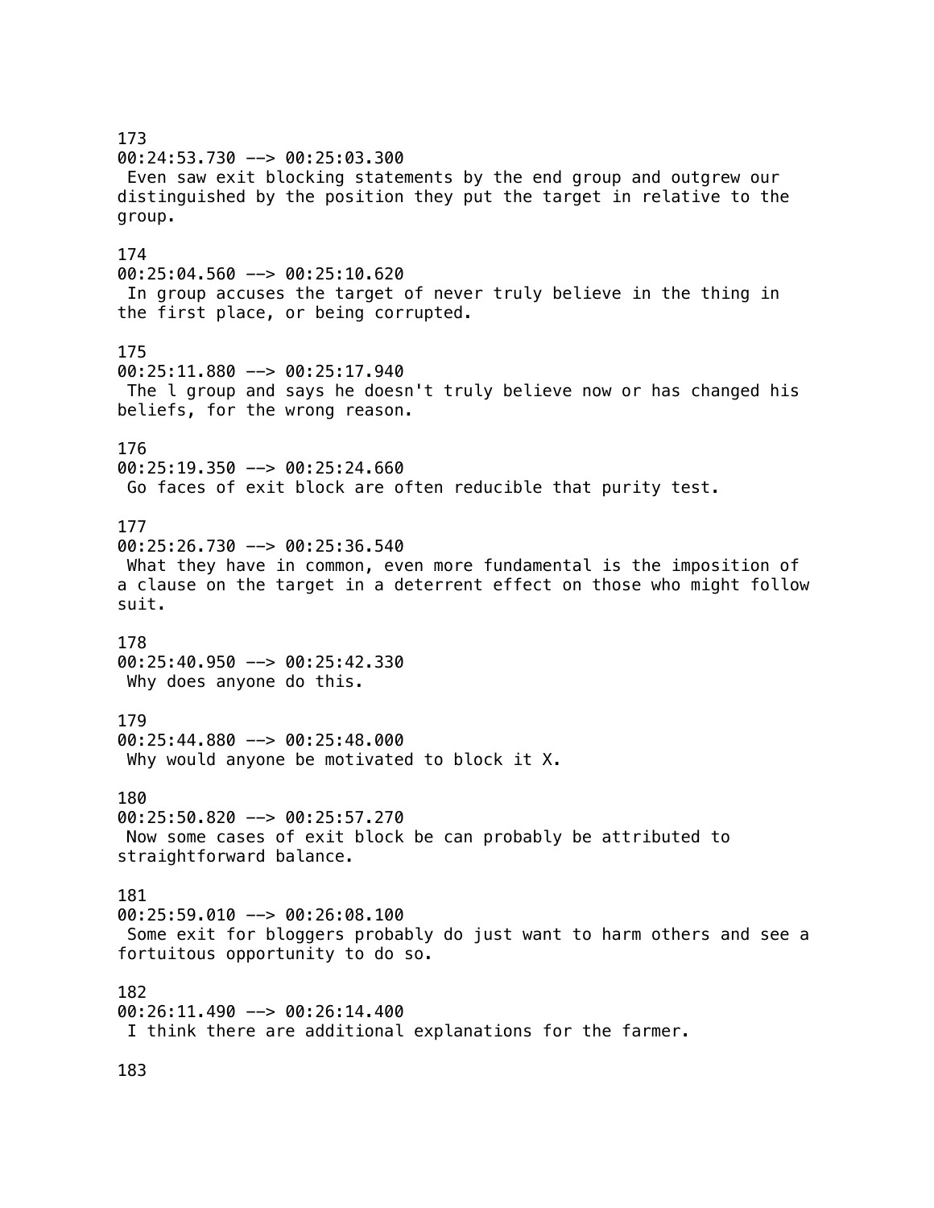173
00:24:53.730 --> 00:25:03.300
 Even saw exit blocking statements by the end group and outgrew our distinguished by the position they put the target in relative to the group.

174
00:25:04.560 --> 00:25:10.620
 In group accuses the target of never truly believe in the thing in the first place, or being corrupted.

175
00:25:11.880 --> 00:25:17.940
 The l group and says he doesn't truly believe now or has changed his beliefs, for the wrong reason.

176
00:25:19.350 --> 00:25:24.660
 Go faces of exit block are often reducible that purity test.

177
00:25:26.730 --> 00:25:36.540
 What they have in common, even more fundamental is the imposition of a clause on the target in a deterrent effect on those who might follow suit.

178
00:25:40.950 --> 00:25:42.330
 Why does anyone do this.

179
00:25:44.880 --> 00:25:48.000
 Why would anyone be motivated to block it X.

180
00:25:50.820 --> 00:25:57.270
 Now some cases of exit block be can probably be attributed to straightforward balance.

181
00:25:59.010 --> 00:26:08.100
 Some exit for bloggers probably do just want to harm others and see a fortuitous opportunity to do so.

182
00:26:11.490 --> 00:26:14.400
 I think there are additional explanations for the farmer.

183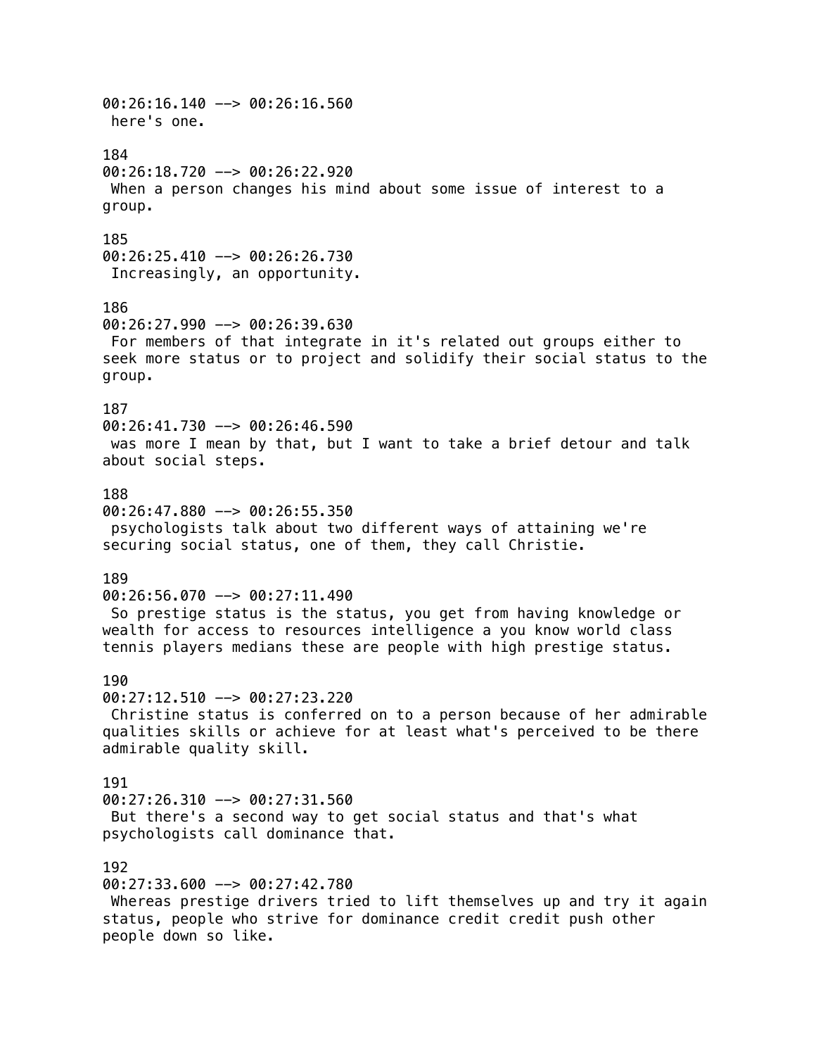00:26:16.140 --> 00:26:16.560
here's one.

184
00:26:18.720 --> 00:26:22.920
When a person changes his mind about some issue of interest to a group.

185
00:26:25.410 --> 00:26:26.730
Increasingly, an opportunity.

186
00:26:27.990 --> 00:26:39.630
For members of that integrate in it's related out groups either to seek more status or to project and solidify their social status to the group.

187
00:26:41.730 --> 00:26:46.590
was more I mean by that, but I want to take a brief detour and talk about social steps.

188
00:26:47.880 --> 00:26:55.350
psychologists talk about two different ways of attaining we're securing social status, one of them, they call Christie.

189
00:26:56.070 --> 00:27:11.490
So prestige status is the status, you get from having knowledge or wealth for access to resources intelligence a you know world class tennis players medians these are people with high prestige status.

190
00:27:12.510 --> 00:27:23.220
Christine status is conferred on to a person because of her admirable qualities skills or achieve for at least what's perceived to be there admirable quality skill.

191
00:27:26.310 --> 00:27:31.560
But there's a second way to get social status and that's what psychologists call dominance that.

192
00:27:33.600 --> 00:27:42.780
Whereas prestige drivers tried to lift themselves up and try it again status, people who strive for dominance credit credit push other people down so like.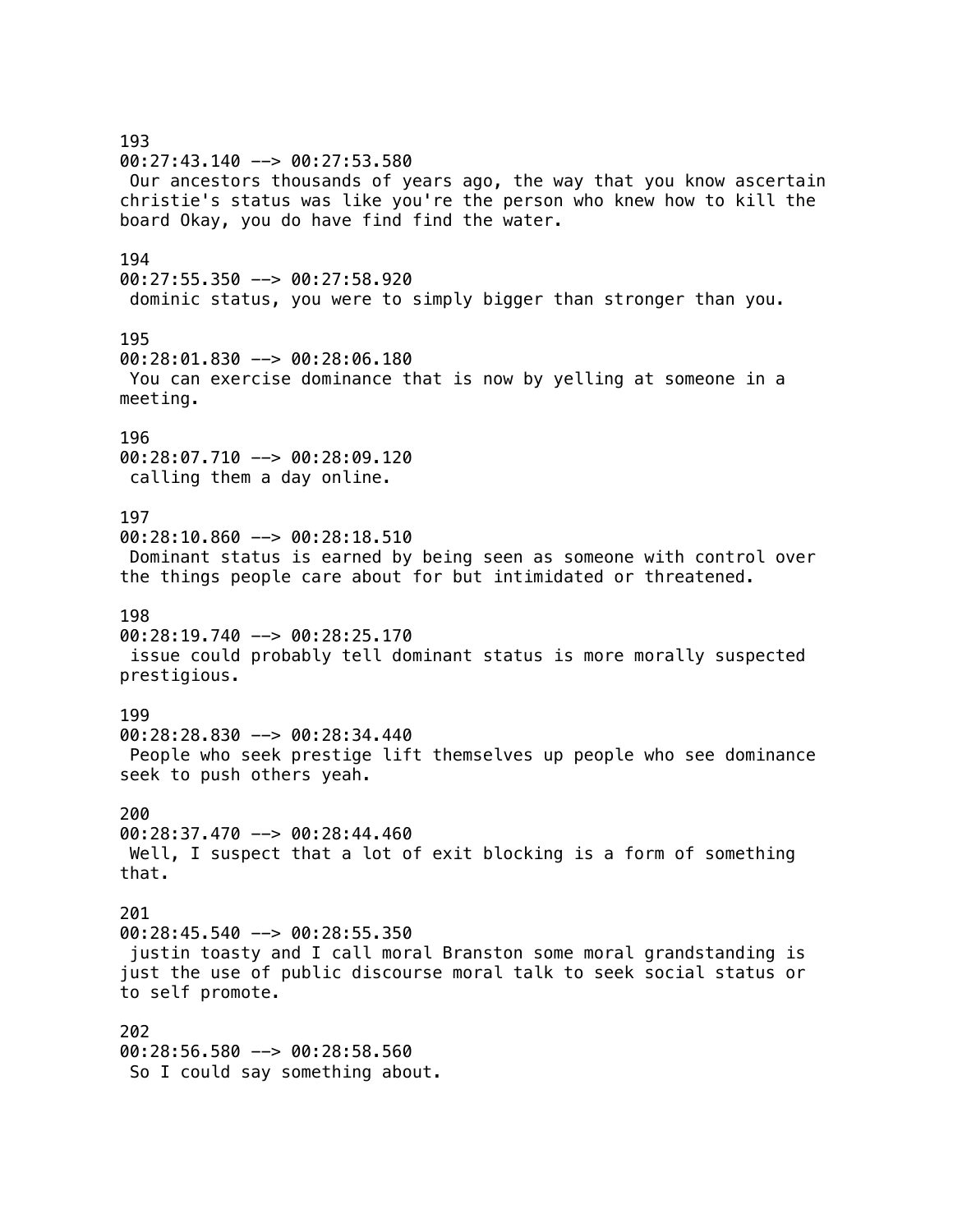193
00:27:43.140 --> 00:27:53.580
 Our ancestors thousands of years ago, the way that you know ascertain christie's status was like you're the person who knew how to kill the board Okay, you do have find find the water.

194
00:27:55.350 --> 00:27:58.920
 dominic status, you were to simply bigger than stronger than you.

195
00:28:01.830 --> 00:28:06.180
 You can exercise dominance that is now by yelling at someone in a meeting.

196
00:28:07.710 --> 00:28:09.120
 calling them a day online.

197
00:28:10.860 --> 00:28:18.510
 Dominant status is earned by being seen as someone with control over the things people care about for but intimidated or threatened.

198
00:28:19.740 --> 00:28:25.170
 issue could probably tell dominant status is more morally suspected prestigious.

199
00:28:28.830 --> 00:28:34.440
 People who seek prestige lift themselves up people who see dominance seek to push others yeah.

200
00:28:37.470 --> 00:28:44.460
 Well, I suspect that a lot of exit blocking is a form of something that.

201
00:28:45.540 --> 00:28:55.350
 justin toasty and I call moral Branston some moral grandstanding is just the use of public discourse moral talk to seek social status or to self promote.

202
00:28:56.580 --> 00:28:58.560
 So I could say something about.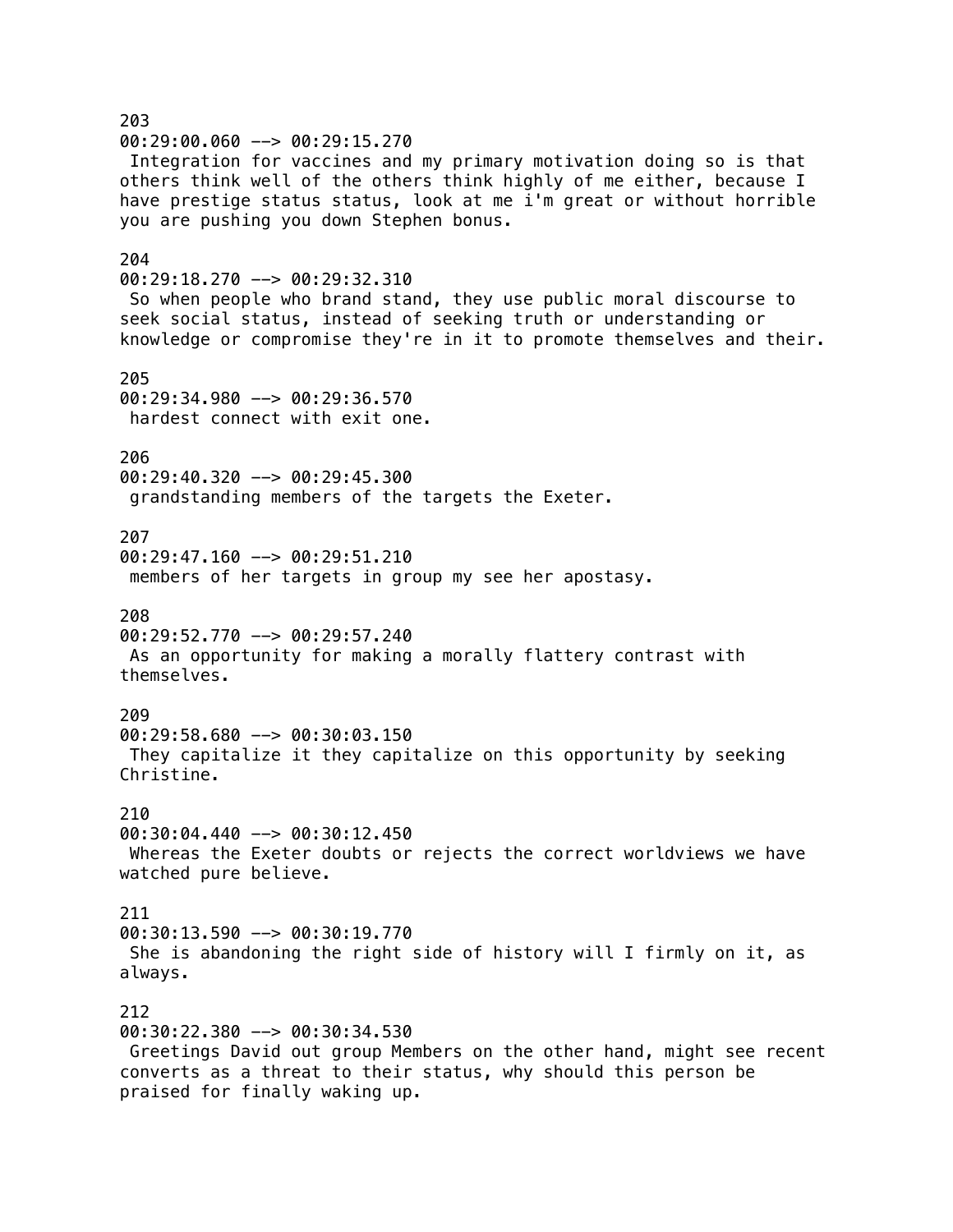203
00:29:00.060 --> 00:29:15.270
Integration for vaccines and my primary motivation doing so is that others think well of the others think highly of me either, because I have prestige status status, look at me i'm great or without horrible you are pushing you down Stephen bonus.

204
00:29:18.270 --> 00:29:32.310
So when people who brand stand, they use public moral discourse to seek social status, instead of seeking truth or understanding or knowledge or compromise they're in it to promote themselves and their.

205
00:29:34.980 --> 00:29:36.570
hardest connect with exit one.

206
00:29:40.320 --> 00:29:45.300
grandstanding members of the targets the Exeter.

207
00:29:47.160 --> 00:29:51.210
members of her targets in group my see her apostasy.

208
00:29:52.770 --> 00:29:57.240
As an opportunity for making a morally flattery contrast with themselves.

209
00:29:58.680 --> 00:30:03.150
They capitalize it they capitalize on this opportunity by seeking Christine.

210
00:30:04.440 --> 00:30:12.450
Whereas the Exeter doubts or rejects the correct worldviews we have watched pure believe.

211
00:30:13.590 --> 00:30:19.770
She is abandoning the right side of history will I firmly on it, as always.

212
00:30:22.380 --> 00:30:34.530
Greetings David out group Members on the other hand, might see recent converts as a threat to their status, why should this person be praised for finally waking up.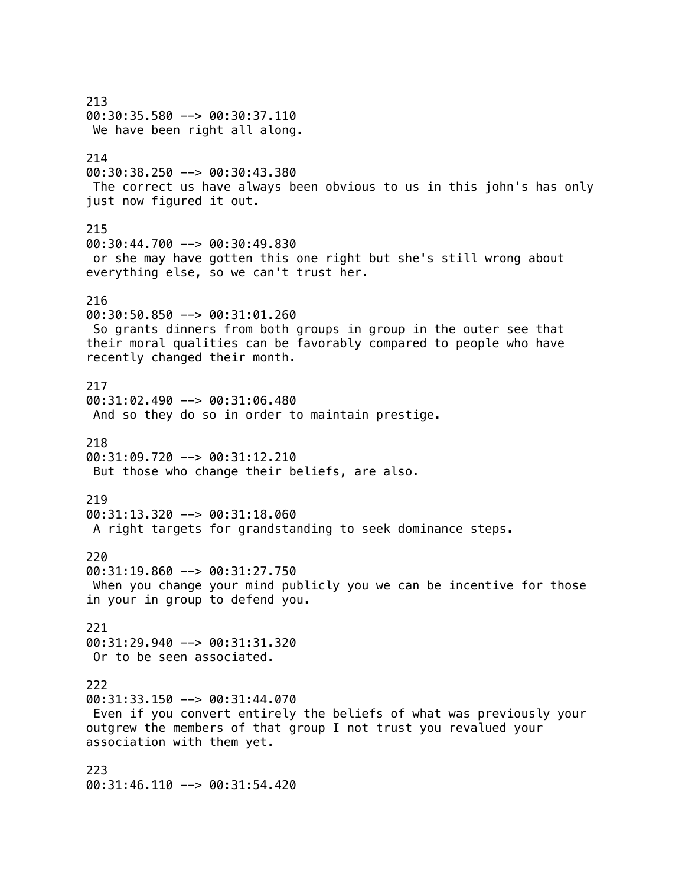213
00:30:35.580 --> 00:30:37.110
We have been right all along.

214
00:30:38.250 --> 00:30:43.380
The correct us have always been obvious to us in this john's has only just now figured it out.

215
00:30:44.700 --> 00:30:49.830
or she may have gotten this one right but she's still wrong about everything else, so we can't trust her.

216
00:30:50.850 --> 00:31:01.260
So grants dinners from both groups in group in the outer see that their moral qualities can be favorably compared to people who have recently changed their month.

217
00:31:02.490 --> 00:31:06.480
And so they do so in order to maintain prestige.

218
00:31:09.720 --> 00:31:12.210
But those who change their beliefs, are also.

219
00:31:13.320 --> 00:31:18.060
A right targets for grandstanding to seek dominance steps.

220
00:31:19.860 --> 00:31:27.750
When you change your mind publicly you we can be incentive for those in your in group to defend you.

221
00:31:29.940 --> 00:31:31.320
Or to be seen associated.

222
00:31:33.150 --> 00:31:44.070
Even if you convert entirely the beliefs of what was previously your outgrew the members of that group I not trust you revalued your association with them yet.

223
00:31:46.110 --> 00:31:54.420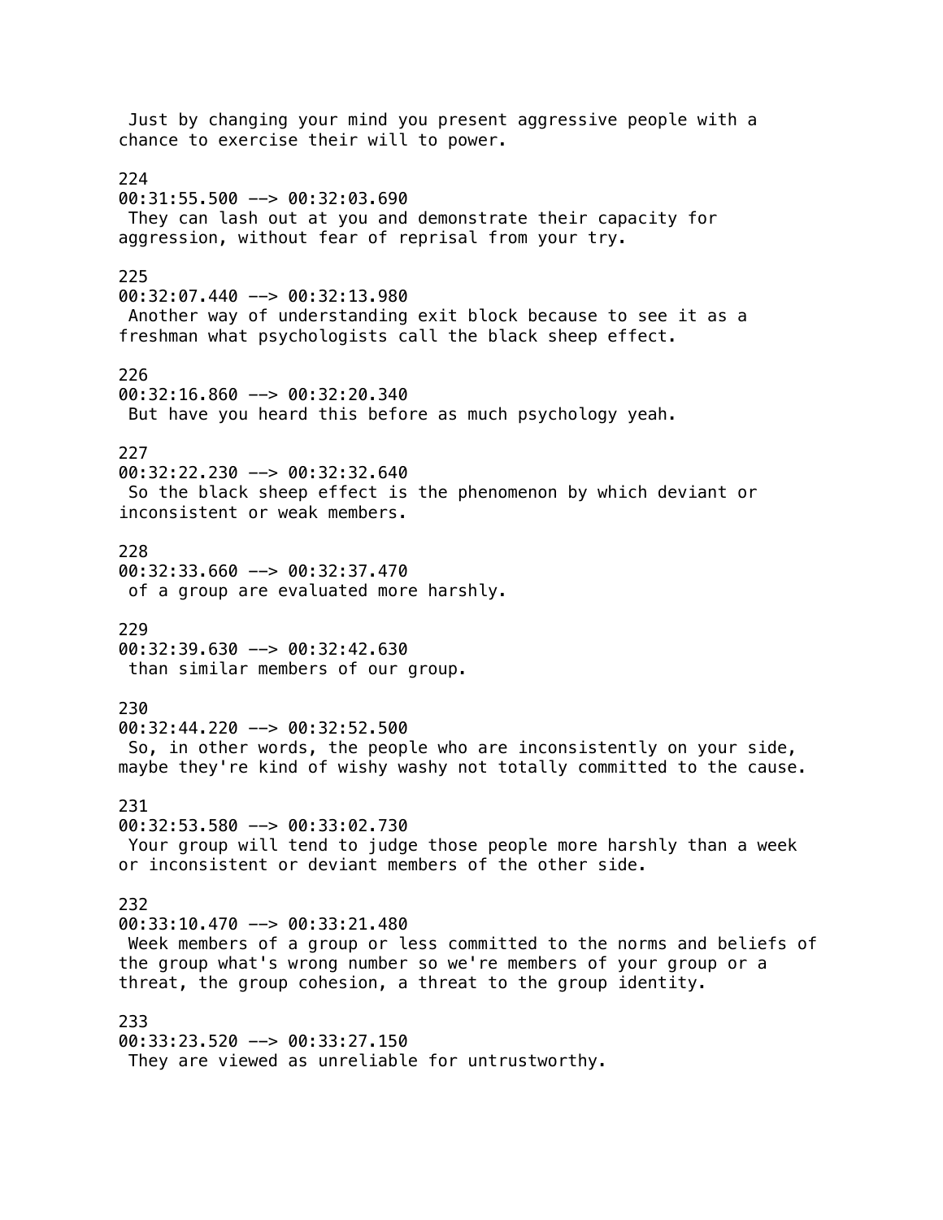Just by changing your mind you present aggressive people with a chance to exercise their will to power.

224
00:31:55.500 --> 00:32:03.690
They can lash out at you and demonstrate their capacity for aggression, without fear of reprisal from your try.

225
00:32:07.440 --> 00:32:13.980
Another way of understanding exit block because to see it as a freshman what psychologists call the black sheep effect.

226
00:32:16.860 --> 00:32:20.340
But have you heard this before as much psychology yeah.

227
00:32:22.230 --> 00:32:32.640
So the black sheep effect is the phenomenon by which deviant or inconsistent or weak members.

228
00:32:33.660 --> 00:32:37.470
of a group are evaluated more harshly.

229
00:32:39.630 --> 00:32:42.630
than similar members of our group.

230
00:32:44.220 --> 00:32:52.500
So, in other words, the people who are inconsistently on your side, maybe they're kind of wishy washy not totally committed to the cause.

231
00:32:53.580 --> 00:33:02.730
Your group will tend to judge those people more harshly than a week or inconsistent or deviant members of the other side.

232
00:33:10.470 --> 00:33:21.480
Week members of a group or less committed to the norms and beliefs of the group what's wrong number so we're members of your group or a threat, the group cohesion, a threat to the group identity.

233
00:33:23.520 --> 00:33:27.150
They are viewed as unreliable for untrustworthy.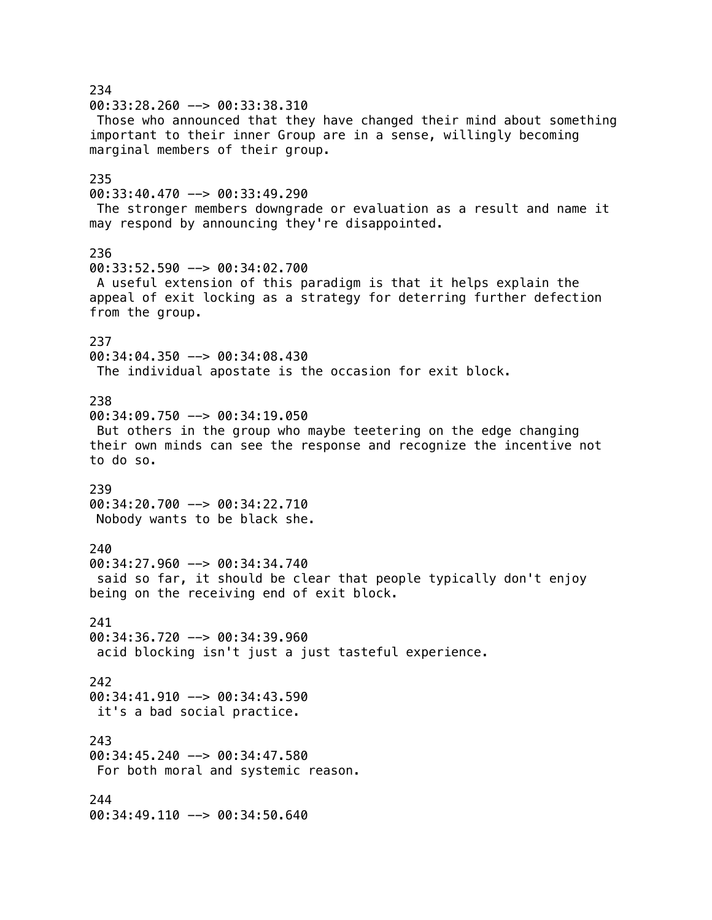234
00:33:28.260 --> 00:33:38.310
 Those who announced that they have changed their mind about something important to their inner Group are in a sense, willingly becoming marginal members of their group.

235
00:33:40.470 --> 00:33:49.290
 The stronger members downgrade or evaluation as a result and name it may respond by announcing they're disappointed.

236
00:33:52.590 --> 00:34:02.700
 A useful extension of this paradigm is that it helps explain the appeal of exit locking as a strategy for deterring further defection from the group.

237
00:34:04.350 --> 00:34:08.430
 The individual apostate is the occasion for exit block.

238
00:34:09.750 --> 00:34:19.050
 But others in the group who maybe teetering on the edge changing their own minds can see the response and recognize the incentive not to do so.

239
00:34:20.700 --> 00:34:22.710
 Nobody wants to be black she.

240
00:34:27.960 --> 00:34:34.740
 said so far, it should be clear that people typically don't enjoy being on the receiving end of exit block.

241
00:34:36.720 --> 00:34:39.960
 acid blocking isn't just a just tasteful experience.

242
00:34:41.910 --> 00:34:43.590
 it's a bad social practice.

243
00:34:45.240 --> 00:34:47.580
 For both moral and systemic reason.

244
00:34:49.110 --> 00:34:50.640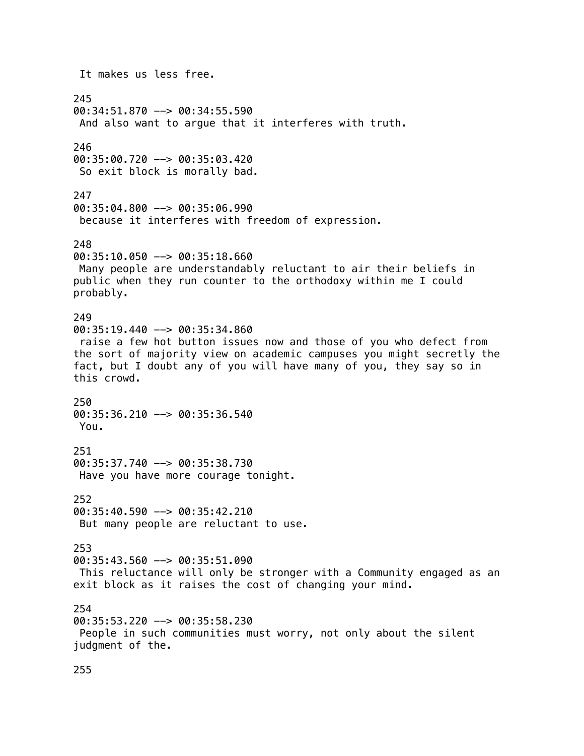It makes us less free.

245
00:34:51.870 --> 00:34:55.590
And also want to argue that it interferes with truth.

246
00:35:00.720 --> 00:35:03.420
So exit block is morally bad.

247
00:35:04.800 --> 00:35:06.990
because it interferes with freedom of expression.

248
00:35:10.050 --> 00:35:18.660
Many people are understandably reluctant to air their beliefs in public when they run counter to the orthodoxy within me I could probably.

249
00:35:19.440 --> 00:35:34.860
raise a few hot button issues now and those of you who defect from the sort of majority view on academic campuses you might secretly the fact, but I doubt any of you will have many of you, they say so in this crowd.

250
00:35:36.210 --> 00:35:36.540
You.

251
00:35:37.740 --> 00:35:38.730
Have you have more courage tonight.

252
00:35:40.590 --> 00:35:42.210
But many people are reluctant to use.

253
00:35:43.560 --> 00:35:51.090
This reluctance will only be stronger with a Community engaged as an exit block as it raises the cost of changing your mind.

254
00:35:53.220 --> 00:35:58.230
People in such communities must worry, not only about the silent judgment of the.

255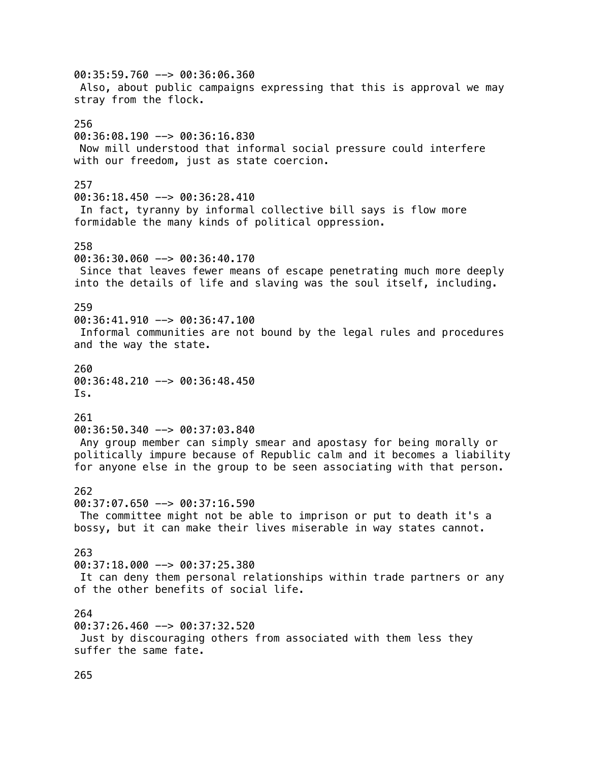00:35:59.760 --> 00:36:06.360
 Also, about public campaigns expressing that this is approval we may stray from the flock.

256
00:36:08.190 --> 00:36:16.830
 Now mill understood that informal social pressure could interfere with our freedom, just as state coercion.

257
00:36:18.450 --> 00:36:28.410
 In fact, tyranny by informal collective bill says is flow more formidable the many kinds of political oppression.

258
00:36:30.060 --> 00:36:40.170
 Since that leaves fewer means of escape penetrating much more deeply into the details of life and slaving was the soul itself, including.

259
00:36:41.910 --> 00:36:47.100
 Informal communities are not bound by the legal rules and procedures and the way the state.

260
00:36:48.210 --> 00:36:48.450
Is.

261
00:36:50.340 --> 00:37:03.840
 Any group member can simply smear and apostasy for being morally or politically impure because of Republic calm and it becomes a liability for anyone else in the group to be seen associating with that person.

262
00:37:07.650 --> 00:37:16.590
 The committee might not be able to imprison or put to death it's a bossy, but it can make their lives miserable in way states cannot.

263
00:37:18.000 --> 00:37:25.380
 It can deny them personal relationships within trade partners or any of the other benefits of social life.

264
00:37:26.460 --> 00:37:32.520
 Just by discouraging others from associated with them less they suffer the same fate.

265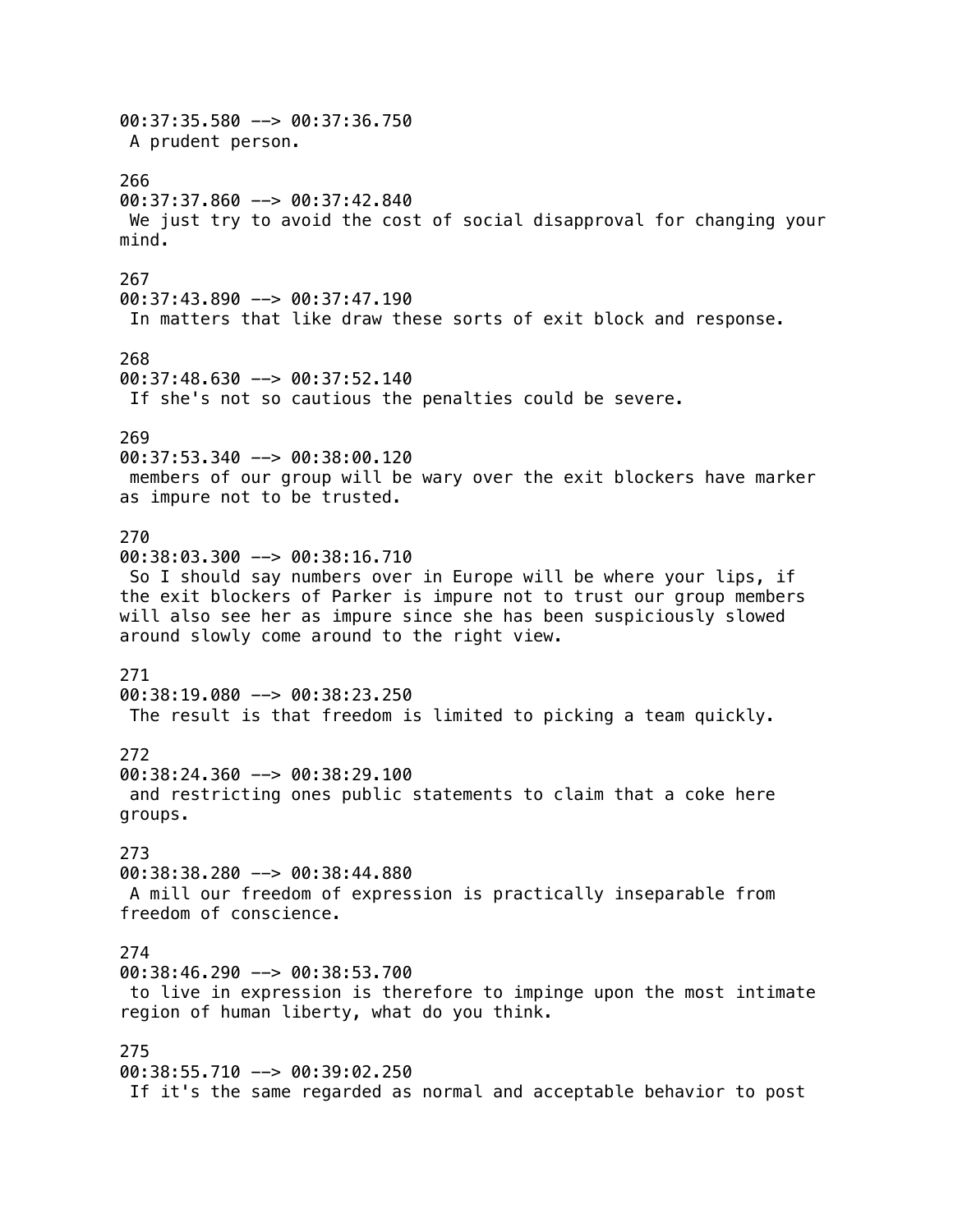00:37:35.580 --> 00:37:36.750
 A prudent person.

266
00:37:37.860 --> 00:37:42.840
 We just try to avoid the cost of social disapproval for changing your mind.

267
00:37:43.890 --> 00:37:47.190
 In matters that like draw these sorts of exit block and response.

268
00:37:48.630 --> 00:37:52.140
 If she's not so cautious the penalties could be severe.

269
00:37:53.340 --> 00:38:00.120
 members of our group will be wary over the exit blockers have marker as impure not to be trusted.

270
00:38:03.300 --> 00:38:16.710
 So I should say numbers over in Europe will be where your lips, if the exit blockers of Parker is impure not to trust our group members will also see her as impure since she has been suspiciously slowed around slowly come around to the right view.

271
00:38:19.080 --> 00:38:23.250
 The result is that freedom is limited to picking a team quickly.

272
00:38:24.360 --> 00:38:29.100
 and restricting ones public statements to claim that a coke here groups.

273
00:38:38.280 --> 00:38:44.880
 A mill our freedom of expression is practically inseparable from freedom of conscience.

274
00:38:46.290 --> 00:38:53.700
 to live in expression is therefore to impinge upon the most intimate region of human liberty, what do you think.

275
00:38:55.710 --> 00:39:02.250
 If it's the same regarded as normal and acceptable behavior to post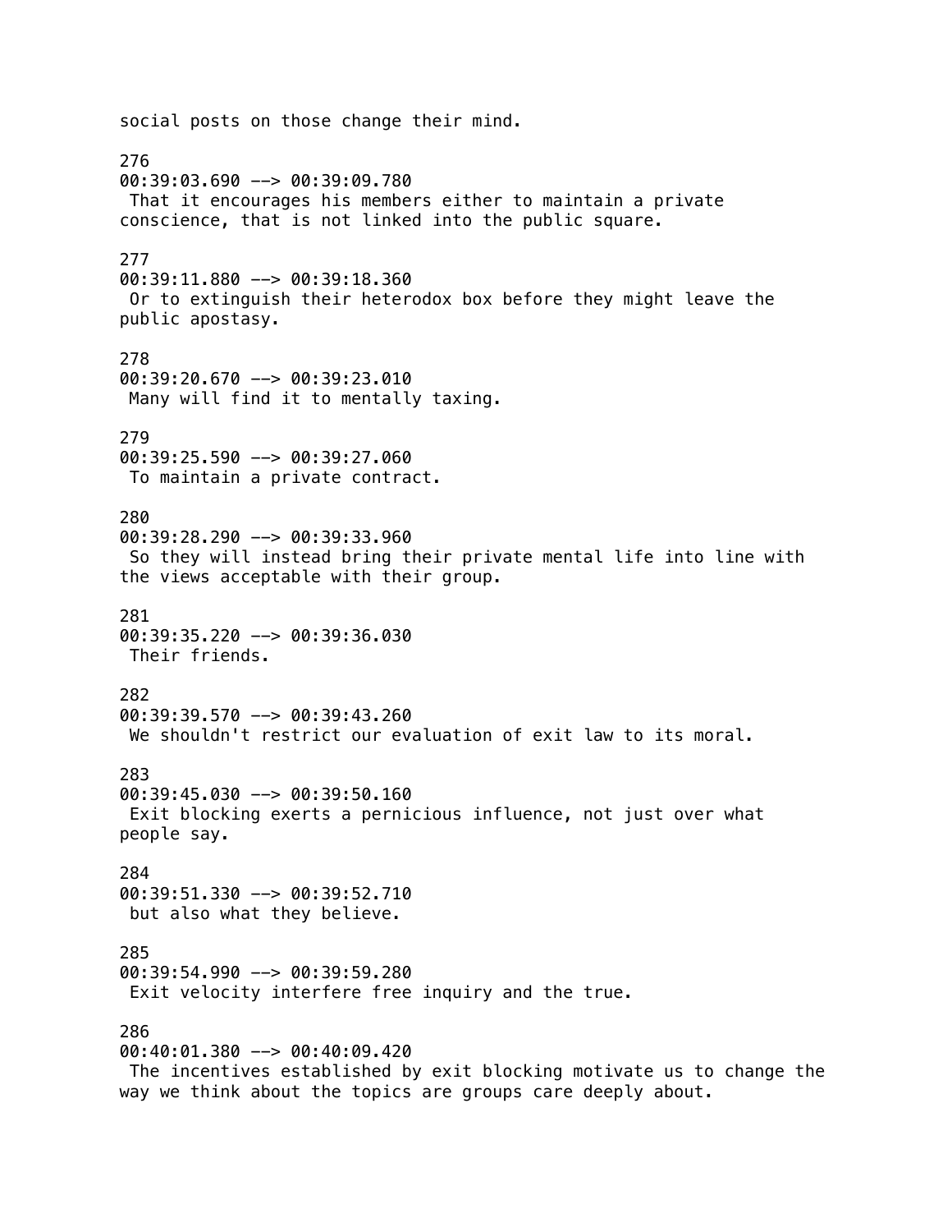social posts on those change their mind.

276
00:39:03.690 --> 00:39:09.780
 That it encourages his members either to maintain a private conscience, that is not linked into the public square.

277
00:39:11.880 --> 00:39:18.360
 Or to extinguish their heterodox box before they might leave the public apostasy.

278
00:39:20.670 --> 00:39:23.010
 Many will find it to mentally taxing.

279
00:39:25.590 --> 00:39:27.060
 To maintain a private contract.

280
00:39:28.290 --> 00:39:33.960
 So they will instead bring their private mental life into line with the views acceptable with their group.

281
00:39:35.220 --> 00:39:36.030
 Their friends.

282
00:39:39.570 --> 00:39:43.260
 We shouldn't restrict our evaluation of exit law to its moral.

283
00:39:45.030 --> 00:39:50.160
 Exit blocking exerts a pernicious influence, not just over what people say.

284
00:39:51.330 --> 00:39:52.710
 but also what they believe.

285
00:39:54.990 --> 00:39:59.280
 Exit velocity interfere free inquiry and the true.

286
00:40:01.380 --> 00:40:09.420
 The incentives established by exit blocking motivate us to change the way we think about the topics are groups care deeply about.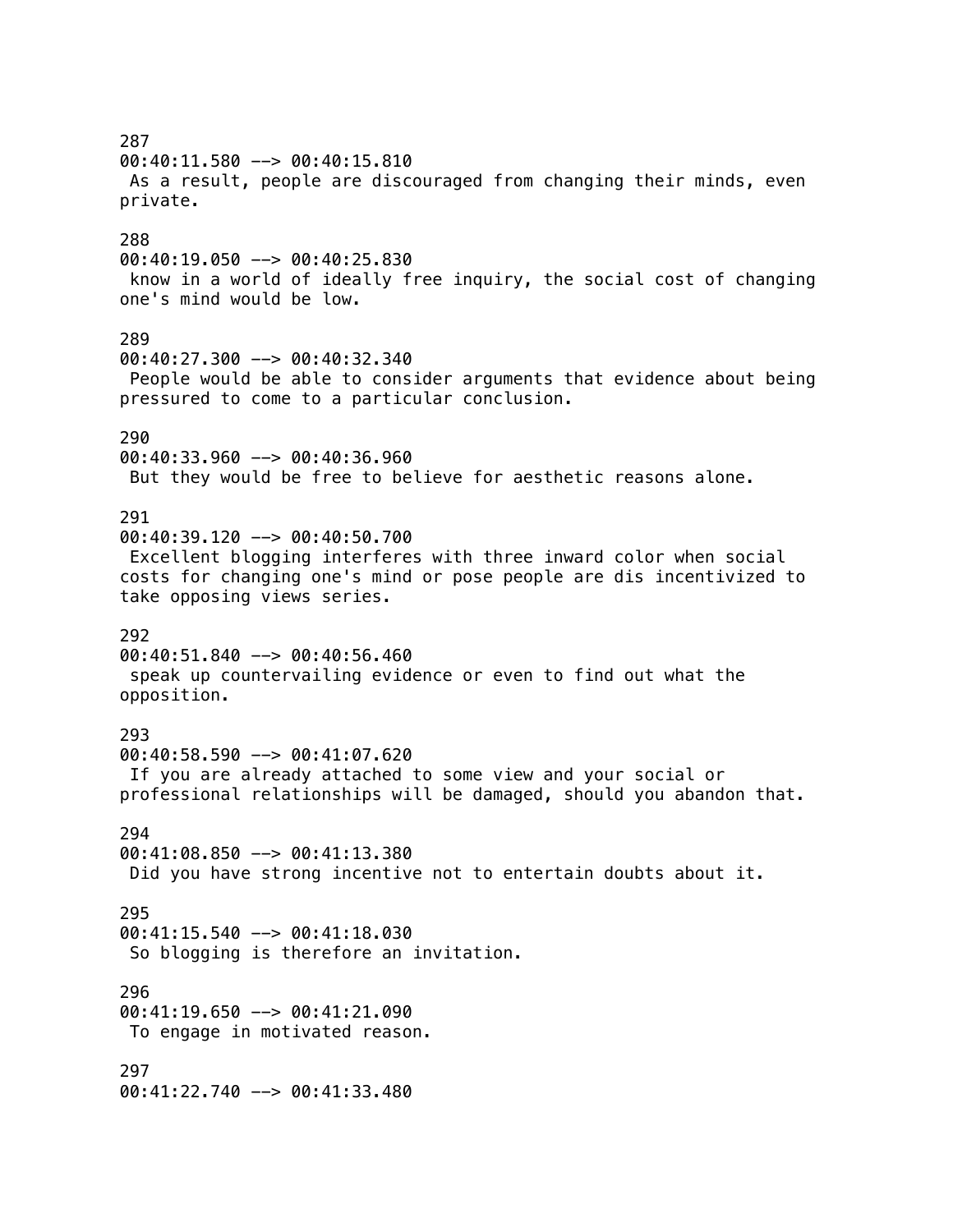287
00:40:11.580 --> 00:40:15.810
As a result, people are discouraged from changing their minds, even private.

288
00:40:19.050 --> 00:40:25.830
know in a world of ideally free inquiry, the social cost of changing one's mind would be low.

289
00:40:27.300 --> 00:40:32.340
People would be able to consider arguments that evidence about being pressured to come to a particular conclusion.

290
00:40:33.960 --> 00:40:36.960
But they would be free to believe for aesthetic reasons alone.

291
00:40:39.120 --> 00:40:50.700
Excellent blogging interferes with three inward color when social costs for changing one's mind or pose people are dis incentivized to take opposing views series.

292
00:40:51.840 --> 00:40:56.460
speak up countervailing evidence or even to find out what the opposition.

293
00:40:58.590 --> 00:41:07.620
If you are already attached to some view and your social or professional relationships will be damaged, should you abandon that.

294
00:41:08.850 --> 00:41:13.380
Did you have strong incentive not to entertain doubts about it.

295
00:41:15.540 --> 00:41:18.030
So blogging is therefore an invitation.

296
00:41:19.650 --> 00:41:21.090
To engage in motivated reason.

297
00:41:22.740 --> 00:41:33.480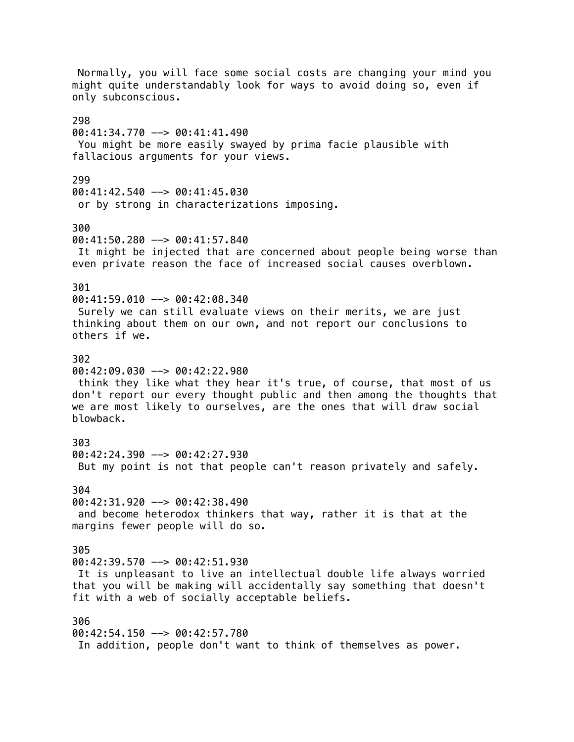Normally, you will face some social costs are changing your mind you might quite understandably look for ways to avoid doing so, even if only subconscious.

298
00:41:34.770 --> 00:41:41.490
You might be more easily swayed by prima facie plausible with fallacious arguments for your views.

299
00:41:42.540 --> 00:41:45.030
or by strong in characterizations imposing.

300
00:41:50.280 --> 00:41:57.840
It might be injected that are concerned about people being worse than even private reason the face of increased social causes overblown.

301
00:41:59.010 --> 00:42:08.340
Surely we can still evaluate views on their merits, we are just thinking about them on our own, and not report our conclusions to others if we.

302
00:42:09.030 --> 00:42:22.980
think they like what they hear it's true, of course, that most of us don't report our every thought public and then among the thoughts that we are most likely to ourselves, are the ones that will draw social blowback.

303
00:42:24.390 --> 00:42:27.930
But my point is not that people can't reason privately and safely.

304
00:42:31.920 --> 00:42:38.490
and become heterodox thinkers that way, rather it is that at the margins fewer people will do so.

305
00:42:39.570 --> 00:42:51.930
It is unpleasant to live an intellectual double life always worried that you will be making will accidentally say something that doesn't fit with a web of socially acceptable beliefs.

306
00:42:54.150 --> 00:42:57.780
In addition, people don't want to think of themselves as power.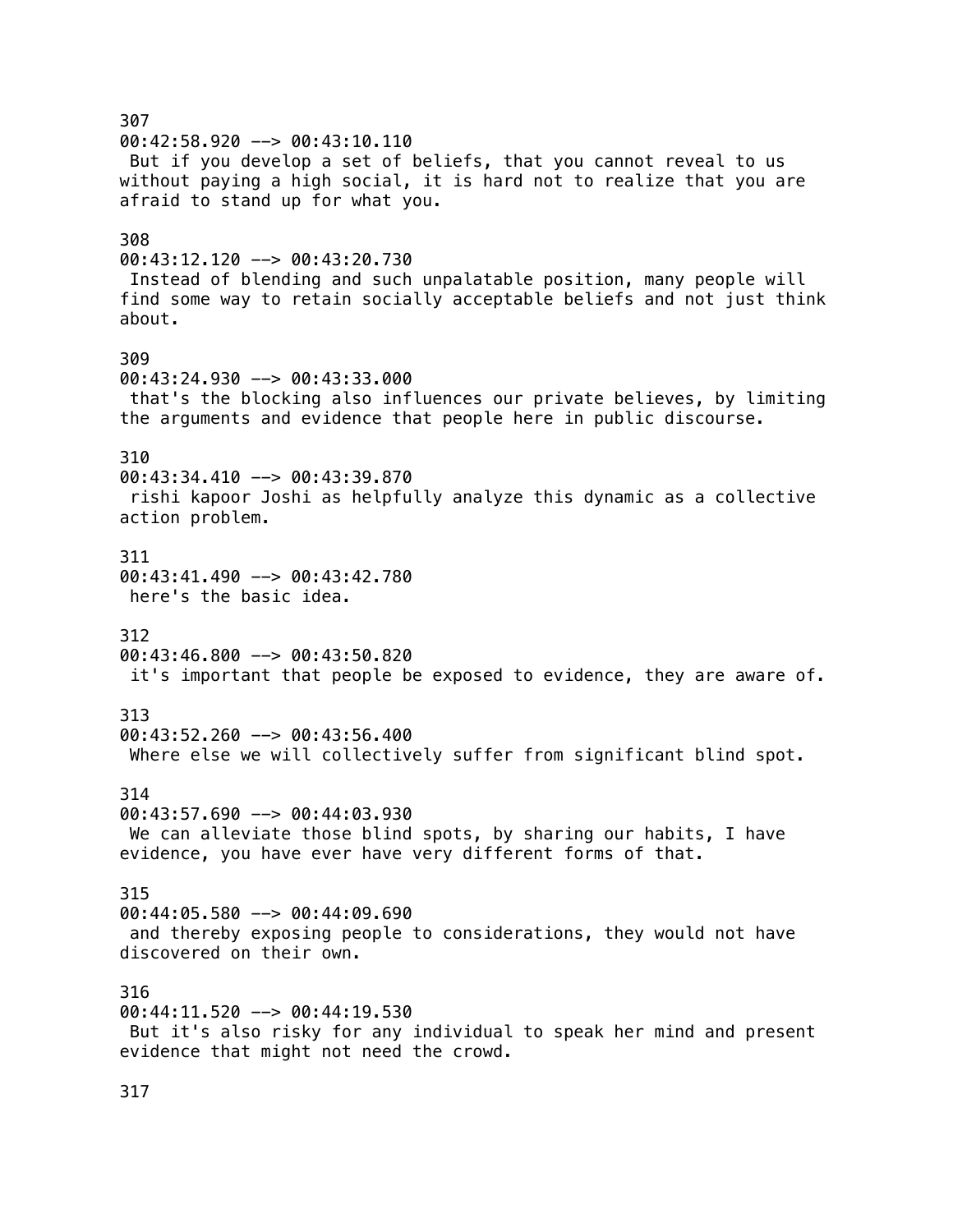307
00:42:58.920 --> 00:43:10.110
But if you develop a set of beliefs, that you cannot reveal to us without paying a high social, it is hard not to realize that you are afraid to stand up for what you.

308
00:43:12.120 --> 00:43:20.730
Instead of blending and such unpalatable position, many people will find some way to retain socially acceptable beliefs and not just think about.

309
00:43:24.930 --> 00:43:33.000
that's the blocking also influences our private believes, by limiting the arguments and evidence that people here in public discourse.

310
00:43:34.410 --> 00:43:39.870
rishi kapoor Joshi as helpfully analyze this dynamic as a collective action problem.

311
00:43:41.490 --> 00:43:42.780
here's the basic idea.

312
00:43:46.800 --> 00:43:50.820
it's important that people be exposed to evidence, they are aware of.

313
00:43:52.260 --> 00:43:56.400
Where else we will collectively suffer from significant blind spot.

314
00:43:57.690 --> 00:44:03.930
We can alleviate those blind spots, by sharing our habits, I have evidence, you have ever have very different forms of that.

315
00:44:05.580 --> 00:44:09.690
and thereby exposing people to considerations, they would not have discovered on their own.

316
00:44:11.520 --> 00:44:19.530
But it's also risky for any individual to speak her mind and present evidence that might not need the crowd.

317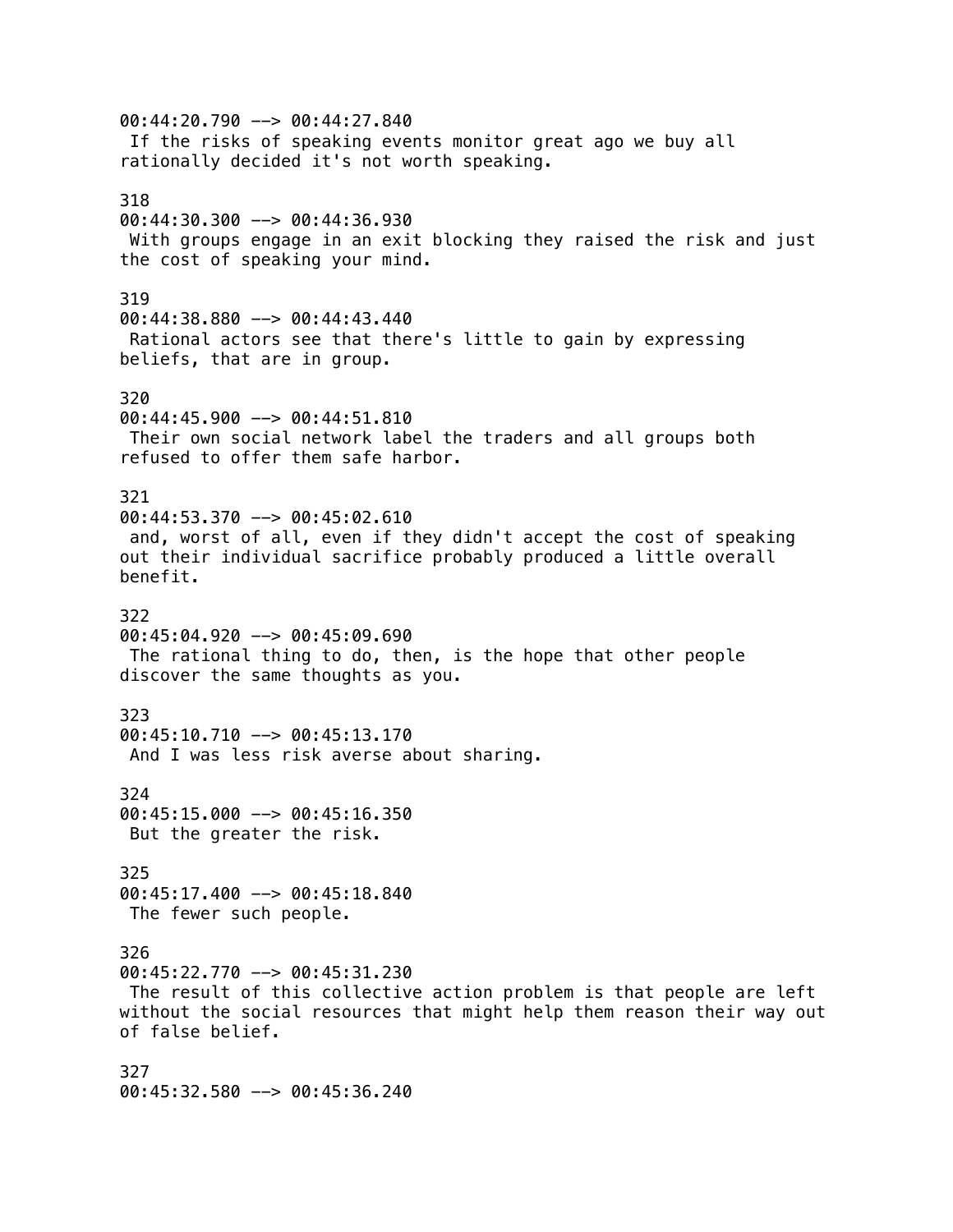00:44:20.790 --> 00:44:27.840
 If the risks of speaking events monitor great ago we buy all rationally decided it's not worth speaking.

318
00:44:30.300 --> 00:44:36.930
 With groups engage in an exit blocking they raised the risk and just the cost of speaking your mind.

319
00:44:38.880 --> 00:44:43.440
 Rational actors see that there's little to gain by expressing beliefs, that are in group.

320
00:44:45.900 --> 00:44:51.810
 Their own social network label the traders and all groups both refused to offer them safe harbor.

321
00:44:53.370 --> 00:45:02.610
 and, worst of all, even if they didn't accept the cost of speaking out their individual sacrifice probably produced a little overall benefit.

322
00:45:04.920 --> 00:45:09.690
 The rational thing to do, then, is the hope that other people discover the same thoughts as you.

323
00:45:10.710 --> 00:45:13.170
 And I was less risk averse about sharing.

324
00:45:15.000 --> 00:45:16.350
 But the greater the risk.

325
00:45:17.400 --> 00:45:18.840
 The fewer such people.

326
00:45:22.770 --> 00:45:31.230
 The result of this collective action problem is that people are left without the social resources that might help them reason their way out of false belief.

327
00:45:32.580 --> 00:45:36.240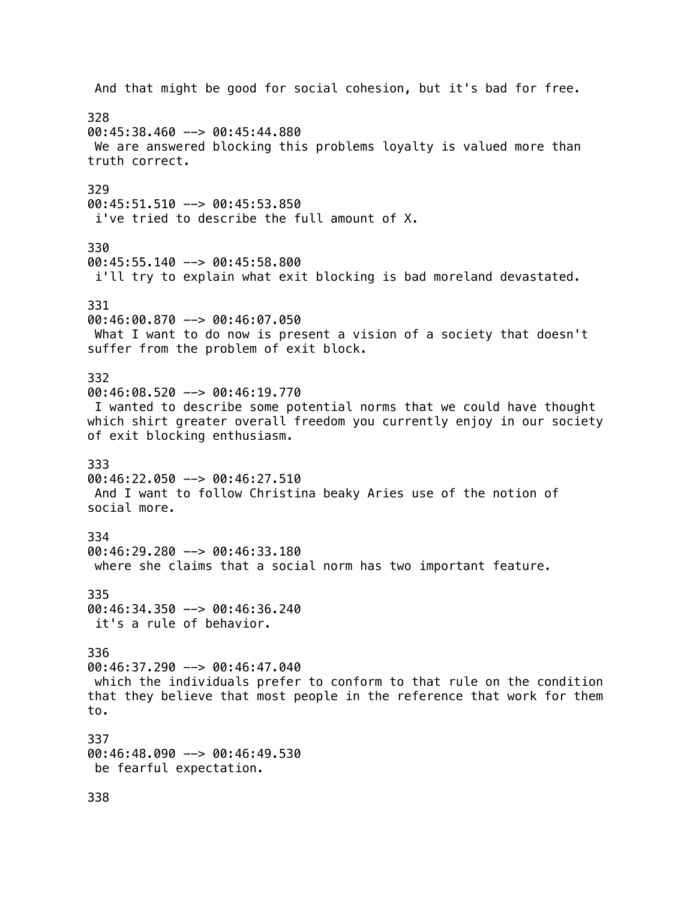And that might be good for social cohesion, but it's bad for free.

328
00:45:38.460 --> 00:45:44.880
We are answered blocking this problems loyalty is valued more than truth correct.

329
00:45:51.510 --> 00:45:53.850
i've tried to describe the full amount of X.

330
00:45:55.140 --> 00:45:58.800
i'll try to explain what exit blocking is bad moreland devastated.

331
00:46:00.870 --> 00:46:07.050
What I want to do now is present a vision of a society that doesn't suffer from the problem of exit block.

332
00:46:08.520 --> 00:46:19.770
I wanted to describe some potential norms that we could have thought which shirt greater overall freedom you currently enjoy in our society of exit blocking enthusiasm.

333
00:46:22.050 --> 00:46:27.510
And I want to follow Christina beaky Aries use of the notion of social more.

334
00:46:29.280 --> 00:46:33.180
where she claims that a social norm has two important feature.

335
00:46:34.350 --> 00:46:36.240
it's a rule of behavior.

336
00:46:37.290 --> 00:46:47.040
which the individuals prefer to conform to that rule on the condition that they believe that most people in the reference that work for them to.

337
00:46:48.090 --> 00:46:49.530
be fearful expectation.

338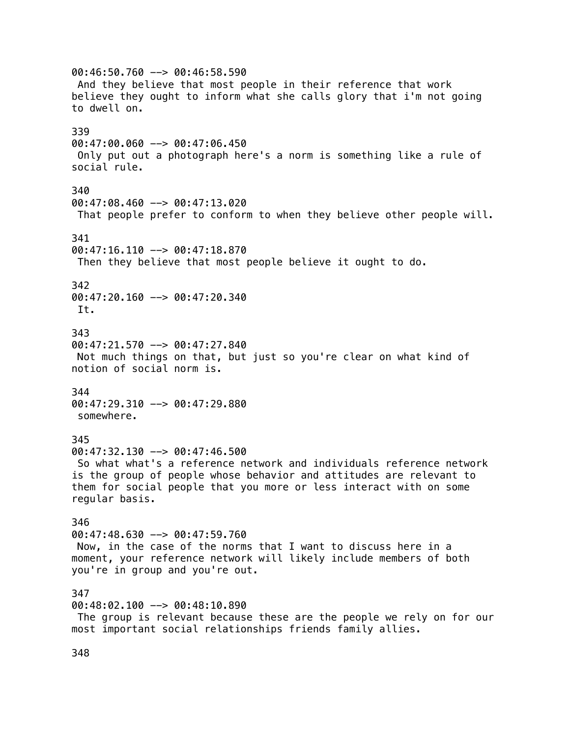00:46:50.760 --> 00:46:58.590
 And they believe that most people in their reference that work believe they ought to inform what she calls glory that i'm not going to dwell on.

339
00:47:00.060 --> 00:47:06.450
 Only put out a photograph here's a norm is something like a rule of social rule.

340
00:47:08.460 --> 00:47:13.020
 That people prefer to conform to when they believe other people will.

341
00:47:16.110 --> 00:47:18.870
 Then they believe that most people believe it ought to do.

342
00:47:20.160 --> 00:47:20.340
 It.

343
00:47:21.570 --> 00:47:27.840
 Not much things on that, but just so you're clear on what kind of notion of social norm is.

344
00:47:29.310 --> 00:47:29.880
 somewhere.

345
00:47:32.130 --> 00:47:46.500
 So what what's a reference network and individuals reference network is the group of people whose behavior and attitudes are relevant to them for social people that you more or less interact with on some regular basis.

346
00:47:48.630 --> 00:47:59.760
 Now, in the case of the norms that I want to discuss here in a moment, your reference network will likely include members of both you're in group and you're out.

347
00:48:02.100 --> 00:48:10.890
 The group is relevant because these are the people we rely on for our most important social relationships friends family allies.

348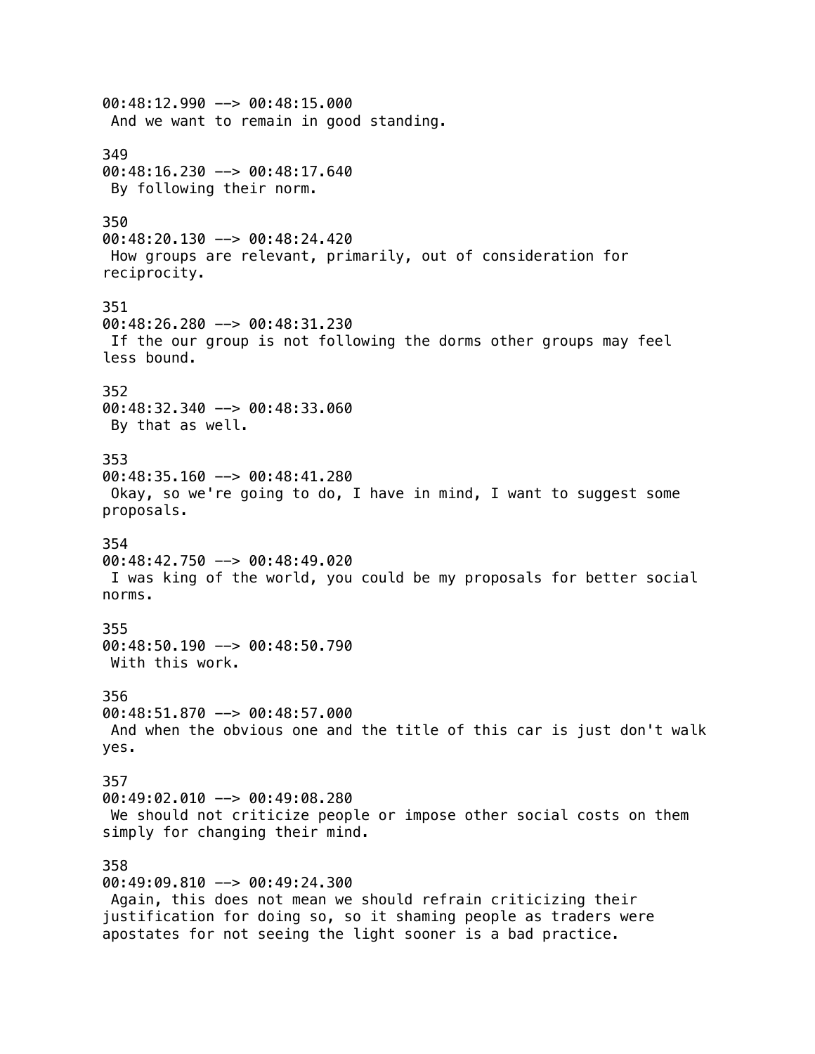00:48:12.990 --> 00:48:15.000
 And we want to remain in good standing.

349
00:48:16.230 --> 00:48:17.640
 By following their norm.

350
00:48:20.130 --> 00:48:24.420
 How groups are relevant, primarily, out of consideration for reciprocity.

351
00:48:26.280 --> 00:48:31.230
 If the our group is not following the dorms other groups may feel less bound.

352
00:48:32.340 --> 00:48:33.060
 By that as well.

353
00:48:35.160 --> 00:48:41.280
 Okay, so we're going to do, I have in mind, I want to suggest some proposals.

354
00:48:42.750 --> 00:48:49.020
 I was king of the world, you could be my proposals for better social norms.

355
00:48:50.190 --> 00:48:50.790
 With this work.

356
00:48:51.870 --> 00:48:57.000
 And when the obvious one and the title of this car is just don't walk yes.

357
00:49:02.010 --> 00:49:08.280
 We should not criticize people or impose other social costs on them simply for changing their mind.

358
00:49:09.810 --> 00:49:24.300
 Again, this does not mean we should refrain criticizing their justification for doing so, so it shaming people as traders were apostates for not seeing the light sooner is a bad practice.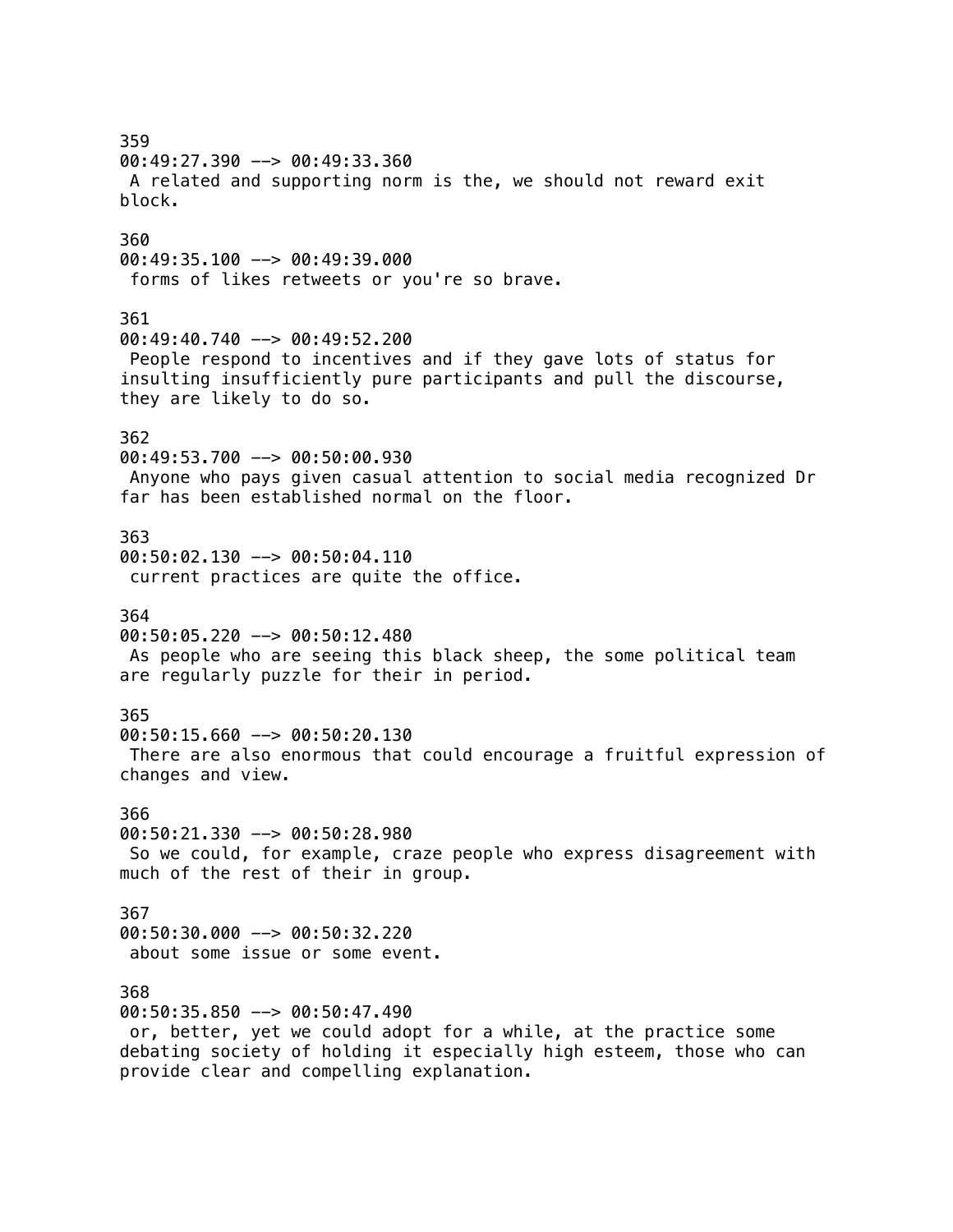359
00:49:27.390 --> 00:49:33.360
 A related and supporting norm is the, we should not reward exit block.

360
00:49:35.100 --> 00:49:39.000
 forms of likes retweets or you're so brave.

361
00:49:40.740 --> 00:49:52.200
 People respond to incentives and if they gave lots of status for insulting insufficiently pure participants and pull the discourse, they are likely to do so.

362
00:49:53.700 --> 00:50:00.930
 Anyone who pays given casual attention to social media recognized Dr far has been established normal on the floor.

363
00:50:02.130 --> 00:50:04.110
 current practices are quite the office.

364
00:50:05.220 --> 00:50:12.480
 As people who are seeing this black sheep, the some political team are regularly puzzle for their in period.

365
00:50:15.660 --> 00:50:20.130
 There are also enormous that could encourage a fruitful expression of changes and view.

366
00:50:21.330 --> 00:50:28.980
 So we could, for example, craze people who express disagreement with much of the rest of their in group.

367
00:50:30.000 --> 00:50:32.220
 about some issue or some event.

368
00:50:35.850 --> 00:50:47.490
 or, better, yet we could adopt for a while, at the practice some debating society of holding it especially high esteem, those who can provide clear and compelling explanation.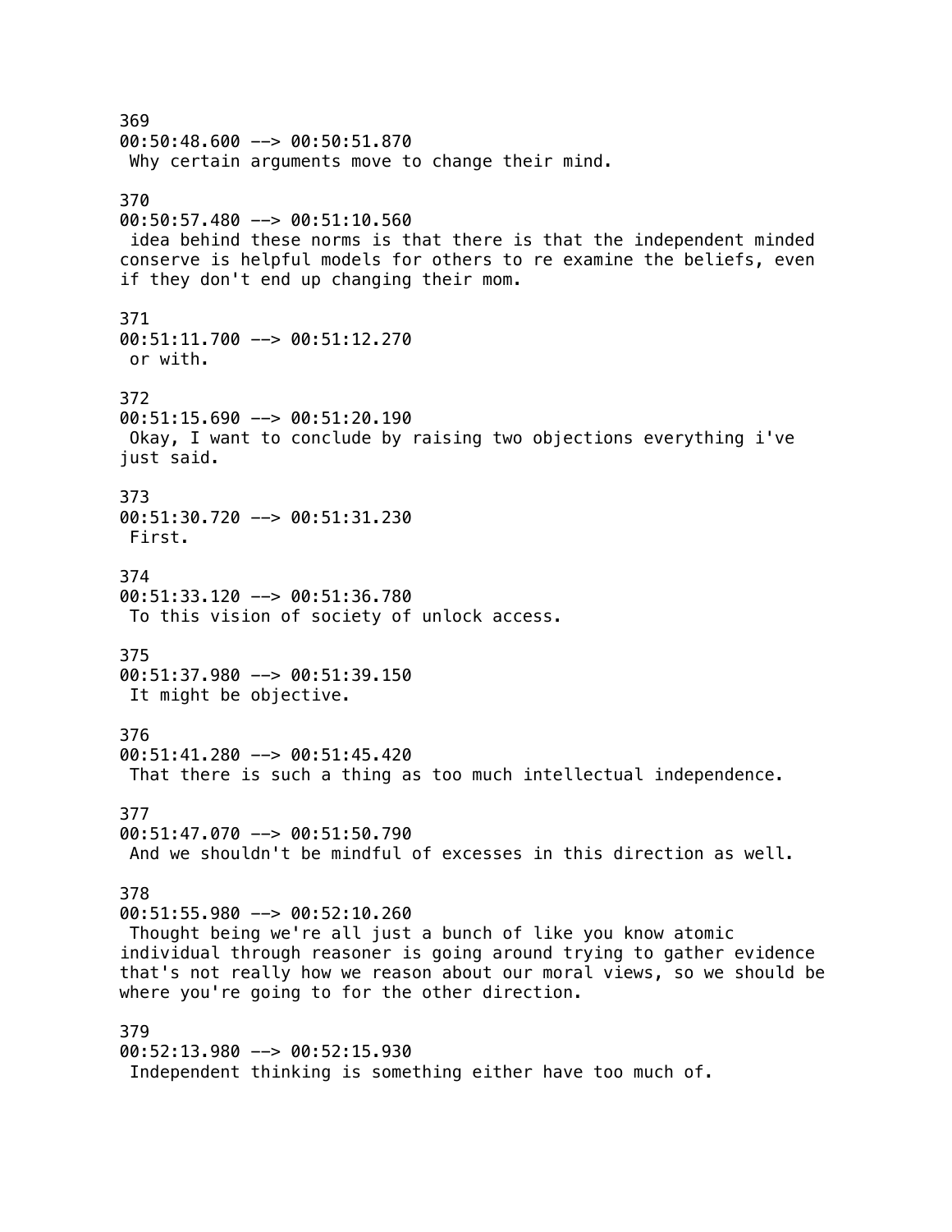369
00:50:48.600 --> 00:50:51.870
Why certain arguments move to change their mind.

370
00:50:57.480 --> 00:51:10.560
idea behind these norms is that there is that the independent minded conserve is helpful models for others to re examine the beliefs, even if they don't end up changing their mom.

371
00:51:11.700 --> 00:51:12.270
or with.

372
00:51:15.690 --> 00:51:20.190
Okay, I want to conclude by raising two objections everything i've just said.

373
00:51:30.720 --> 00:51:31.230
First.

374
00:51:33.120 --> 00:51:36.780
To this vision of society of unlock access.

375
00:51:37.980 --> 00:51:39.150
It might be objective.

376
00:51:41.280 --> 00:51:45.420
That there is such a thing as too much intellectual independence.

377
00:51:47.070 --> 00:51:50.790
And we shouldn't be mindful of excesses in this direction as well.

378
00:51:55.980 --> 00:52:10.260
Thought being we're all just a bunch of like you know atomic individual through reasoner is going around trying to gather evidence that's not really how we reason about our moral views, so we should be where you're going to for the other direction.

379
00:52:13.980 --> 00:52:15.930
Independent thinking is something either have too much of.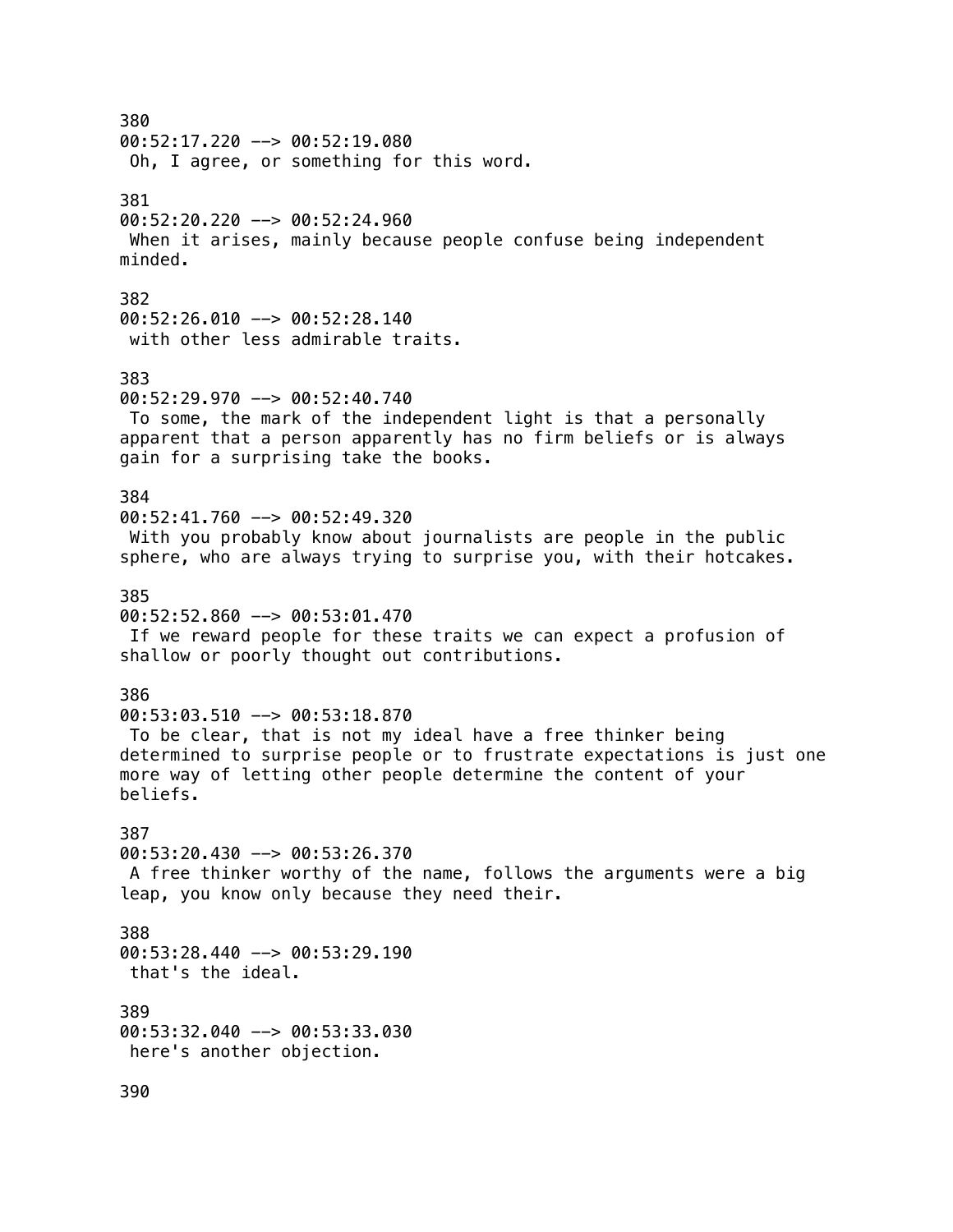380
00:52:17.220 --> 00:52:19.080
 Oh, I agree, or something for this word.

381
00:52:20.220 --> 00:52:24.960
 When it arises, mainly because people confuse being independent minded.

382
00:52:26.010 --> 00:52:28.140
 with other less admirable traits.

383
00:52:29.970 --> 00:52:40.740
 To some, the mark of the independent light is that a personally apparent that a person apparently has no firm beliefs or is always gain for a surprising take the books.

384
00:52:41.760 --> 00:52:49.320
 With you probably know about journalists are people in the public sphere, who are always trying to surprise you, with their hotcakes.

385
00:52:52.860 --> 00:53:01.470
 If we reward people for these traits we can expect a profusion of shallow or poorly thought out contributions.

386
00:53:03.510 --> 00:53:18.870
 To be clear, that is not my ideal have a free thinker being determined to surprise people or to frustrate expectations is just one more way of letting other people determine the content of your beliefs.

387
00:53:20.430 --> 00:53:26.370
 A free thinker worthy of the name, follows the arguments were a big leap, you know only because they need their.

388
00:53:28.440 --> 00:53:29.190
 that's the ideal.

389
00:53:32.040 --> 00:53:33.030
 here's another objection.

390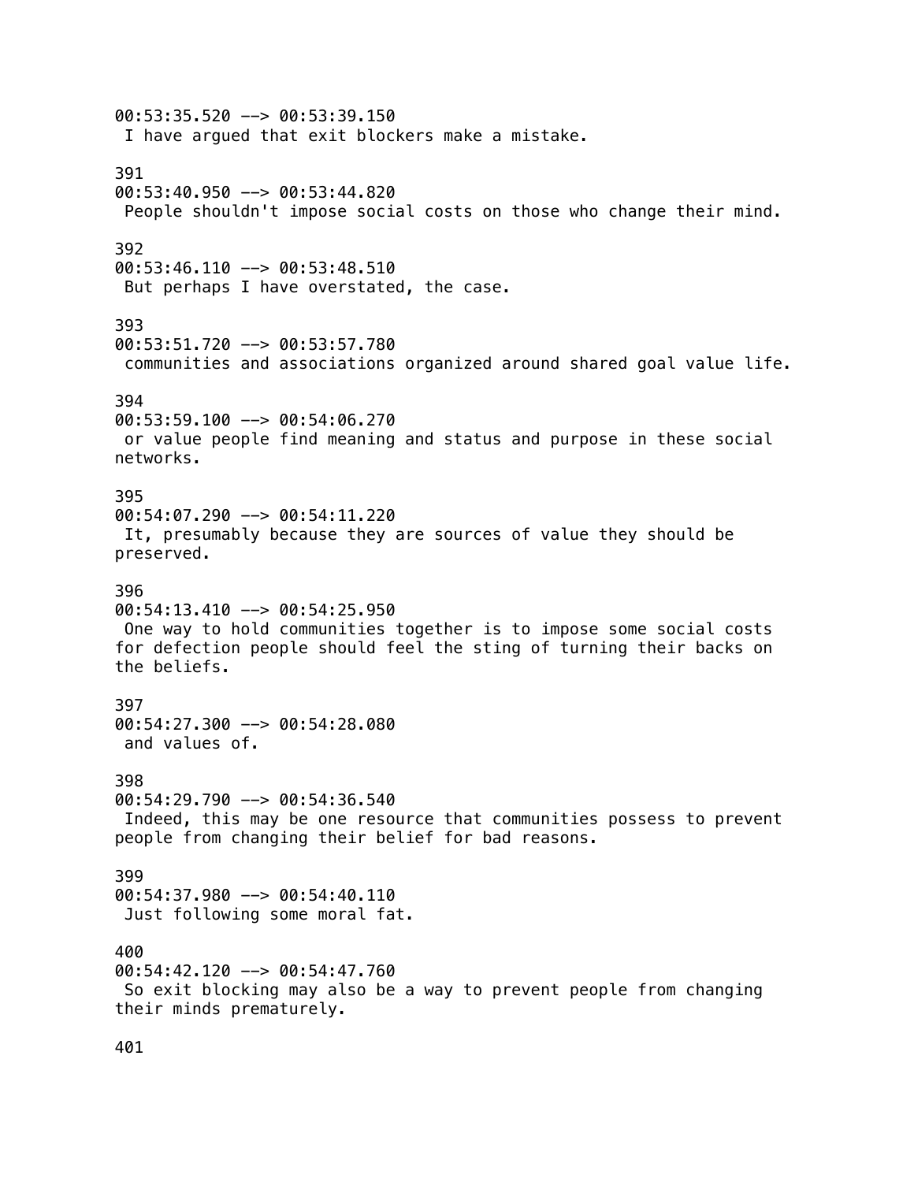00:53:35.520 --> 00:53:39.150
 I have argued that exit blockers make a mistake.

391
00:53:40.950 --> 00:53:44.820
 People shouldn't impose social costs on those who change their mind.

392
00:53:46.110 --> 00:53:48.510
 But perhaps I have overstated, the case.

393
00:53:51.720 --> 00:53:57.780
 communities and associations organized around shared goal value life.

394
00:53:59.100 --> 00:54:06.270
 or value people find meaning and status and purpose in these social networks.

395
00:54:07.290 --> 00:54:11.220
 It, presumably because they are sources of value they should be preserved.

396
00:54:13.410 --> 00:54:25.950
 One way to hold communities together is to impose some social costs for defection people should feel the sting of turning their backs on the beliefs.

397
00:54:27.300 --> 00:54:28.080
 and values of.

398
00:54:29.790 --> 00:54:36.540
 Indeed, this may be one resource that communities possess to prevent people from changing their belief for bad reasons.

399
00:54:37.980 --> 00:54:40.110
 Just following some moral fat.

400
00:54:42.120 --> 00:54:47.760
 So exit blocking may also be a way to prevent people from changing their minds prematurely.

401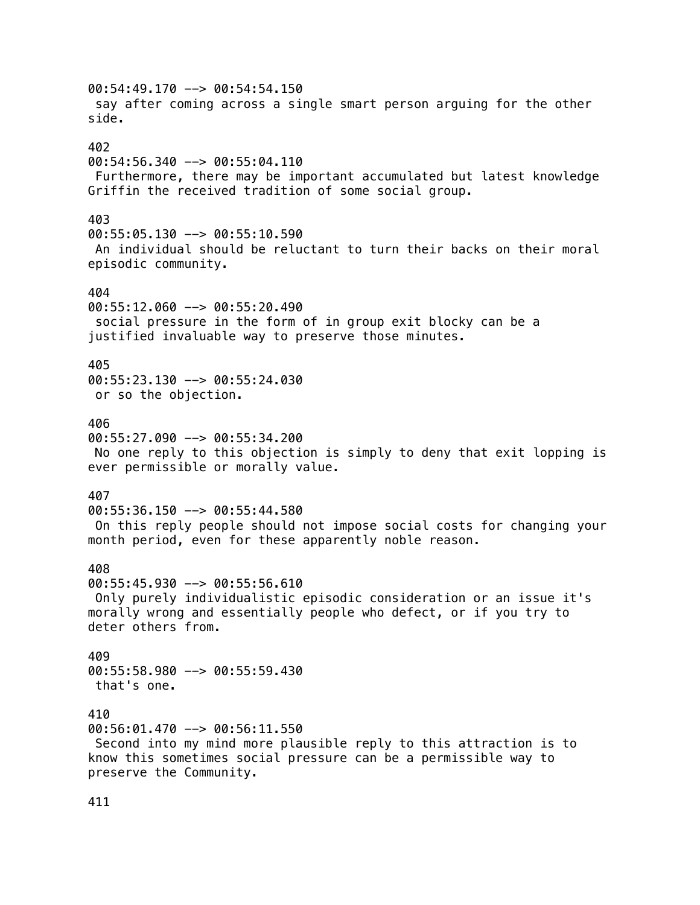00:54:49.170 --> 00:54:54.150
say after coming across a single smart person arguing for the other side.

402
00:54:56.340 --> 00:55:04.110
Furthermore, there may be important accumulated but latest knowledge Griffin the received tradition of some social group.

403
00:55:05.130 --> 00:55:10.590
An individual should be reluctant to turn their backs on their moral episodic community.

404
00:55:12.060 --> 00:55:20.490
social pressure in the form of in group exit blocky can be a justified invaluable way to preserve those minutes.

405
00:55:23.130 --> 00:55:24.030
or so the objection.

406
00:55:27.090 --> 00:55:34.200
No one reply to this objection is simply to deny that exit lopping is ever permissible or morally value.

407
00:55:36.150 --> 00:55:44.580
On this reply people should not impose social costs for changing your month period, even for these apparently noble reason.

408
00:55:45.930 --> 00:55:56.610
Only purely individualistic episodic consideration or an issue it's morally wrong and essentially people who defect, or if you try to deter others from.

409
00:55:58.980 --> 00:55:59.430
that's one.

410
00:56:01.470 --> 00:56:11.550
Second into my mind more plausible reply to this attraction is to know this sometimes social pressure can be a permissible way to preserve the Community.

411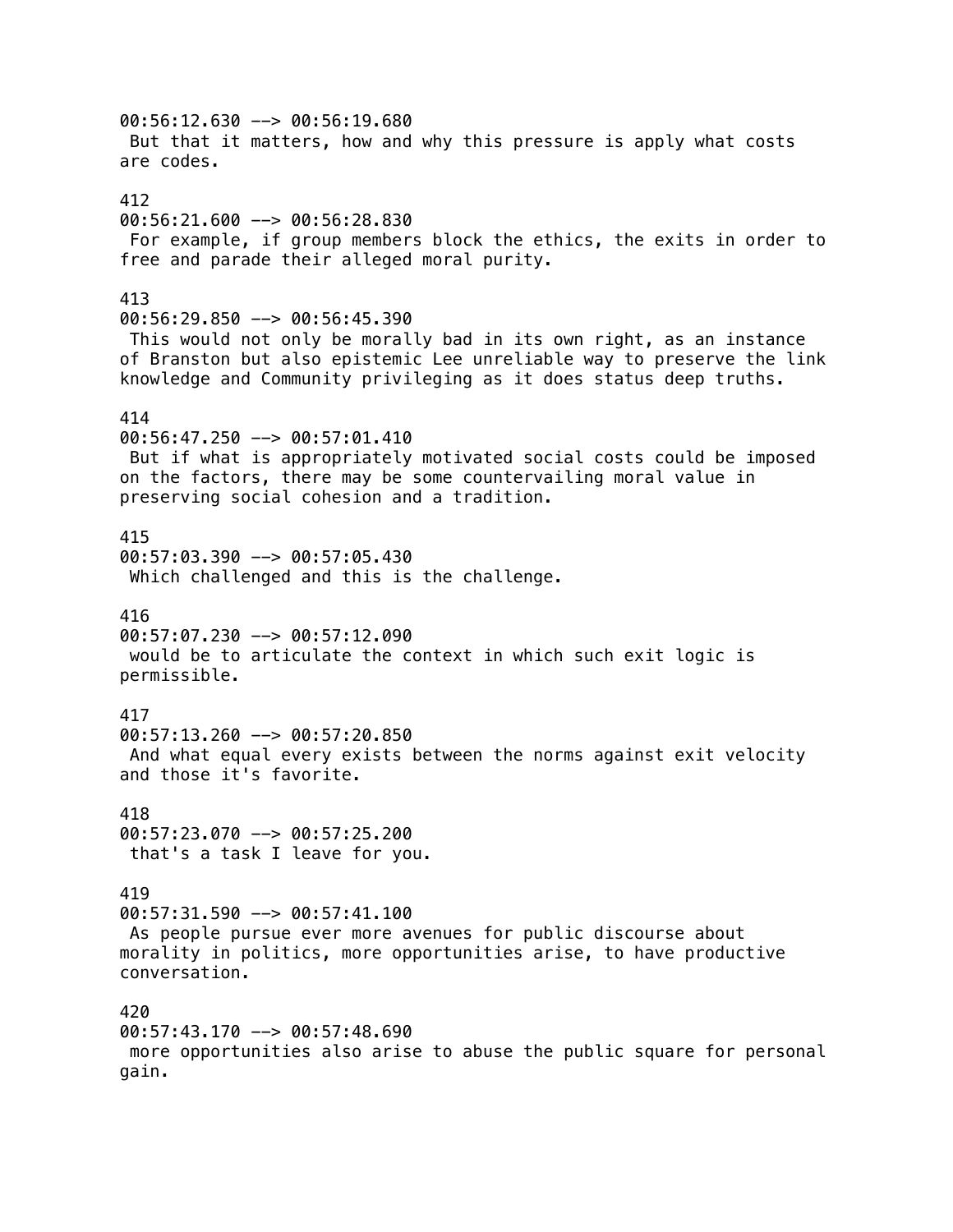00:56:12.630 --> 00:56:19.680
But that it matters, how and why this pressure is apply what costs are codes.

412
00:56:21.600 --> 00:56:28.830
For example, if group members block the ethics, the exits in order to free and parade their alleged moral purity.

413
00:56:29.850 --> 00:56:45.390
This would not only be morally bad in its own right, as an instance of Branston but also epistemic Lee unreliable way to preserve the link knowledge and Community privileging as it does status deep truths.

414
00:56:47.250 --> 00:57:01.410
But if what is appropriately motivated social costs could be imposed on the factors, there may be some countervailing moral value in preserving social cohesion and a tradition.

415
00:57:03.390 --> 00:57:05.430
Which challenged and this is the challenge.

416
00:57:07.230 --> 00:57:12.090
would be to articulate the context in which such exit logic is permissible.

417
00:57:13.260 --> 00:57:20.850
And what equal every exists between the norms against exit velocity and those it's favorite.

418
00:57:23.070 --> 00:57:25.200
that's a task I leave for you.

419
00:57:31.590 --> 00:57:41.100
As people pursue ever more avenues for public discourse about morality in politics, more opportunities arise, to have productive conversation.

420
00:57:43.170 --> 00:57:48.690
more opportunities also arise to abuse the public square for personal gain.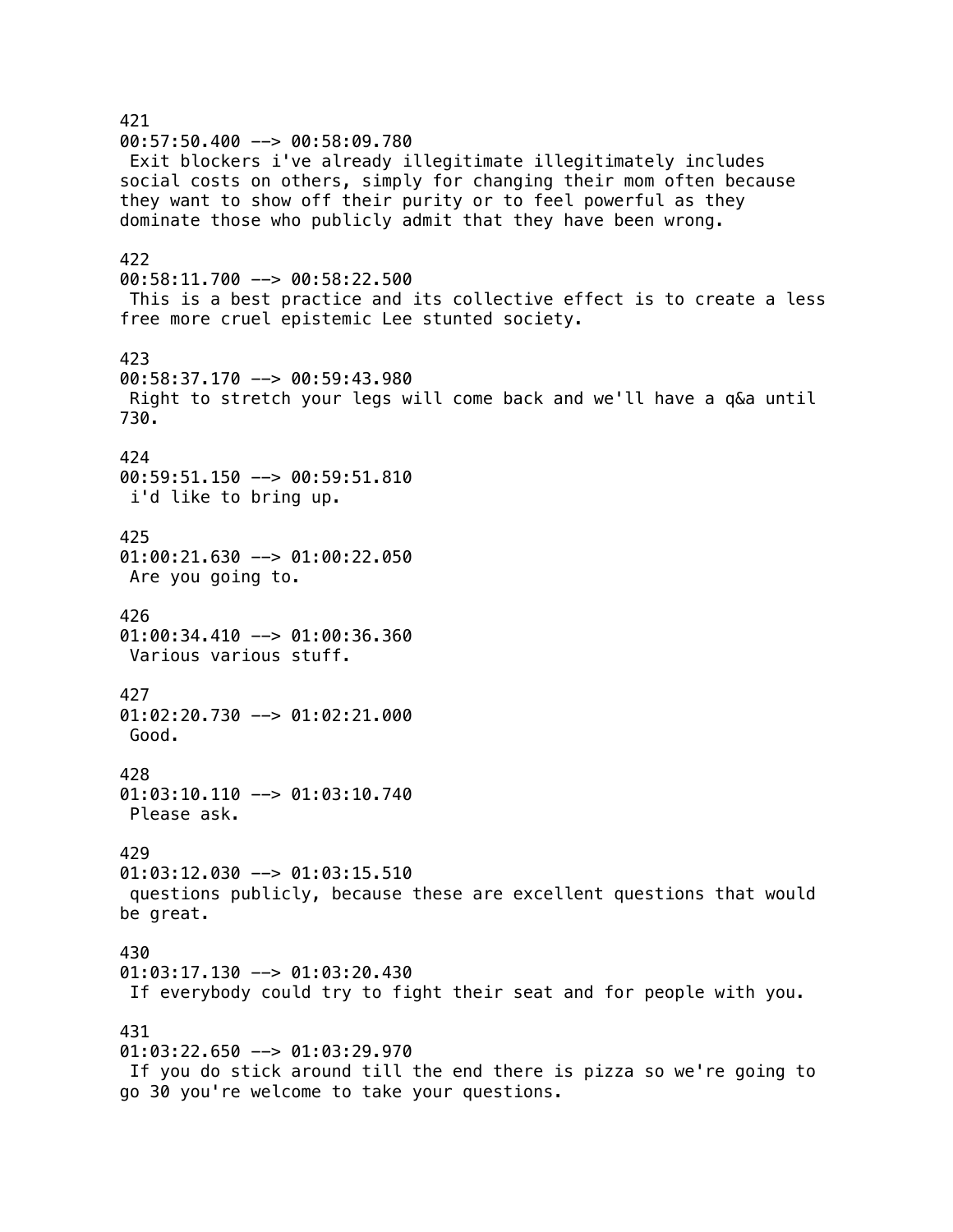421
00:57:50.400 --> 00:58:09.780
Exit blockers i've already illegitimate illegitimately includes social costs on others, simply for changing their mom often because they want to show off their purity or to feel powerful as they dominate those who publicly admit that they have been wrong.

422
00:58:11.700 --> 00:58:22.500
This is a best practice and its collective effect is to create a less free more cruel epistemic Lee stunted society.

423
00:58:37.170 --> 00:59:43.980
Right to stretch your legs will come back and we'll have a q&a until 730.

424
00:59:51.150 --> 00:59:51.810
i'd like to bring up.

425
01:00:21.630 --> 01:00:22.050
Are you going to.

426
01:00:34.410 --> 01:00:36.360
Various various stuff.

427
01:02:20.730 --> 01:02:21.000
Good.

428
01:03:10.110 --> 01:03:10.740
Please ask.

429
01:03:12.030 --> 01:03:15.510
questions publicly, because these are excellent questions that would be great.

430
01:03:17.130 --> 01:03:20.430
If everybody could try to fight their seat and for people with you.

431
01:03:22.650 --> 01:03:29.970
If you do stick around till the end there is pizza so we're going to go 30 you're welcome to take your questions.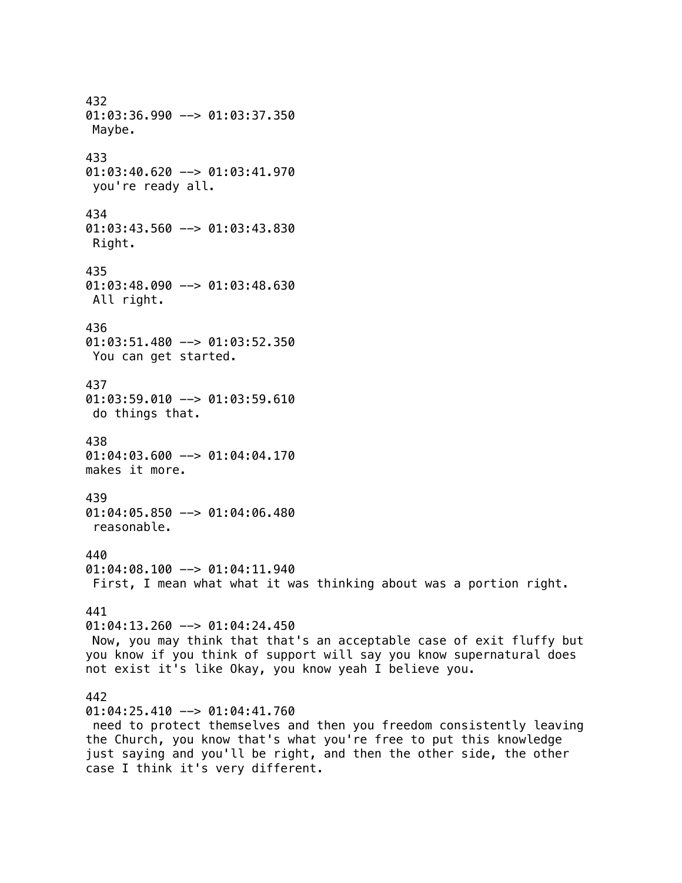432
01:03:36.990 --> 01:03:37.350
Maybe.

433
01:03:40.620 --> 01:03:41.970
you're ready all.

434
01:03:43.560 --> 01:03:43.830
Right.

435
01:03:48.090 --> 01:03:48.630
All right.

436
01:03:51.480 --> 01:03:52.350
You can get started.

437
01:03:59.010 --> 01:03:59.610
do things that.

438
01:04:03.600 --> 01:04:04.170
makes it more.

439
01:04:05.850 --> 01:04:06.480
reasonable.

440
01:04:08.100 --> 01:04:11.940
First, I mean what what it was thinking about was a portion right.

441
01:04:13.260 --> 01:04:24.450
Now, you may think that that's an acceptable case of exit fluffy but you know if you think of support will say you know supernatural does not exist it's like Okay, you know yeah I believe you.

442
01:04:25.410 --> 01:04:41.760
need to protect themselves and then you freedom consistently leaving the Church, you know that's what you're free to put this knowledge just saying and you'll be right, and then the other side, the other case I think it's very different.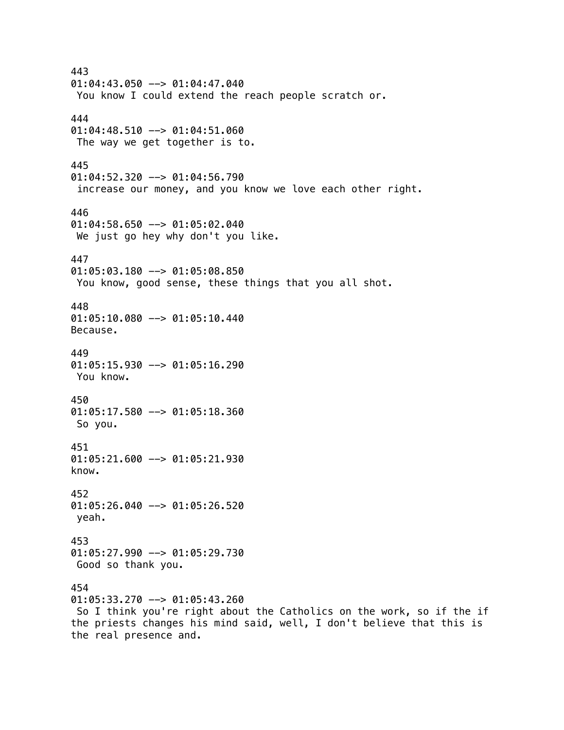443
01:04:43.050 --> 01:04:47.040
You know I could extend the reach people scratch or.

444
01:04:48.510 --> 01:04:51.060
The way we get together is to.

445
01:04:52.320 --> 01:04:56.790
increase our money, and you know we love each other right.

446
01:04:58.650 --> 01:05:02.040
We just go hey why don't you like.

447
01:05:03.180 --> 01:05:08.850
You know, good sense, these things that you all shot.

448
01:05:10.080 --> 01:05:10.440
Because.

449
01:05:15.930 --> 01:05:16.290
You know.

450
01:05:17.580 --> 01:05:18.360
So you.

451
01:05:21.600 --> 01:05:21.930
know.

452
01:05:26.040 --> 01:05:26.520
yeah.

453
01:05:27.990 --> 01:05:29.730
Good so thank you.

454
01:05:33.270 --> 01:05:43.260
So I think you're right about the Catholics on the work, so if the if the priests changes his mind said, well, I don't believe that this is the real presence and.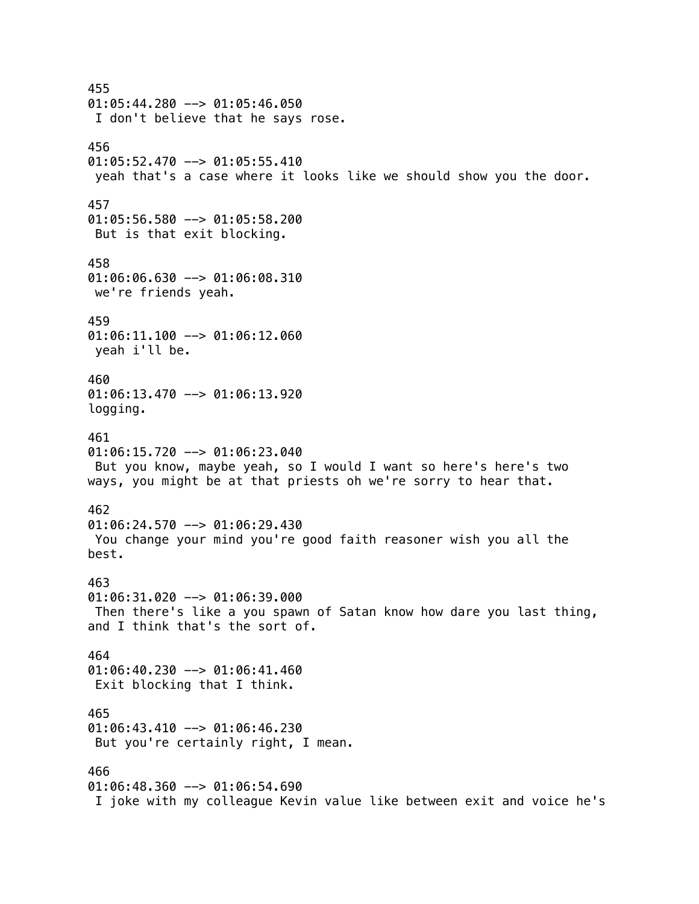455
01:05:44.280 --> 01:05:46.050
 I don't believe that he says rose.

456
01:05:52.470 --> 01:05:55.410
 yeah that's a case where it looks like we should show you the door.

457
01:05:56.580 --> 01:05:58.200
 But is that exit blocking.

458
01:06:06.630 --> 01:06:08.310
 we're friends yeah.

459
01:06:11.100 --> 01:06:12.060
 yeah i'll be.

460
01:06:13.470 --> 01:06:13.920
logging.

461
01:06:15.720 --> 01:06:23.040
 But you know, maybe yeah, so I would I want so here's here's two ways, you might be at that priests oh we're sorry to hear that.

462
01:06:24.570 --> 01:06:29.430
 You change your mind you're good faith reasoner wish you all the best.

463
01:06:31.020 --> 01:06:39.000
 Then there's like a you spawn of Satan know how dare you last thing, and I think that's the sort of.

464
01:06:40.230 --> 01:06:41.460
 Exit blocking that I think.

465
01:06:43.410 --> 01:06:46.230
 But you're certainly right, I mean.

466
01:06:48.360 --> 01:06:54.690
 I joke with my colleague Kevin value like between exit and voice he's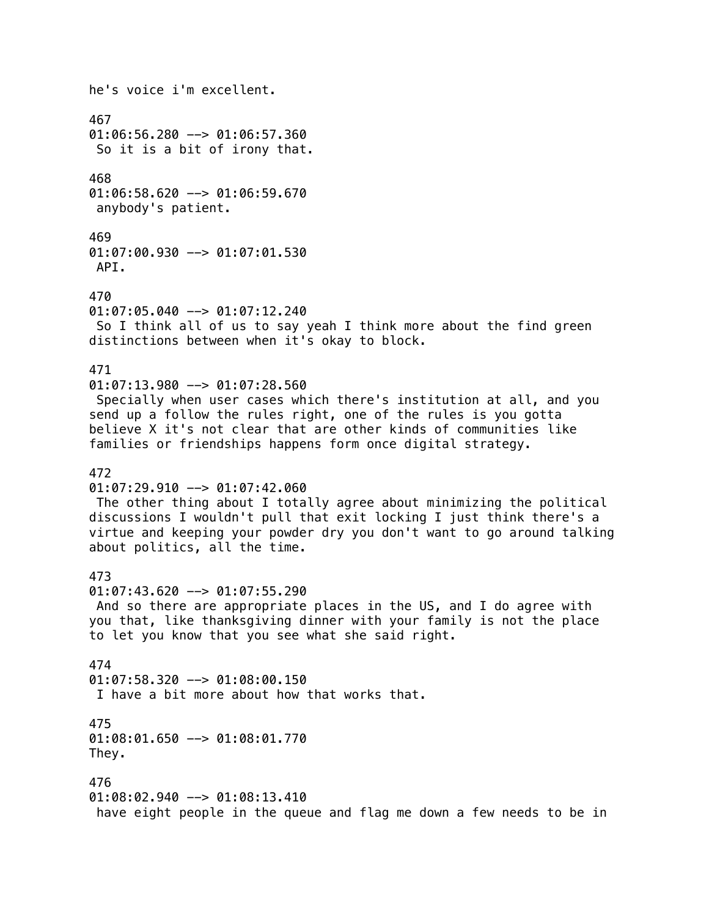he's voice i'm excellent.

467
01:06:56.280 --> 01:06:57.360
 So it is a bit of irony that.

468
01:06:58.620 --> 01:06:59.670
 anybody's patient.

469
01:07:00.930 --> 01:07:01.530
 API.

470
01:07:05.040 --> 01:07:12.240
 So I think all of us to say yeah I think more about the find green distinctions between when it's okay to block.

471
01:07:13.980 --> 01:07:28.560
 Specially when user cases which there's institution at all, and you send up a follow the rules right, one of the rules is you gotta believe X it's not clear that are other kinds of communities like families or friendships happens form once digital strategy.

472
01:07:29.910 --> 01:07:42.060
 The other thing about I totally agree about minimizing the political discussions I wouldn't pull that exit locking I just think there's a virtue and keeping your powder dry you don't want to go around talking about politics, all the time.

473
01:07:43.620 --> 01:07:55.290
 And so there are appropriate places in the US, and I do agree with you that, like thanksgiving dinner with your family is not the place to let you know that you see what she said right.

474
01:07:58.320 --> 01:08:00.150
 I have a bit more about how that works that.

475
01:08:01.650 --> 01:08:01.770
They.

476
01:08:02.940 --> 01:08:13.410
 have eight people in the queue and flag me down a few needs to be in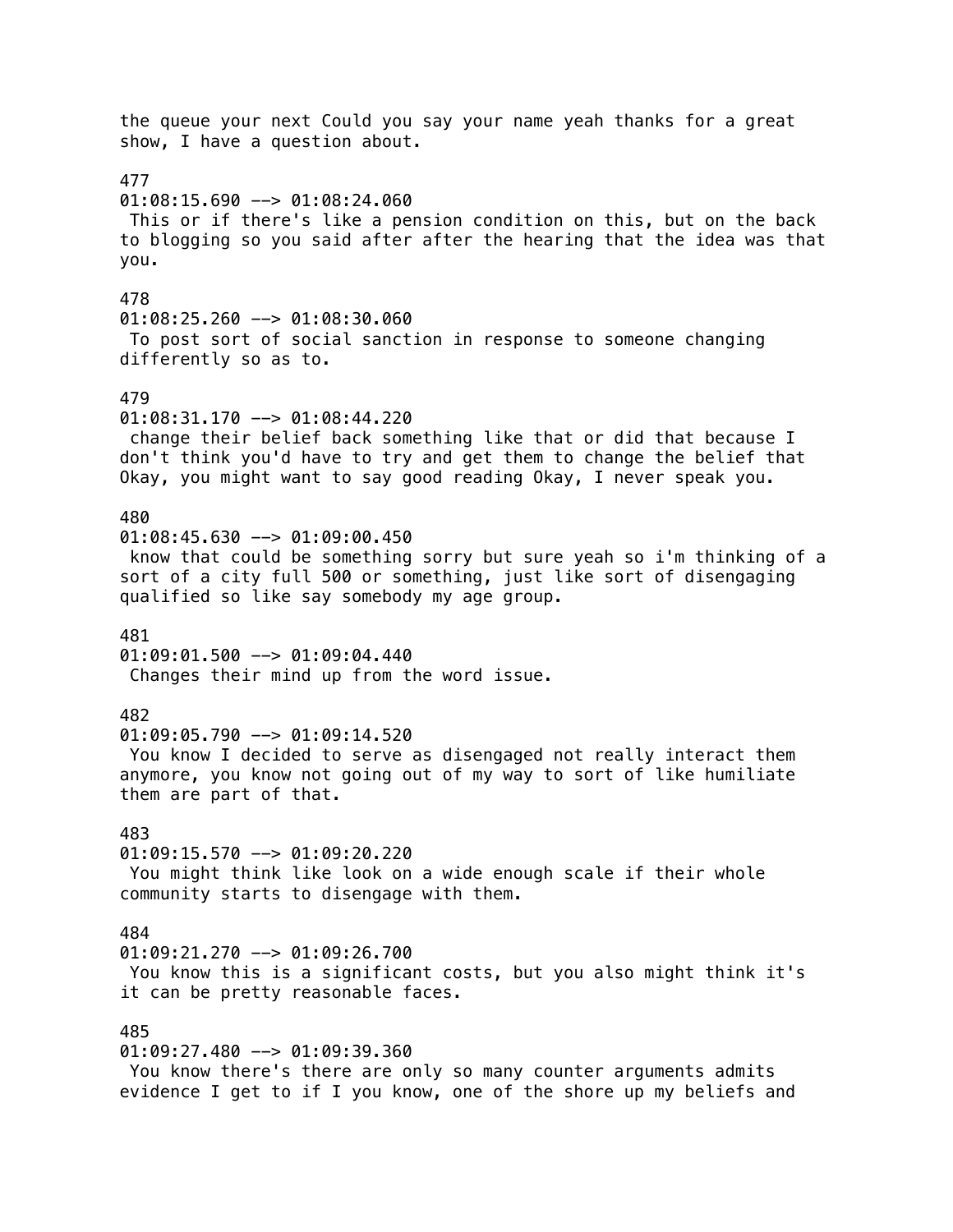the queue your next Could you say your name yeah thanks for a great show, I have a question about.

477
01:08:15.690 --> 01:08:24.060
This or if there's like a pension condition on this, but on the back to blogging so you said after after the hearing that the idea was that you.

478
01:08:25.260 --> 01:08:30.060
To post sort of social sanction in response to someone changing differently so as to.

479
01:08:31.170 --> 01:08:44.220
change their belief back something like that or did that because I don't think you'd have to try and get them to change the belief that Okay, you might want to say good reading Okay, I never speak you.

480
01:08:45.630 --> 01:09:00.450
know that could be something sorry but sure yeah so i'm thinking of a sort of a city full 500 or something, just like sort of disengaging qualified so like say somebody my age group.

481
01:09:01.500 --> 01:09:04.440
Changes their mind up from the word issue.

482
01:09:05.790 --> 01:09:14.520
You know I decided to serve as disengaged not really interact them anymore, you know not going out of my way to sort of like humiliate them are part of that.

483
01:09:15.570 --> 01:09:20.220
You might think like look on a wide enough scale if their whole community starts to disengage with them.

484
01:09:21.270 --> 01:09:26.700
You know this is a significant costs, but you also might think it's it can be pretty reasonable faces.

485
01:09:27.480 --> 01:09:39.360
You know there's there are only so many counter arguments admits evidence I get to if I you know, one of the shore up my beliefs and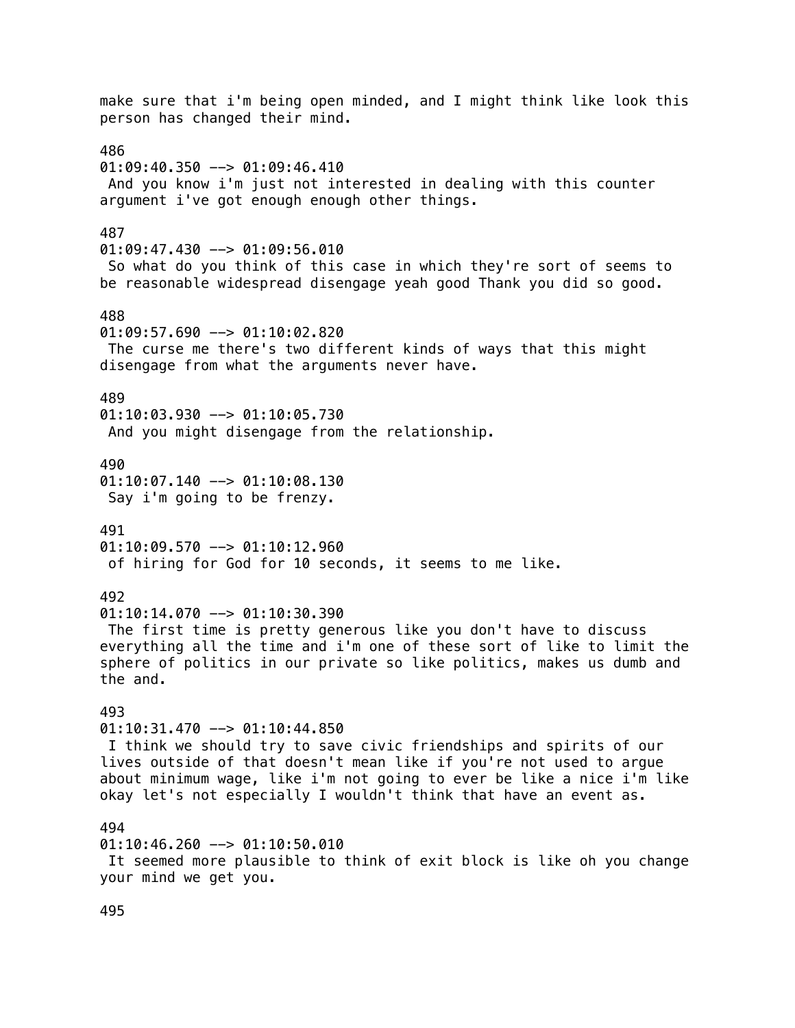make sure that i'm being open minded, and I might think like look this person has changed their mind.

486
01:09:40.350 --> 01:09:46.410
And you know i'm just not interested in dealing with this counter argument i've got enough enough other things.

487
01:09:47.430 --> 01:09:56.010
So what do you think of this case in which they're sort of seems to be reasonable widespread disengage yeah good Thank you did so good.

488
01:09:57.690 --> 01:10:02.820
The curse me there's two different kinds of ways that this might disengage from what the arguments never have.

489
01:10:03.930 --> 01:10:05.730
And you might disengage from the relationship.

490
01:10:07.140 --> 01:10:08.130
Say i'm going to be frenzy.

491
01:10:09.570 --> 01:10:12.960
of hiring for God for 10 seconds, it seems to me like.

492
01:10:14.070 --> 01:10:30.390
The first time is pretty generous like you don't have to discuss everything all the time and i'm one of these sort of like to limit the sphere of politics in our private so like politics, makes us dumb and the and.

493
01:10:31.470 --> 01:10:44.850
I think we should try to save civic friendships and spirits of our lives outside of that doesn't mean like if you're not used to argue about minimum wage, like i'm not going to ever be like a nice i'm like okay let's not especially I wouldn't think that have an event as.

494
01:10:46.260 --> 01:10:50.010
It seemed more plausible to think of exit block is like oh you change your mind we get you.

495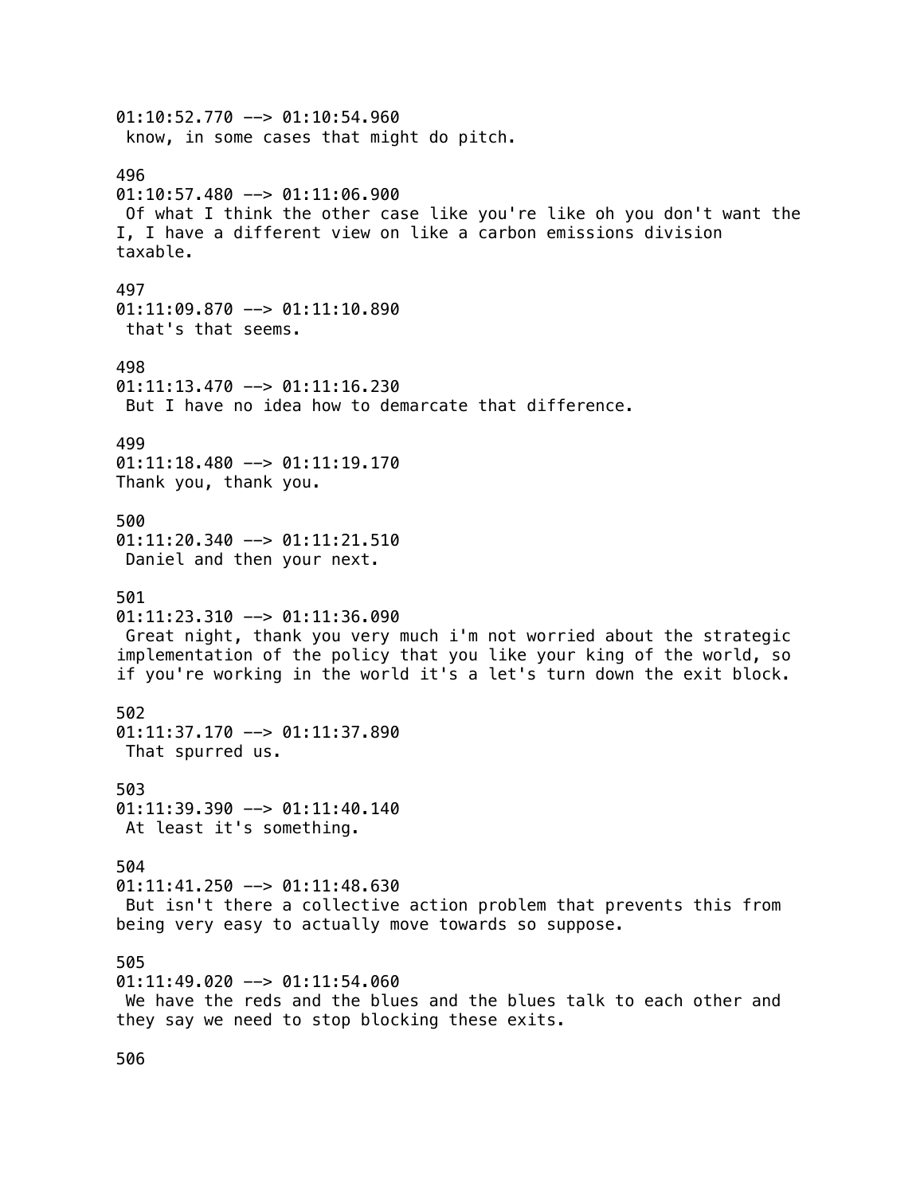01:10:52.770 --> 01:10:54.960
know, in some cases that might do pitch.

496
01:10:57.480 --> 01:11:06.900
Of what I think the other case like you're like oh you don't want the I, I have a different view on like a carbon emissions division taxable.

497
01:11:09.870 --> 01:11:10.890
that's that seems.

498
01:11:13.470 --> 01:11:16.230
But I have no idea how to demarcate that difference.

499
01:11:18.480 --> 01:11:19.170
Thank you, thank you.

500
01:11:20.340 --> 01:11:21.510
Daniel and then your next.

501
01:11:23.310 --> 01:11:36.090
Great night, thank you very much i'm not worried about the strategic implementation of the policy that you like your king of the world, so if you're working in the world it's a let's turn down the exit block.

502
01:11:37.170 --> 01:11:37.890
That spurred us.

503
01:11:39.390 --> 01:11:40.140
At least it's something.

504
01:11:41.250 --> 01:11:48.630
But isn't there a collective action problem that prevents this from being very easy to actually move towards so suppose.

505
01:11:49.020 --> 01:11:54.060
We have the reds and the blues and the blues talk to each other and they say we need to stop blocking these exits.

506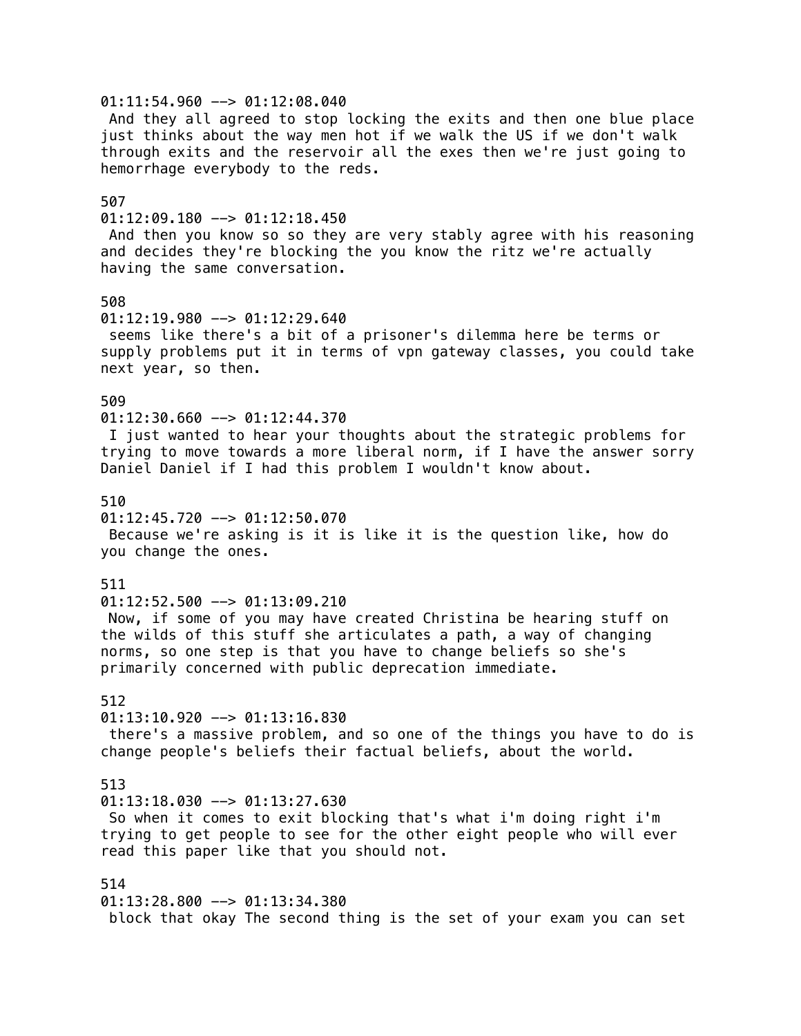01:11:54.960 --> 01:12:08.040
And they all agreed to stop locking the exits and then one blue place just thinks about the way men hot if we walk the US if we don't walk through exits and the reservoir all the exes then we're just going to hemorrhage everybody to the reds.

507
01:12:09.180 --> 01:12:18.450
And then you know so so they are very stably agree with his reasoning and decides they're blocking the you know the ritz we're actually having the same conversation.

508
01:12:19.980 --> 01:12:29.640
seems like there's a bit of a prisoner's dilemma here be terms or supply problems put it in terms of vpn gateway classes, you could take next year, so then.

509
01:12:30.660 --> 01:12:44.370
I just wanted to hear your thoughts about the strategic problems for trying to move towards a more liberal norm, if I have the answer sorry Daniel Daniel if I had this problem I wouldn't know about.

510
01:12:45.720 --> 01:12:50.070
Because we're asking is it is like it is the question like, how do you change the ones.

511
01:12:52.500 --> 01:13:09.210
Now, if some of you may have created Christina be hearing stuff on the wilds of this stuff she articulates a path, a way of changing norms, so one step is that you have to change beliefs so she's primarily concerned with public deprecation immediate.

512
01:13:10.920 --> 01:13:16.830
there's a massive problem, and so one of the things you have to do is change people's beliefs their factual beliefs, about the world.

513
01:13:18.030 --> 01:13:27.630
So when it comes to exit blocking that's what i'm doing right i'm trying to get people to see for the other eight people who will ever read this paper like that you should not.

514
01:13:28.800 --> 01:13:34.380
block that okay The second thing is the set of your exam you can set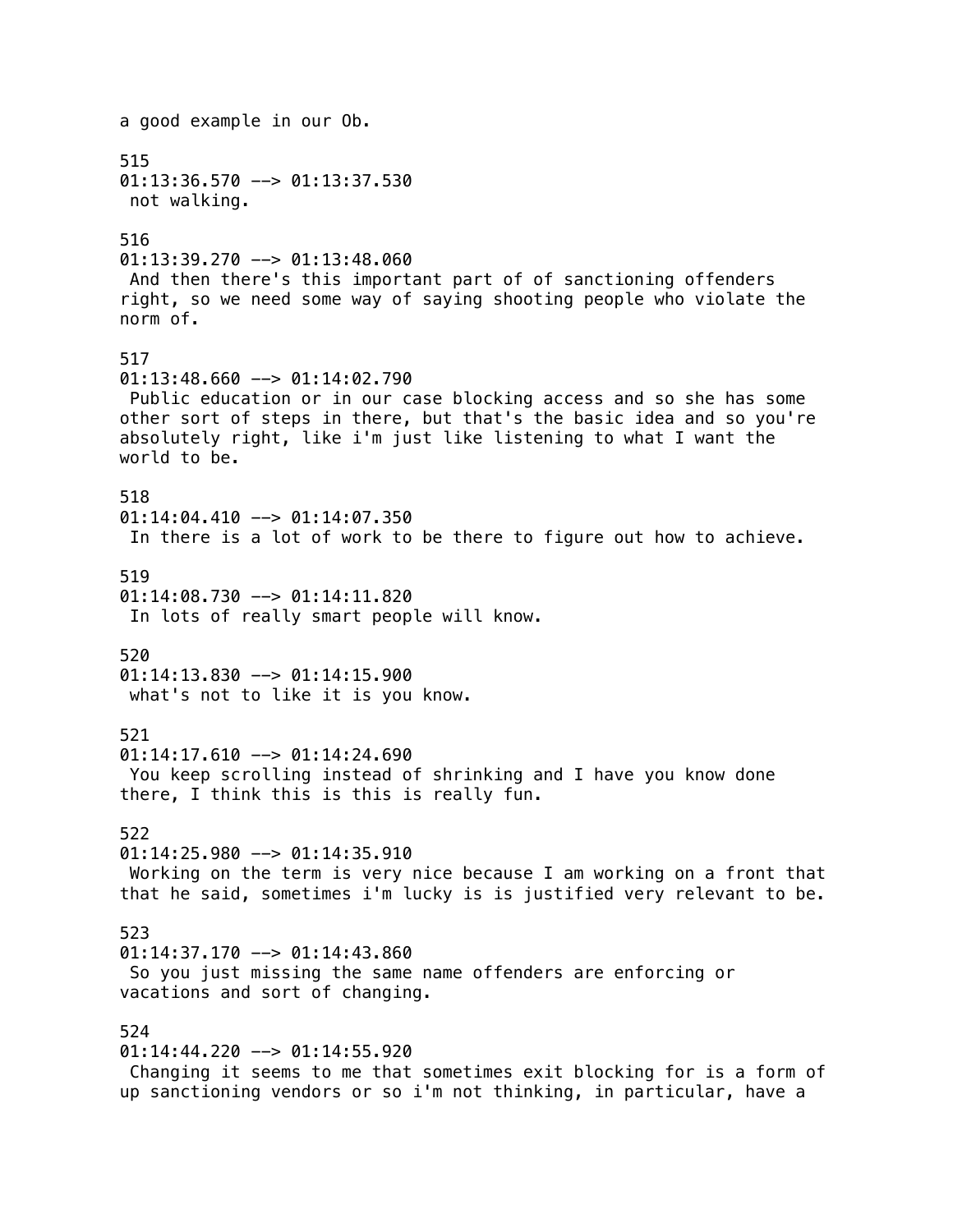a good example in our Ob.

515
01:13:36.570 --> 01:13:37.530
 not walking.

516
01:13:39.270 --> 01:13:48.060
 And then there's this important part of of sanctioning offenders right, so we need some way of saying shooting people who violate the norm of.

517
01:13:48.660 --> 01:14:02.790
 Public education or in our case blocking access and so she has some other sort of steps in there, but that's the basic idea and so you're absolutely right, like i'm just like listening to what I want the world to be.

518
01:14:04.410 --> 01:14:07.350
 In there is a lot of work to be there to figure out how to achieve.

519
01:14:08.730 --> 01:14:11.820
 In lots of really smart people will know.

520
01:14:13.830 --> 01:14:15.900
 what's not to like it is you know.

521
01:14:17.610 --> 01:14:24.690
 You keep scrolling instead of shrinking and I have you know done there, I think this is this is really fun.

522
01:14:25.980 --> 01:14:35.910
 Working on the term is very nice because I am working on a front that that he said, sometimes i'm lucky is is justified very relevant to be.

523
01:14:37.170 --> 01:14:43.860
 So you just missing the same name offenders are enforcing or vacations and sort of changing.

524
01:14:44.220 --> 01:14:55.920
 Changing it seems to me that sometimes exit blocking for is a form of up sanctioning vendors or so i'm not thinking, in particular, have a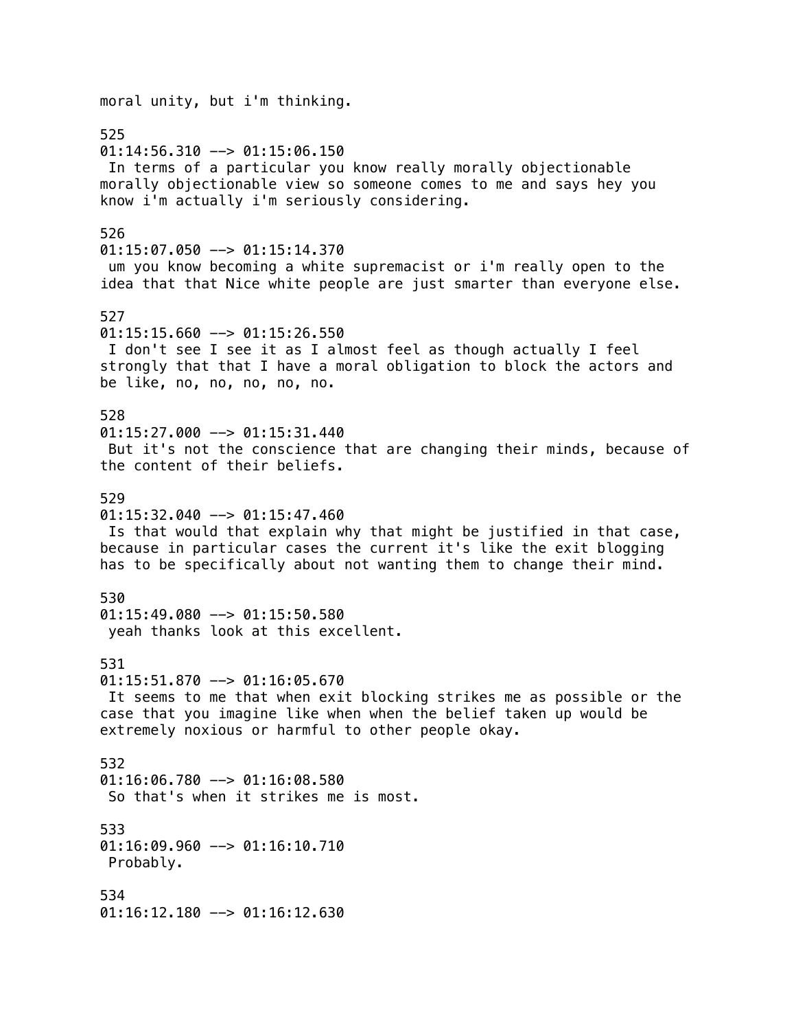moral unity, but i'm thinking.

525
01:14:56.310 --> 01:15:06.150
In terms of a particular you know really morally objectionable morally objectionable view so someone comes to me and says hey you know i'm actually i'm seriously considering.

526
01:15:07.050 --> 01:15:14.370
um you know becoming a white supremacist or i'm really open to the idea that that Nice white people are just smarter than everyone else.

527
01:15:15.660 --> 01:15:26.550
I don't see I see it as I almost feel as though actually I feel strongly that that I have a moral obligation to block the actors and be like, no, no, no, no, no.

528
01:15:27.000 --> 01:15:31.440
But it's not the conscience that are changing their minds, because of the content of their beliefs.

529
01:15:32.040 --> 01:15:47.460
Is that would that explain why that might be justified in that case, because in particular cases the current it's like the exit blogging has to be specifically about not wanting them to change their mind.

530
01:15:49.080 --> 01:15:50.580
yeah thanks look at this excellent.

531
01:15:51.870 --> 01:16:05.670
It seems to me that when exit blocking strikes me as possible or the case that you imagine like when when the belief taken up would be extremely noxious or harmful to other people okay.

532
01:16:06.780 --> 01:16:08.580
So that's when it strikes me is most.

533
01:16:09.960 --> 01:16:10.710
Probably.

534
01:16:12.180 --> 01:16:12.630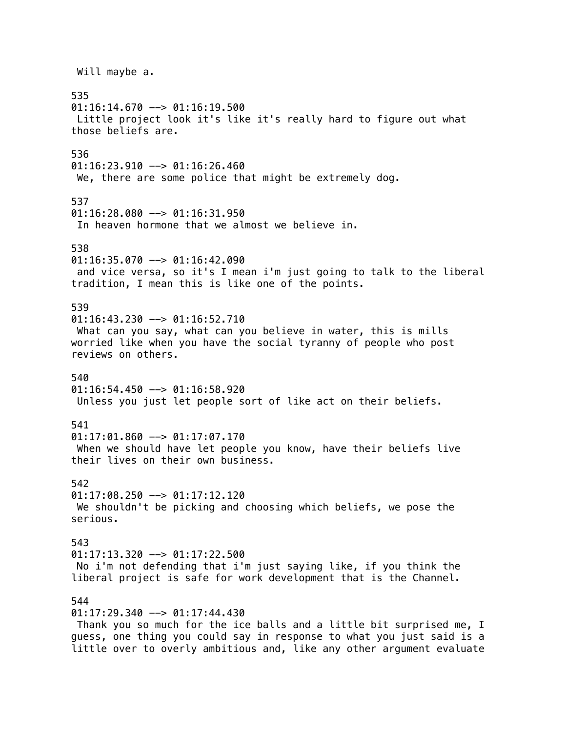Will maybe a.

535
01:16:14.670 --> 01:16:19.500
Little project look it's like it's really hard to figure out what those beliefs are.

536
01:16:23.910 --> 01:16:26.460
We, there are some police that might be extremely dog.

537
01:16:28.080 --> 01:16:31.950
In heaven hormone that we almost we believe in.

538
01:16:35.070 --> 01:16:42.090
and vice versa, so it's I mean i'm just going to talk to the liberal tradition, I mean this is like one of the points.

539
01:16:43.230 --> 01:16:52.710
What can you say, what can you believe in water, this is mills worried like when you have the social tyranny of people who post reviews on others.

540
01:16:54.450 --> 01:16:58.920
Unless you just let people sort of like act on their beliefs.

541
01:17:01.860 --> 01:17:07.170
When we should have let people you know, have their beliefs live their lives on their own business.

542
01:17:08.250 --> 01:17:12.120
We shouldn't be picking and choosing which beliefs, we pose the serious.

543
01:17:13.320 --> 01:17:22.500
No i'm not defending that i'm just saying like, if you think the liberal project is safe for work development that is the Channel.

544
01:17:29.340 --> 01:17:44.430
Thank you so much for the ice balls and a little bit surprised me, I guess, one thing you could say in response to what you just said is a little over to overly ambitious and, like any other argument evaluate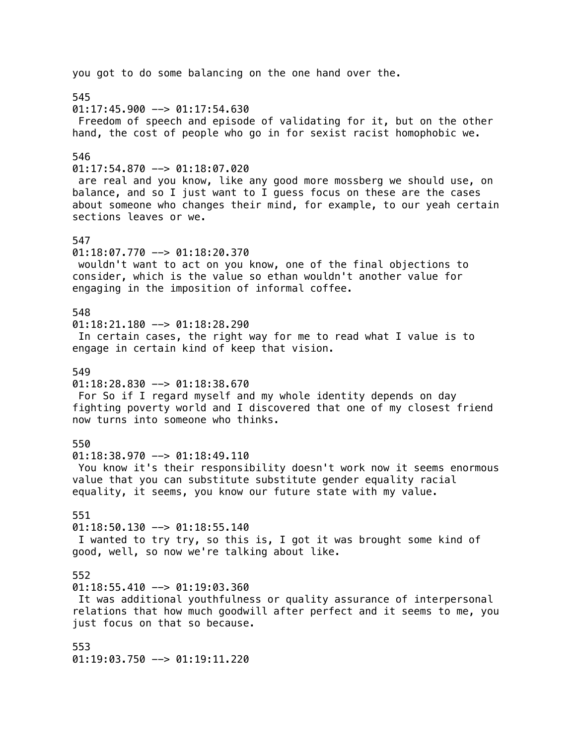you got to do some balancing on the one hand over the.

545
01:17:45.900 --> 01:17:54.630
 Freedom of speech and episode of validating for it, but on the other hand, the cost of people who go in for sexist racist homophobic we.

546
01:17:54.870 --> 01:18:07.020
 are real and you know, like any good more mossberg we should use, on balance, and so I just want to I guess focus on these are the cases about someone who changes their mind, for example, to our yeah certain sections leaves or we.

547
01:18:07.770 --> 01:18:20.370
 wouldn't want to act on you know, one of the final objections to consider, which is the value so ethan wouldn't another value for engaging in the imposition of informal coffee.

548
01:18:21.180 --> 01:18:28.290
 In certain cases, the right way for me to read what I value is to engage in certain kind of keep that vision.

549
01:18:28.830 --> 01:18:38.670
 For So if I regard myself and my whole identity depends on day fighting poverty world and I discovered that one of my closest friend now turns into someone who thinks.

550
01:18:38.970 --> 01:18:49.110
 You know it's their responsibility doesn't work now it seems enormous value that you can substitute substitute gender equality racial equality, it seems, you know our future state with my value.

551
01:18:50.130 --> 01:18:55.140
 I wanted to try try, so this is, I got it was brought some kind of good, well, so now we're talking about like.

552
01:18:55.410 --> 01:19:03.360
 It was additional youthfulness or quality assurance of interpersonal relations that how much goodwill after perfect and it seems to me, you just focus on that so because.

553
01:19:03.750 --> 01:19:11.220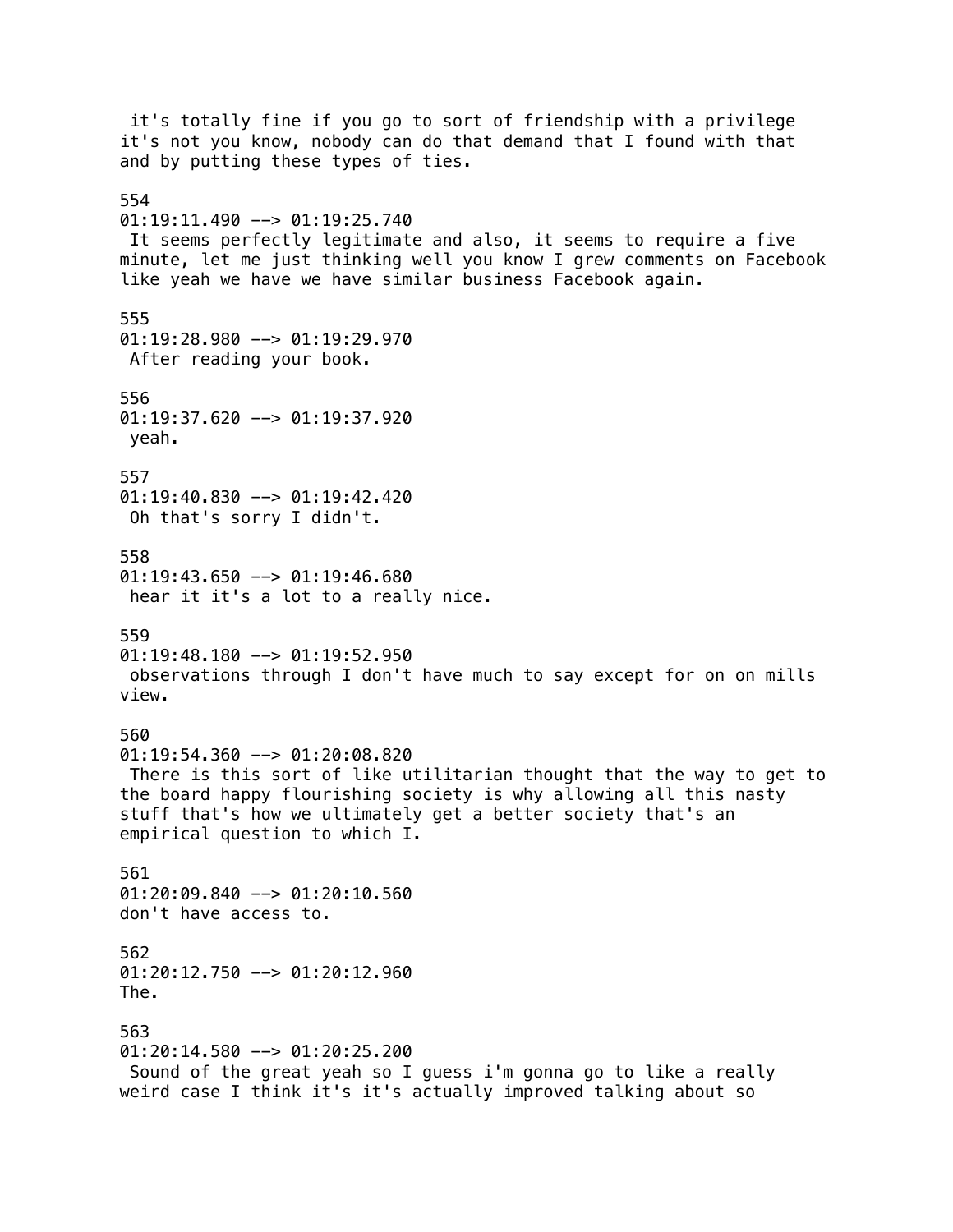it's totally fine if you go to sort of friendship with a privilege it's not you know, nobody can do that demand that I found with that and by putting these types of ties.

554
01:19:11.490 --> 01:19:25.740
It seems perfectly legitimate and also, it seems to require a five minute, let me just thinking well you know I grew comments on Facebook like yeah we have we have similar business Facebook again.

555
01:19:28.980 --> 01:19:29.970
After reading your book.

556
01:19:37.620 --> 01:19:37.920
yeah.

557
01:19:40.830 --> 01:19:42.420
Oh that's sorry I didn't.

558
01:19:43.650 --> 01:19:46.680
hear it it's a lot to a really nice.

559
01:19:48.180 --> 01:19:52.950
observations through I don't have much to say except for on on mills view.

560
01:19:54.360 --> 01:20:08.820
There is this sort of like utilitarian thought that the way to get to the board happy flourishing society is why allowing all this nasty stuff that's how we ultimately get a better society that's an empirical question to which I.

561
01:20:09.840 --> 01:20:10.560
don't have access to.

562
01:20:12.750 --> 01:20:12.960
The.

563
01:20:14.580 --> 01:20:25.200
Sound of the great yeah so I guess i'm gonna go to like a really weird case I think it's it's actually improved talking about so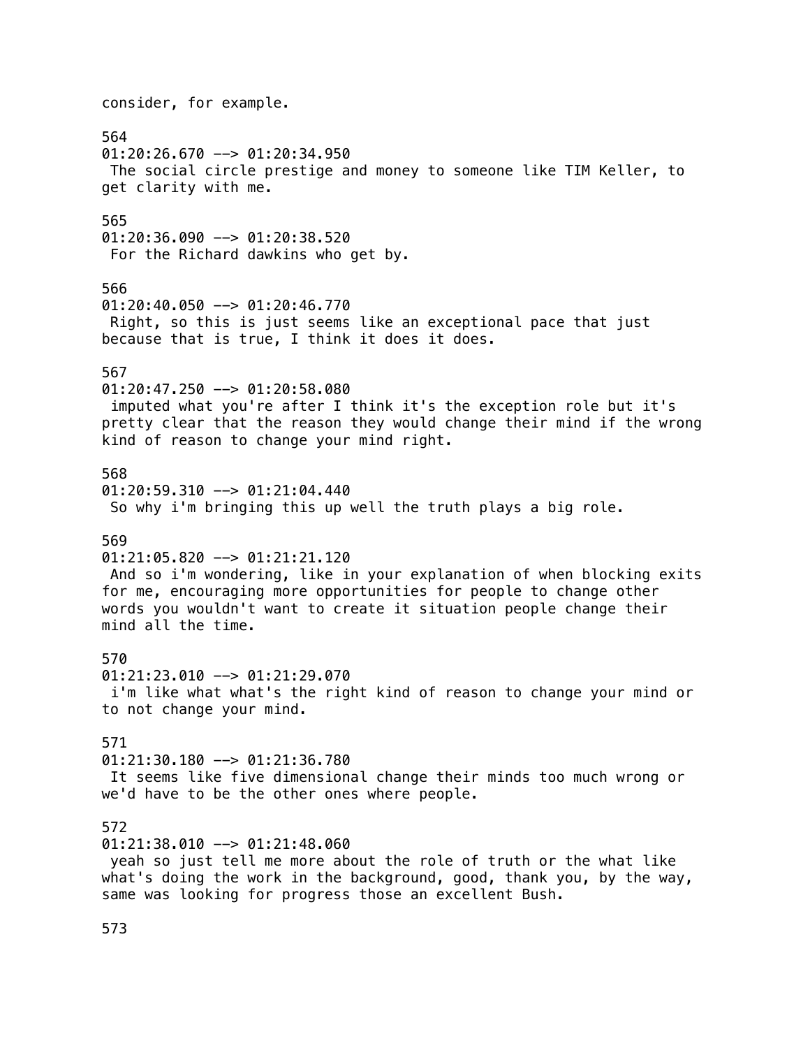consider, for example.

564
01:20:26.670 --> 01:20:34.950
 The social circle prestige and money to someone like TIM Keller, to get clarity with me.

565
01:20:36.090 --> 01:20:38.520
 For the Richard dawkins who get by.

566
01:20:40.050 --> 01:20:46.770
 Right, so this is just seems like an exceptional pace that just because that is true, I think it does it does.

567
01:20:47.250 --> 01:20:58.080
 imputed what you're after I think it's the exception role but it's pretty clear that the reason they would change their mind if the wrong kind of reason to change your mind right.

568
01:20:59.310 --> 01:21:04.440
 So why i'm bringing this up well the truth plays a big role.

569
01:21:05.820 --> 01:21:21.120
 And so i'm wondering, like in your explanation of when blocking exits for me, encouraging more opportunities for people to change other words you wouldn't want to create it situation people change their mind all the time.

570
01:21:23.010 --> 01:21:29.070
 i'm like what what's the right kind of reason to change your mind or to not change your mind.

571
01:21:30.180 --> 01:21:36.780
 It seems like five dimensional change their minds too much wrong or we'd have to be the other ones where people.

572
01:21:38.010 --> 01:21:48.060
 yeah so just tell me more about the role of truth or the what like what's doing the work in the background, good, thank you, by the way, same was looking for progress those an excellent Bush.

573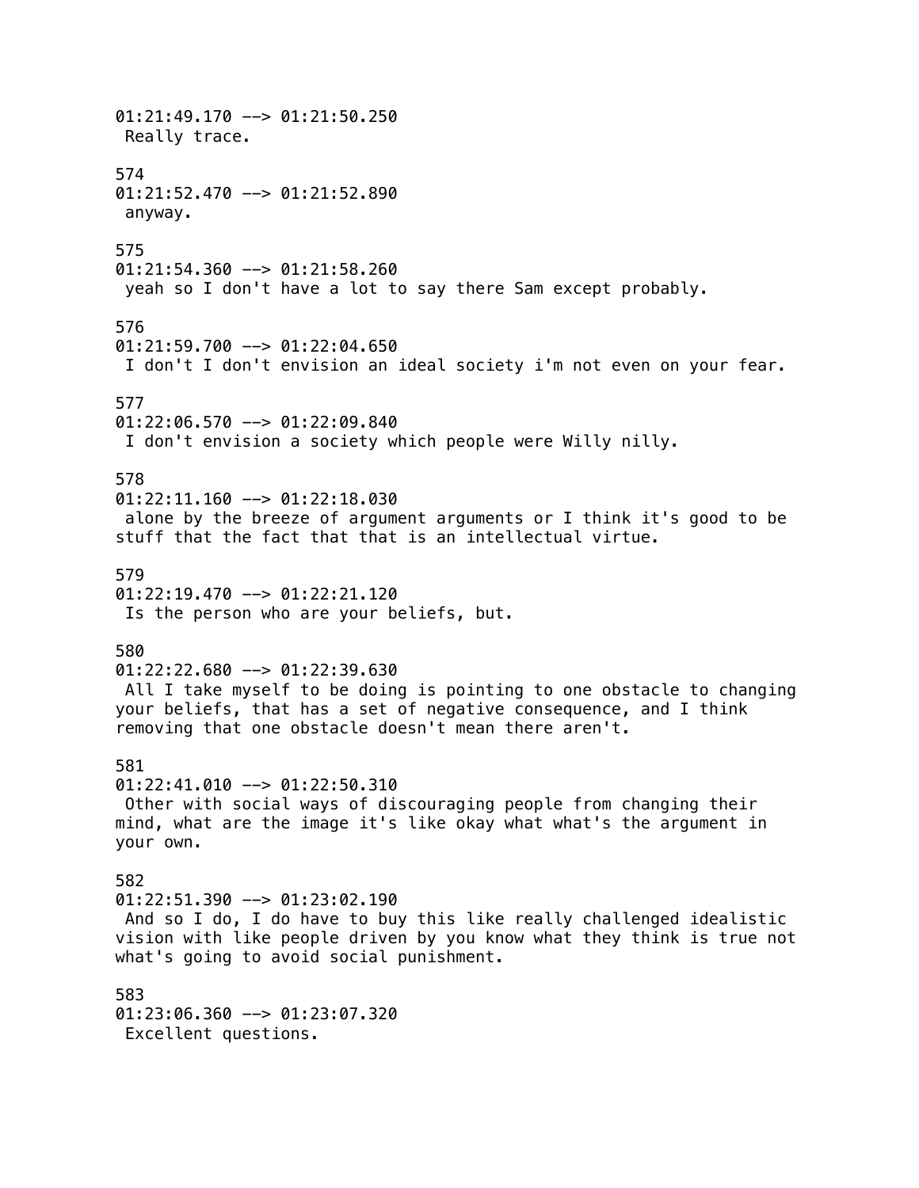01:21:49.170 --> 01:21:50.250
 Really trace.

574
01:21:52.470 --> 01:21:52.890
 anyway.

575
01:21:54.360 --> 01:21:58.260
 yeah so I don't have a lot to say there Sam except probably.

576
01:21:59.700 --> 01:22:04.650
 I don't I don't envision an ideal society i'm not even on your fear.

577
01:22:06.570 --> 01:22:09.840
 I don't envision a society which people were Willy nilly.

578
01:22:11.160 --> 01:22:18.030
 alone by the breeze of argument arguments or I think it's good to be stuff that the fact that that is an intellectual virtue.

579
01:22:19.470 --> 01:22:21.120
 Is the person who are your beliefs, but.

580
01:22:22.680 --> 01:22:39.630
 All I take myself to be doing is pointing to one obstacle to changing your beliefs, that has a set of negative consequence, and I think removing that one obstacle doesn't mean there aren't.

581
01:22:41.010 --> 01:22:50.310
 Other with social ways of discouraging people from changing their mind, what are the image it's like okay what what's the argument in your own.

582
01:22:51.390 --> 01:23:02.190
 And so I do, I do have to buy this like really challenged idealistic vision with like people driven by you know what they think is true not what's going to avoid social punishment.

583
01:23:06.360 --> 01:23:07.320
 Excellent questions.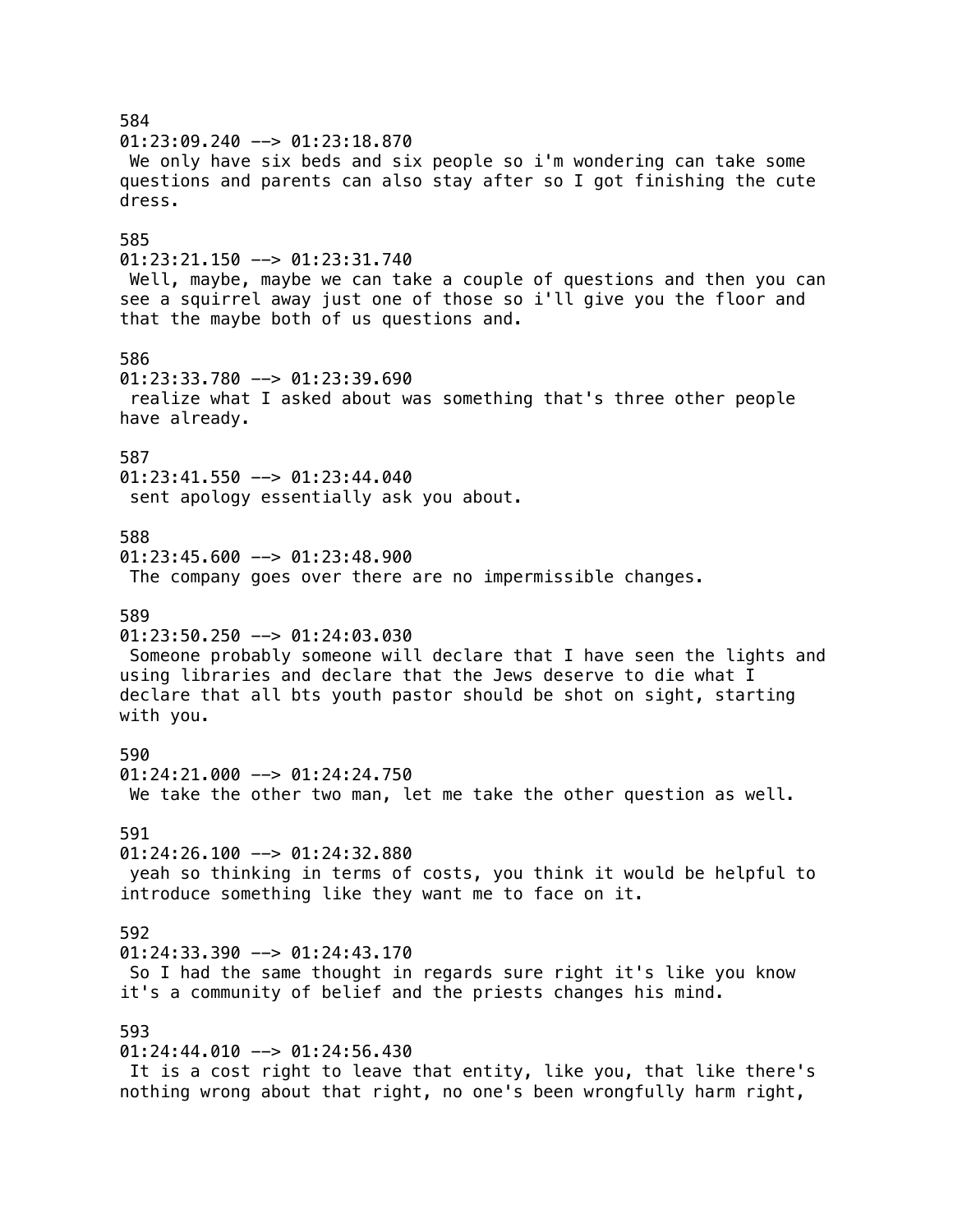584
01:23:09.240 --> 01:23:18.870
We only have six beds and six people so i'm wondering can take some questions and parents can also stay after so I got finishing the cute dress.

585
01:23:21.150 --> 01:23:31.740
Well, maybe, maybe we can take a couple of questions and then you can see a squirrel away just one of those so i'll give you the floor and that the maybe both of us questions and.

586
01:23:33.780 --> 01:23:39.690
realize what I asked about was something that's three other people have already.

587
01:23:41.550 --> 01:23:44.040
sent apology essentially ask you about.

588
01:23:45.600 --> 01:23:48.900
The company goes over there are no impermissible changes.

589
01:23:50.250 --> 01:24:03.030
Someone probably someone will declare that I have seen the lights and using libraries and declare that the Jews deserve to die what I declare that all bts youth pastor should be shot on sight, starting with you.

590
01:24:21.000 --> 01:24:24.750
We take the other two man, let me take the other question as well.

591
01:24:26.100 --> 01:24:32.880
yeah so thinking in terms of costs, you think it would be helpful to introduce something like they want me to face on it.

592
01:24:33.390 --> 01:24:43.170
So I had the same thought in regards sure right it's like you know it's a community of belief and the priests changes his mind.

593
01:24:44.010 --> 01:24:56.430
It is a cost right to leave that entity, like you, that like there's nothing wrong about that right, no one's been wrongfully harm right,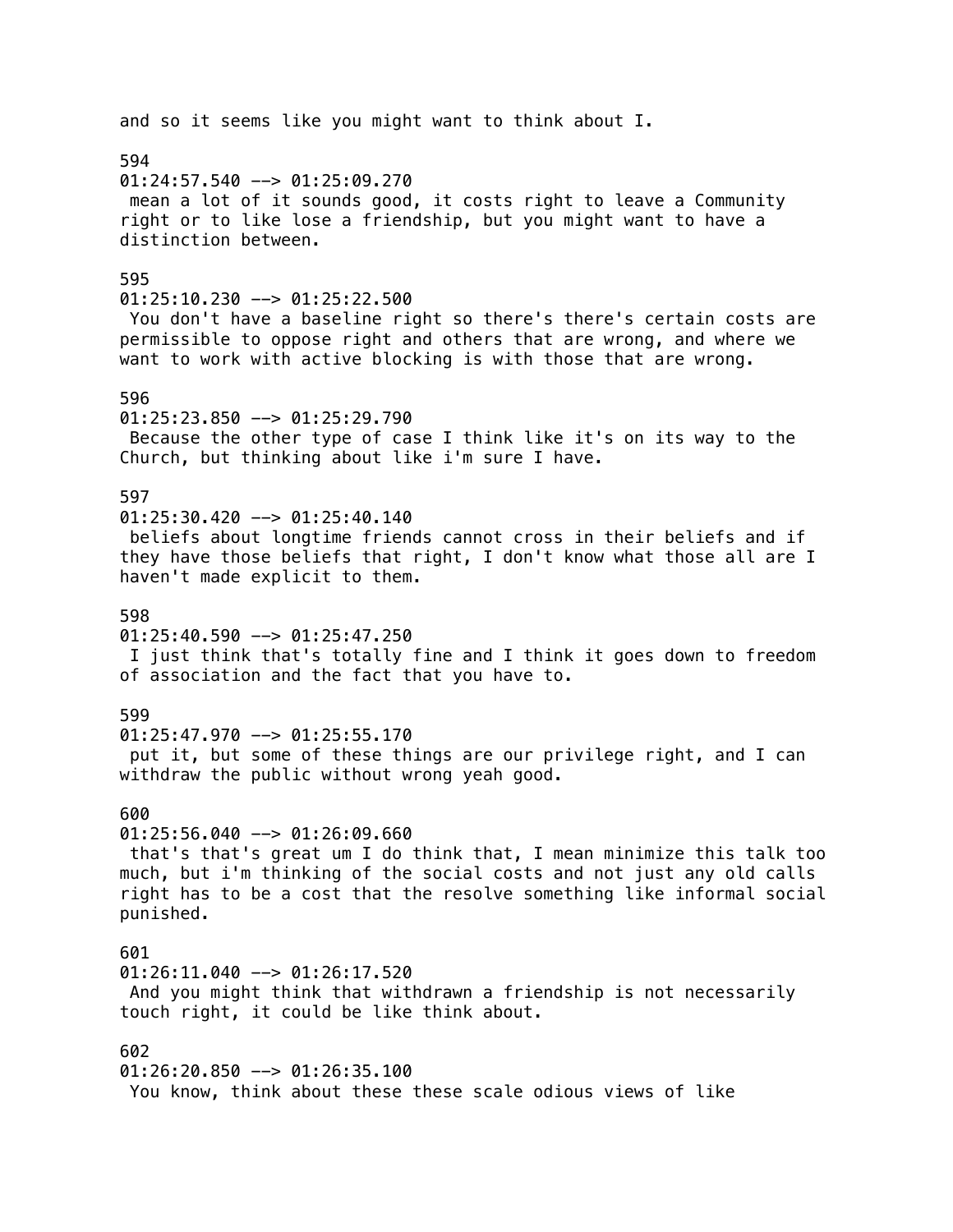and so it seems like you might want to think about I.

594
01:24:57.540 --> 01:25:09.270
 mean a lot of it sounds good, it costs right to leave a Community right or to like lose a friendship, but you might want to have a distinction between.

595
01:25:10.230 --> 01:25:22.500
 You don't have a baseline right so there's there's certain costs are permissible to oppose right and others that are wrong, and where we want to work with active blocking is with those that are wrong.

596
01:25:23.850 --> 01:25:29.790
 Because the other type of case I think like it's on its way to the Church, but thinking about like i'm sure I have.

597
01:25:30.420 --> 01:25:40.140
 beliefs about longtime friends cannot cross in their beliefs and if they have those beliefs that right, I don't know what those all are I haven't made explicit to them.

598
01:25:40.590 --> 01:25:47.250
 I just think that's totally fine and I think it goes down to freedom of association and the fact that you have to.

599
01:25:47.970 --> 01:25:55.170
 put it, but some of these things are our privilege right, and I can withdraw the public without wrong yeah good.

600
01:25:56.040 --> 01:26:09.660
 that's that's great um I do think that, I mean minimize this talk too much, but i'm thinking of the social costs and not just any old calls right has to be a cost that the resolve something like informal social punished.

601
01:26:11.040 --> 01:26:17.520
 And you might think that withdrawn a friendship is not necessarily touch right, it could be like think about.

602
01:26:20.850 --> 01:26:35.100
 You know, think about these these scale odious views of like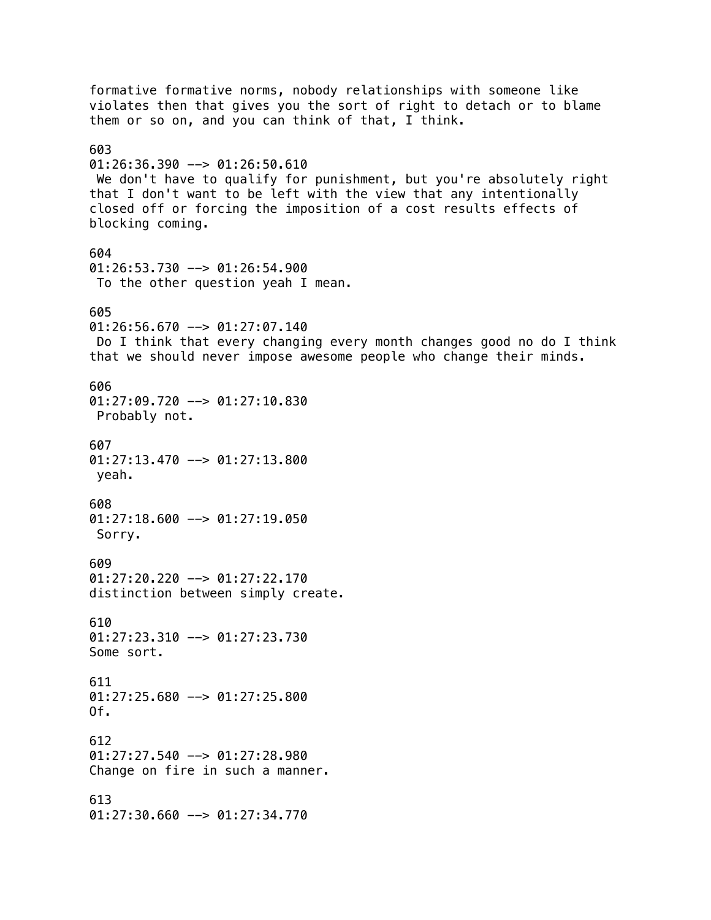formative formative norms, nobody relationships with someone like violates then that gives you the sort of right to detach or to blame them or so on, and you can think of that, I think.

603
01:26:36.390 --> 01:26:50.610
We don't have to qualify for punishment, but you're absolutely right that I don't want to be left with the view that any intentionally closed off or forcing the imposition of a cost results effects of blocking coming.

604
01:26:53.730 --> 01:26:54.900
To the other question yeah I mean.

605
01:26:56.670 --> 01:27:07.140
Do I think that every changing every month changes good no do I think that we should never impose awesome people who change their minds.

606
01:27:09.720 --> 01:27:10.830
Probably not.

607
01:27:13.470 --> 01:27:13.800
yeah.

608
01:27:18.600 --> 01:27:19.050
Sorry.

609
01:27:20.220 --> 01:27:22.170
distinction between simply create.

610
01:27:23.310 --> 01:27:23.730
Some sort.

611
01:27:25.680 --> 01:27:25.800
Of.

612
01:27:27.540 --> 01:27:28.980
Change on fire in such a manner.

613
01:27:30.660 --> 01:27:34.770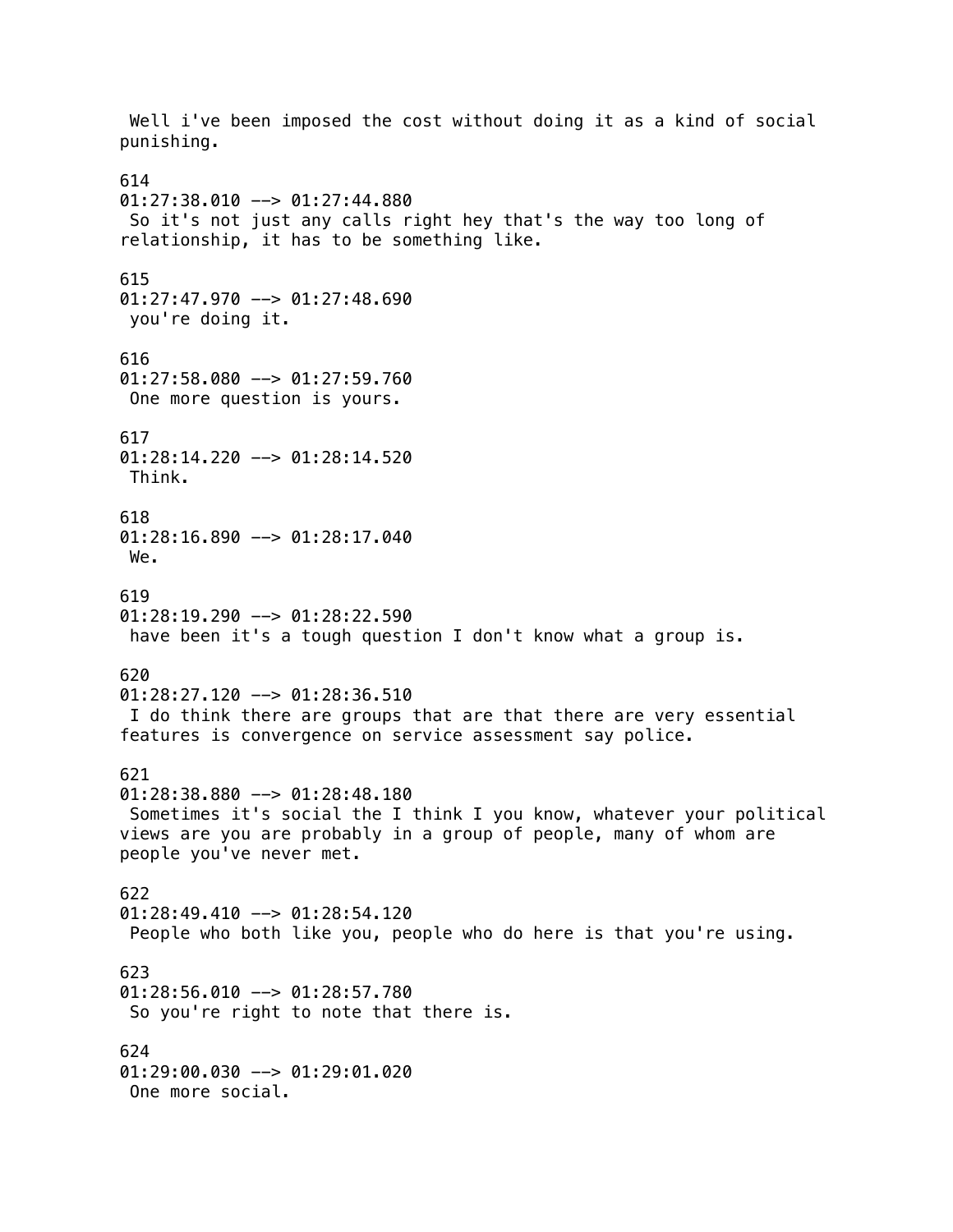Well i've been imposed the cost without doing it as a kind of social punishing.

614
01:27:38.010 --> 01:27:44.880
So it's not just any calls right hey that's the way too long of relationship, it has to be something like.

615
01:27:47.970 --> 01:27:48.690
you're doing it.

616
01:27:58.080 --> 01:27:59.760
One more question is yours.

617
01:28:14.220 --> 01:28:14.520
Think.

618
01:28:16.890 --> 01:28:17.040
We.

619
01:28:19.290 --> 01:28:22.590
have been it's a tough question I don't know what a group is.

620
01:28:27.120 --> 01:28:36.510
I do think there are groups that are that there are very essential features is convergence on service assessment say police.

621
01:28:38.880 --> 01:28:48.180
Sometimes it's social the I think I you know, whatever your political views are you are probably in a group of people, many of whom are people you've never met.

622
01:28:49.410 --> 01:28:54.120
People who both like you, people who do here is that you're using.

623
01:28:56.010 --> 01:28:57.780
So you're right to note that there is.

624
01:29:00.030 --> 01:29:01.020
One more social.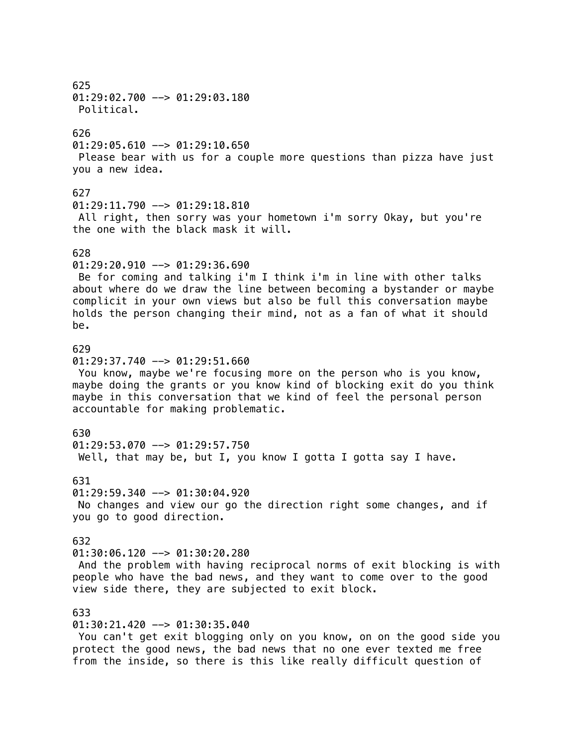625
01:29:02.700 --> 01:29:03.180
 Political.

626
01:29:05.610 --> 01:29:10.650
 Please bear with us for a couple more questions than pizza have just you a new idea.

627
01:29:11.790 --> 01:29:18.810
 All right, then sorry was your hometown i'm sorry Okay, but you're the one with the black mask it will.

628
01:29:20.910 --> 01:29:36.690
 Be for coming and talking i'm I think i'm in line with other talks about where do we draw the line between becoming a bystander or maybe complicit in your own views but also be full this conversation maybe holds the person changing their mind, not as a fan of what it should be.

629
01:29:37.740 --> 01:29:51.660
 You know, maybe we're focusing more on the person who is you know, maybe doing the grants or you know kind of blocking exit do you think maybe in this conversation that we kind of feel the personal person accountable for making problematic.

630
01:29:53.070 --> 01:29:57.750
 Well, that may be, but I, you know I gotta I gotta say I have.

631
01:29:59.340 --> 01:30:04.920
 No changes and view our go the direction right some changes, and if you go to good direction.

632
01:30:06.120 --> 01:30:20.280
 And the problem with having reciprocal norms of exit blocking is with people who have the bad news, and they want to come over to the good view side there, they are subjected to exit block.

633
01:30:21.420 --> 01:30:35.040
 You can't get exit blogging only on you know, on on the good side you protect the good news, the bad news that no one ever texted me free from the inside, so there is this like really difficult question of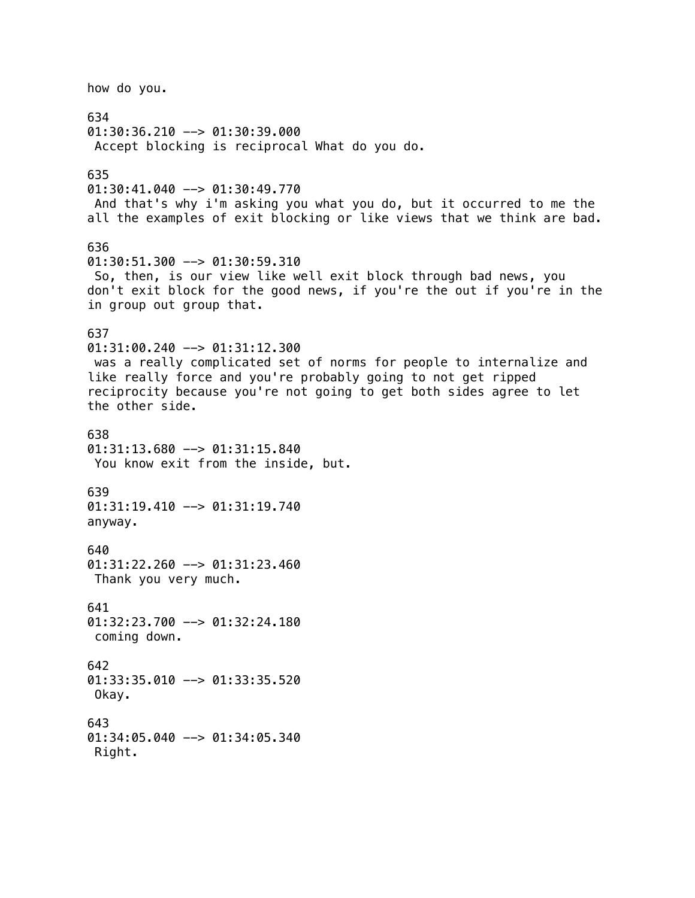how do you.

634
01:30:36.210 --> 01:30:39.000
Accept blocking is reciprocal What do you do.

635
01:30:41.040 --> 01:30:49.770
And that's why i'm asking you what you do, but it occurred to me the all the examples of exit blocking or like views that we think are bad.

636
01:30:51.300 --> 01:30:59.310
So, then, is our view like well exit block through bad news, you don't exit block for the good news, if you're the out if you're in the in group out group that.

637
01:31:00.240 --> 01:31:12.300
was a really complicated set of norms for people to internalize and like really force and you're probably going to not get ripped reciprocity because you're not going to get both sides agree to let the other side.

638
01:31:13.680 --> 01:31:15.840
You know exit from the inside, but.

639
01:31:19.410 --> 01:31:19.740
anyway.

640
01:31:22.260 --> 01:31:23.460
Thank you very much.

641
01:32:23.700 --> 01:32:24.180
coming down.

642
01:33:35.010 --> 01:33:35.520
Okay.

643
01:34:05.040 --> 01:34:05.340
Right.